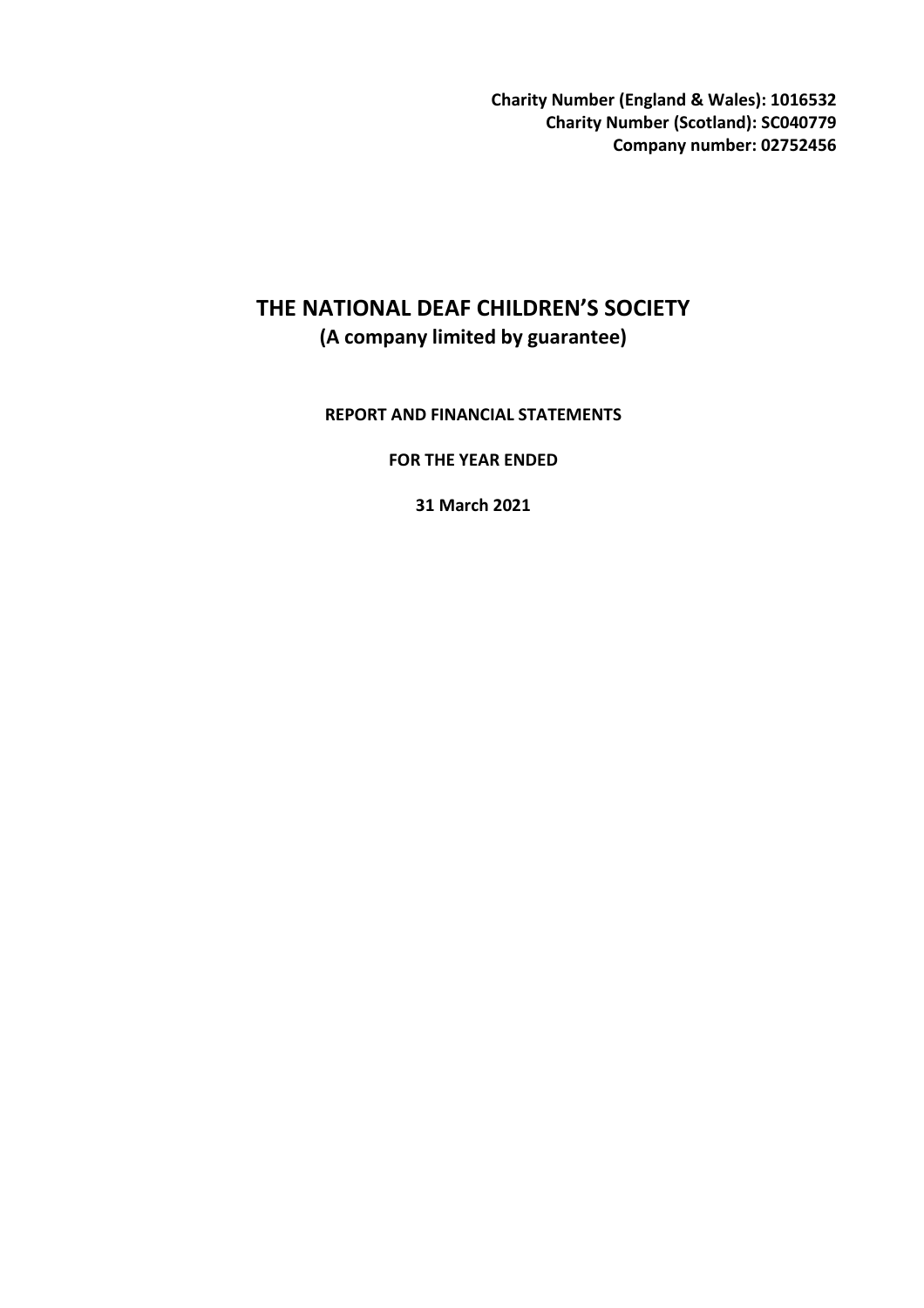**Charity Number (England & Wales): 1016532**
**Charity Number (Scotland): SC040779**
**Company number: 02752456**

# THE NATIONAL DEAF CHILDREN'S SOCIETY

## (A company limited by guarantee)

**REPORT AND FINANCIAL STATEMENTS**

**FOR THE YEAR ENDED**

**31 March 2021**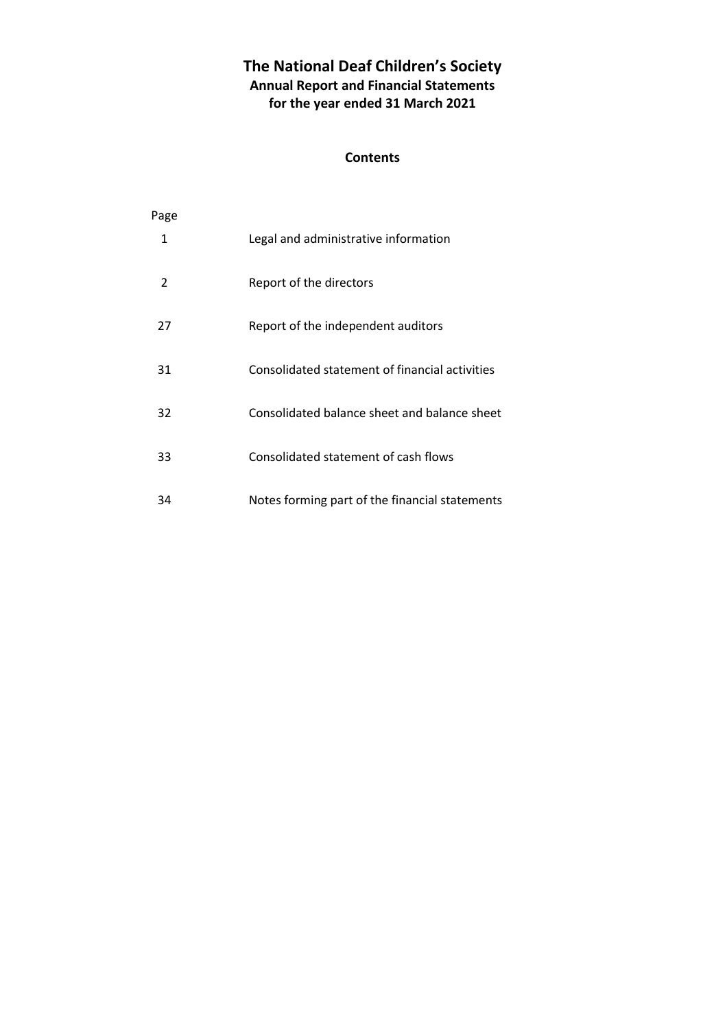# The National Deaf Children's Society

## Annual Report and Financial Statements

## for the year ended 31 March 2021

### Contents

| Page | |
|---|---|
| 1 | Legal and administrative information |
| 2 | Report of the directors |
| 27 | Report of the independent auditors |
| 31 | Consolidated statement of financial activities |
| 32 | Consolidated balance sheet and balance sheet |
| 33 | Consolidated statement of cash flows |
| 34 | Notes forming part of the financial statements |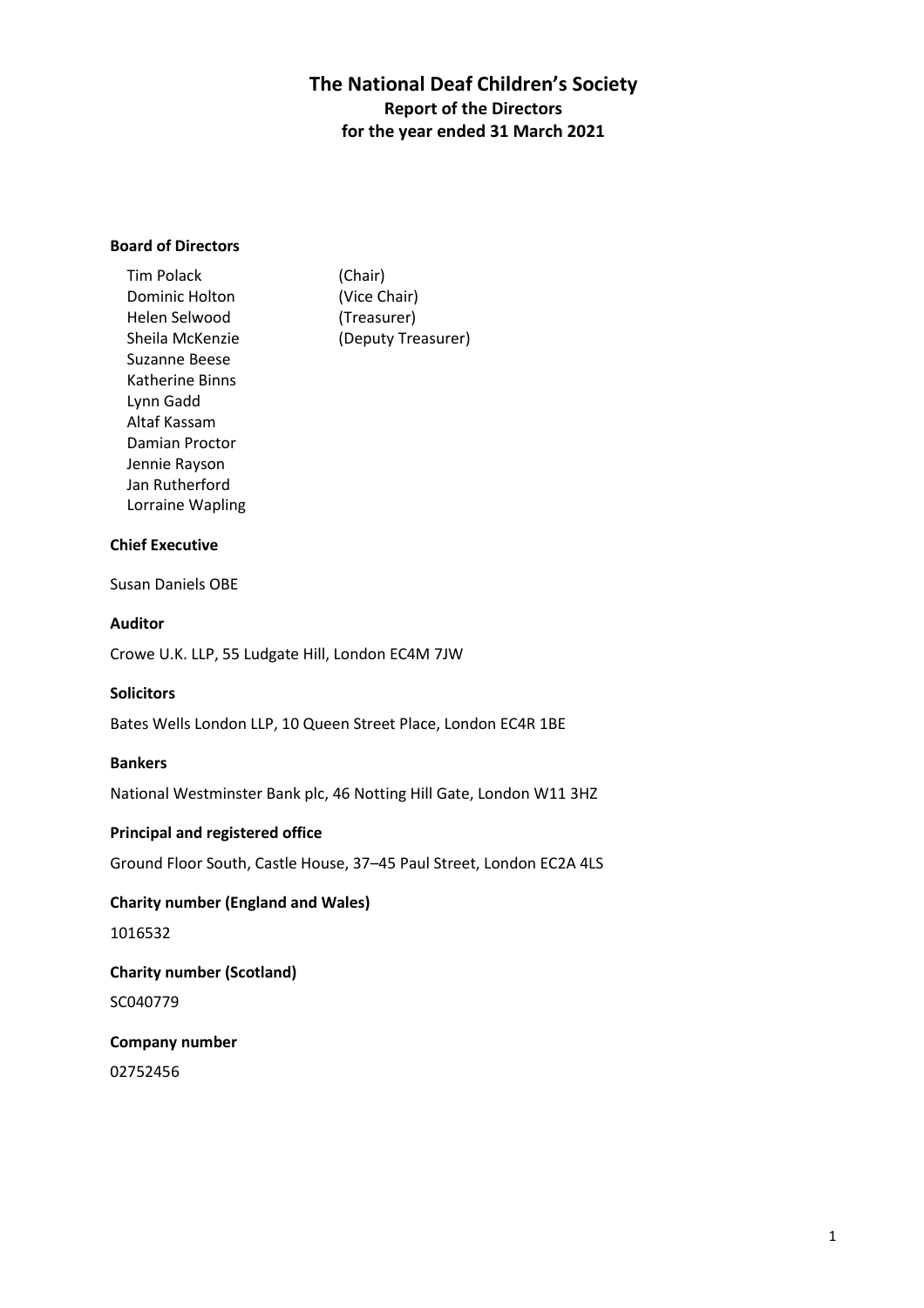# The National Deaf Children's Society

## Report of the Directors

## for the year ended 31 March 2021

### Board of Directors

Tim Polack (Chair)
Dominic Holton (Vice Chair)
Helen Selwood (Treasurer)
Sheila McKenzie (Deputy Treasurer)
Suzanne Beese
Katherine Binns
Lynn Gadd
Altaf Kassam
Damian Proctor
Jennie Rayson
Jan Rutherford
Lorraine Wapling

### Chief Executive

Susan Daniels OBE

### Auditor

Crowe U.K. LLP, 55 Ludgate Hill, London EC4M 7JW

### Solicitors

Bates Wells London LLP, 10 Queen Street Place, London EC4R 1BE

### Bankers

National Westminster Bank plc, 46 Notting Hill Gate, London W11 3HZ

### Principal and registered office

Ground Floor South, Castle House, 37–45 Paul Street, London EC2A 4LS

### Charity number (England and Wales)

1016532

### Charity number (Scotland)

SC040779

### Company number

02752456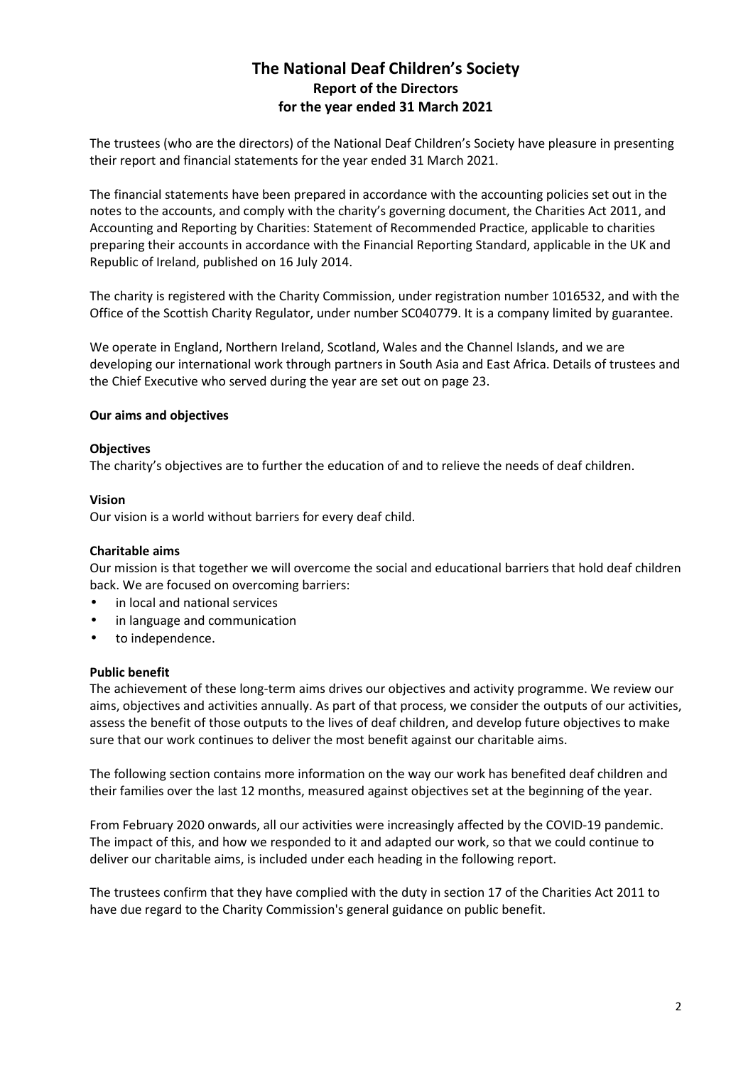# The National Deaf Children's Society

## Report of the Directors

## for the year ended 31 March 2021

The trustees (who are the directors) of the National Deaf Children's Society have pleasure in presenting their report and financial statements for the year ended 31 March 2021.

The financial statements have been prepared in accordance with the accounting policies set out in the notes to the accounts, and comply with the charity's governing document, the Charities Act 2011, and Accounting and Reporting by Charities: Statement of Recommended Practice, applicable to charities preparing their accounts in accordance with the Financial Reporting Standard, applicable in the UK and Republic of Ireland, published on 16 July 2014.

The charity is registered with the Charity Commission, under registration number 1016532, and with the Office of the Scottish Charity Regulator, under number SC040779. It is a company limited by guarantee.

We operate in England, Northern Ireland, Scotland, Wales and the Channel Islands, and we are developing our international work through partners in South Asia and East Africa. Details of trustees and the Chief Executive who served during the year are set out on page 23.

**Our aims and objectives**

**Objectives**

The charity's objectives are to further the education of and to relieve the needs of deaf children.

**Vision**

Our vision is a world without barriers for every deaf child.

**Charitable aims**

Our mission is that together we will overcome the social and educational barriers that hold deaf children back. We are focused on overcoming barriers:

- in local and national services
- in language and communication
- to independence.

**Public benefit**

The achievement of these long-term aims drives our objectives and activity programme. We review our aims, objectives and activities annually. As part of that process, we consider the outputs of our activities, assess the benefit of those outputs to the lives of deaf children, and develop future objectives to make sure that our work continues to deliver the most benefit against our charitable aims.

The following section contains more information on the way our work has benefited deaf children and their families over the last 12 months, measured against objectives set at the beginning of the year.

From February 2020 onwards, all our activities were increasingly affected by the COVID-19 pandemic. The impact of this, and how we responded to it and adapted our work, so that we could continue to deliver our charitable aims, is included under each heading in the following report.

The trustees confirm that they have complied with the duty in section 17 of the Charities Act 2011 to have due regard to the Charity Commission's general guidance on public benefit.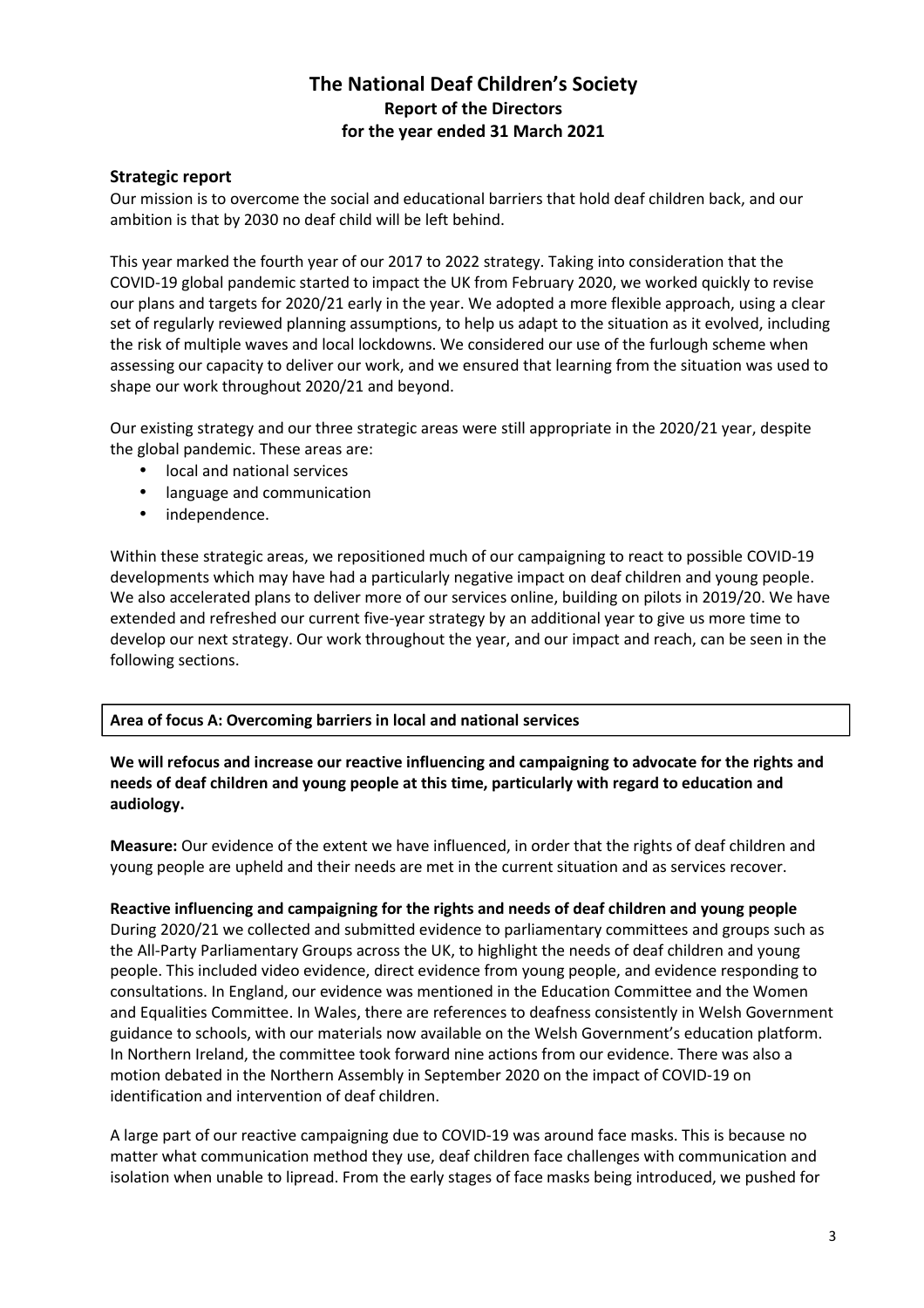# The National Deaf Children's Society

**Report of the Directors**
**for the year ended 31 March 2021**

## Strategic report

Our mission is to overcome the social and educational barriers that hold deaf children back, and our ambition is that by 2030 no deaf child will be left behind.

This year marked the fourth year of our 2017 to 2022 strategy. Taking into consideration that the COVID-19 global pandemic started to impact the UK from February 2020, we worked quickly to revise our plans and targets for 2020/21 early in the year. We adopted a more flexible approach, using a clear set of regularly reviewed planning assumptions, to help us adapt to the situation as it evolved, including the risk of multiple waves and local lockdowns. We considered our use of the furlough scheme when assessing our capacity to deliver our work, and we ensured that learning from the situation was used to shape our work throughout 2020/21 and beyond.

Our existing strategy and our three strategic areas were still appropriate in the 2020/21 year, despite the global pandemic. These areas are:

- local and national services
- language and communication
- independence.

Within these strategic areas, we repositioned much of our campaigning to react to possible COVID-19 developments which may have had a particularly negative impact on deaf children and young people. We also accelerated plans to deliver more of our services online, building on pilots in 2019/20. We have extended and refreshed our current five-year strategy by an additional year to give us more time to develop our next strategy. Our work throughout the year, and our impact and reach, can be seen in the following sections.

### Area of focus A: Overcoming barriers in local and national services

**We will refocus and increase our reactive influencing and campaigning to advocate for the rights and needs of deaf children and young people at this time, particularly with regard to education and audiology.**

**Measure:** Our evidence of the extent we have influenced, in order that the rights of deaf children and young people are upheld and their needs are met in the current situation and as services recover.

**Reactive influencing and campaigning for the rights and needs of deaf children and young people**

During 2020/21 we collected and submitted evidence to parliamentary committees and groups such as the All-Party Parliamentary Groups across the UK, to highlight the needs of deaf children and young people. This included video evidence, direct evidence from young people, and evidence responding to consultations. In England, our evidence was mentioned in the Education Committee and the Women and Equalities Committee. In Wales, there are references to deafness consistently in Welsh Government guidance to schools, with our materials now available on the Welsh Government's education platform. In Northern Ireland, the committee took forward nine actions from our evidence. There was also a motion debated in the Northern Assembly in September 2020 on the impact of COVID-19 on identification and intervention of deaf children.

A large part of our reactive campaigning due to COVID-19 was around face masks. This is because no matter what communication method they use, deaf children face challenges with communication and isolation when unable to lipread. From the early stages of face masks being introduced, we pushed for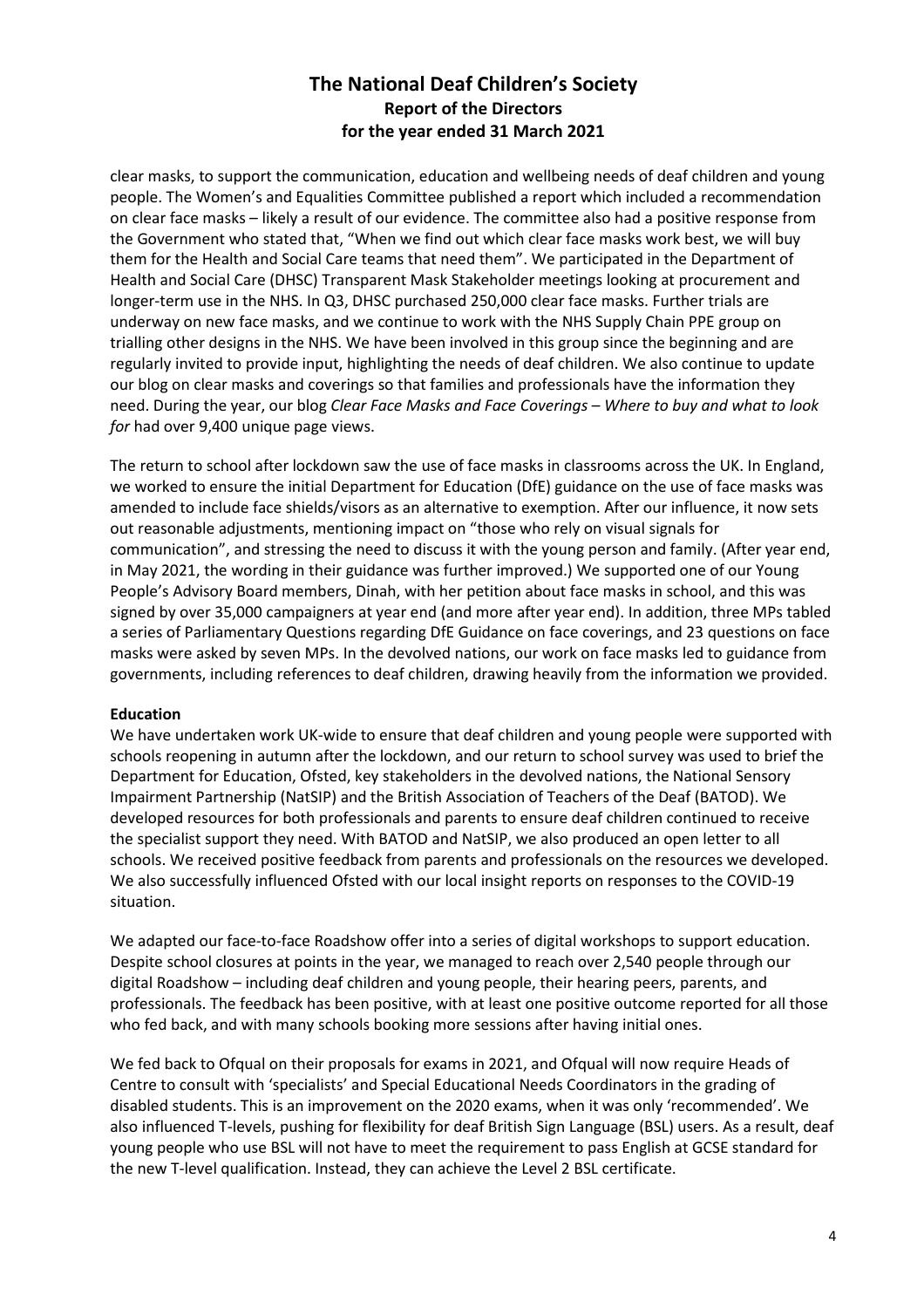clear masks, to support the communication, education and wellbeing needs of deaf children and young people. The Women's and Equalities Committee published a report which included a recommendation on clear face masks – likely a result of our evidence. The committee also had a positive response from the Government who stated that, "When we find out which clear face masks work best, we will buy them for the Health and Social Care teams that need them". We participated in the Department of Health and Social Care (DHSC) Transparent Mask Stakeholder meetings looking at procurement and longer-term use in the NHS. In Q3, DHSC purchased 250,000 clear face masks. Further trials are underway on new face masks, and we continue to work with the NHS Supply Chain PPE group on trialling other designs in the NHS. We have been involved in this group since the beginning and are regularly invited to provide input, highlighting the needs of deaf children. We also continue to update our blog on clear masks and coverings so that families and professionals have the information they need. During the year, our blog *Clear Face Masks and Face Coverings – Where to buy and what to look for* had over 9,400 unique page views.

The return to school after lockdown saw the use of face masks in classrooms across the UK. In England, we worked to ensure the initial Department for Education (DfE) guidance on the use of face masks was amended to include face shields/visors as an alternative to exemption. After our influence, it now sets out reasonable adjustments, mentioning impact on "those who rely on visual signals for communication", and stressing the need to discuss it with the young person and family. (After year end, in May 2021, the wording in their guidance was further improved.) We supported one of our Young People's Advisory Board members, Dinah, with her petition about face masks in school, and this was signed by over 35,000 campaigners at year end (and more after year end). In addition, three MPs tabled a series of Parliamentary Questions regarding DfE Guidance on face coverings, and 23 questions on face masks were asked by seven MPs. In the devolved nations, our work on face masks led to guidance from governments, including references to deaf children, drawing heavily from the information we provided.

**Education**

We have undertaken work UK-wide to ensure that deaf children and young people were supported with schools reopening in autumn after the lockdown, and our return to school survey was used to brief the Department for Education, Ofsted, key stakeholders in the devolved nations, the National Sensory Impairment Partnership (NatSIP) and the British Association of Teachers of the Deaf (BATOD). We developed resources for both professionals and parents to ensure deaf children continued to receive the specialist support they need. With BATOD and NatSIP, we also produced an open letter to all schools. We received positive feedback from parents and professionals on the resources we developed. We also successfully influenced Ofsted with our local insight reports on responses to the COVID-19 situation.

We adapted our face-to-face Roadshow offer into a series of digital workshops to support education. Despite school closures at points in the year, we managed to reach over 2,540 people through our digital Roadshow – including deaf children and young people, their hearing peers, parents, and professionals. The feedback has been positive, with at least one positive outcome reported for all those who fed back, and with many schools booking more sessions after having initial ones.

We fed back to Ofqual on their proposals for exams in 2021, and Ofqual will now require Heads of Centre to consult with 'specialists' and Special Educational Needs Coordinators in the grading of disabled students. This is an improvement on the 2020 exams, when it was only 'recommended'. We also influenced T-levels, pushing for flexibility for deaf British Sign Language (BSL) users. As a result, deaf young people who use BSL will not have to meet the requirement to pass English at GCSE standard for the new T-level qualification. Instead, they can achieve the Level 2 BSL certificate.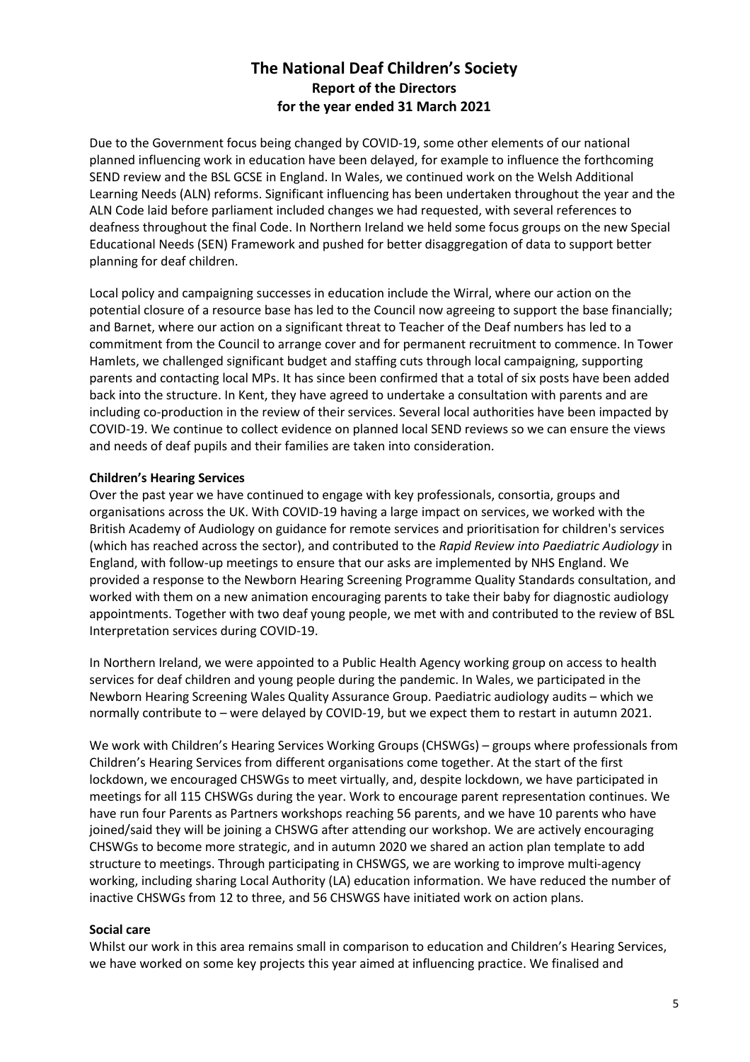Due to the Government focus being changed by COVID-19, some other elements of our national planned influencing work in education have been delayed, for example to influence the forthcoming SEND review and the BSL GCSE in England. In Wales, we continued work on the Welsh Additional Learning Needs (ALN) reforms. Significant influencing has been undertaken throughout the year and the ALN Code laid before parliament included changes we had requested, with several references to deafness throughout the final Code. In Northern Ireland we held some focus groups on the new Special Educational Needs (SEN) Framework and pushed for better disaggregation of data to support better planning for deaf children.

Local policy and campaigning successes in education include the Wirral, where our action on the potential closure of a resource base has led to the Council now agreeing to support the base financially; and Barnet, where our action on a significant threat to Teacher of the Deaf numbers has led to a commitment from the Council to arrange cover and for permanent recruitment to commence. In Tower Hamlets, we challenged significant budget and staffing cuts through local campaigning, supporting parents and contacting local MPs. It has since been confirmed that a total of six posts have been added back into the structure. In Kent, they have agreed to undertake a consultation with parents and are including co-production in the review of their services. Several local authorities have been impacted by COVID-19. We continue to collect evidence on planned local SEND reviews so we can ensure the views and needs of deaf pupils and their families are taken into consideration.

**Children's Hearing Services**

Over the past year we have continued to engage with key professionals, consortia, groups and organisations across the UK. With COVID-19 having a large impact on services, we worked with the British Academy of Audiology on guidance for remote services and prioritisation for children's services (which has reached across the sector), and contributed to the *Rapid Review into Paediatric Audiology* in England, with follow-up meetings to ensure that our asks are implemented by NHS England. We provided a response to the Newborn Hearing Screening Programme Quality Standards consultation, and worked with them on a new animation encouraging parents to take their baby for diagnostic audiology appointments. Together with two deaf young people, we met with and contributed to the review of BSL Interpretation services during COVID-19.

In Northern Ireland, we were appointed to a Public Health Agency working group on access to health services for deaf children and young people during the pandemic. In Wales, we participated in the Newborn Hearing Screening Wales Quality Assurance Group. Paediatric audiology audits – which we normally contribute to – were delayed by COVID-19, but we expect them to restart in autumn 2021.

We work with Children's Hearing Services Working Groups (CHSWGs) – groups where professionals from Children's Hearing Services from different organisations come together. At the start of the first lockdown, we encouraged CHSWGs to meet virtually, and, despite lockdown, we have participated in meetings for all 115 CHSWGs during the year. Work to encourage parent representation continues. We have run four Parents as Partners workshops reaching 56 parents, and we have 10 parents who have joined/said they will be joining a CHSWG after attending our workshop. We are actively encouraging CHSWGs to become more strategic, and in autumn 2020 we shared an action plan template to add structure to meetings. Through participating in CHSWGS, we are working to improve multi-agency working, including sharing Local Authority (LA) education information. We have reduced the number of inactive CHSWGs from 12 to three, and 56 CHSWGS have initiated work on action plans.

**Social care**

Whilst our work in this area remains small in comparison to education and Children's Hearing Services, we have worked on some key projects this year aimed at influencing practice. We finalised and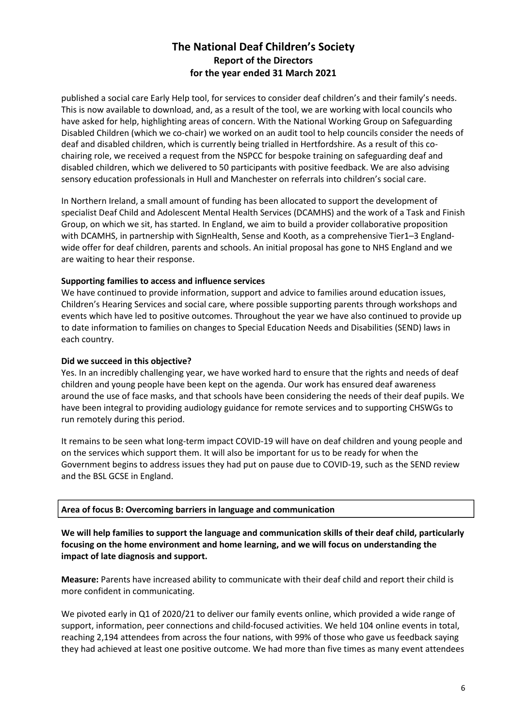published a social care Early Help tool, for services to consider deaf children's and their family's needs. This is now available to download, and, as a result of the tool, we are working with local councils who have asked for help, highlighting areas of concern. With the National Working Group on Safeguarding Disabled Children (which we co-chair) we worked on an audit tool to help councils consider the needs of deaf and disabled children, which is currently being trialled in Hertfordshire. As a result of this co-chairing role, we received a request from the NSPCC for bespoke training on safeguarding deaf and disabled children, which we delivered to 50 participants with positive feedback. We are also advising sensory education professionals in Hull and Manchester on referrals into children's social care.

In Northern Ireland, a small amount of funding has been allocated to support the development of specialist Deaf Child and Adolescent Mental Health Services (DCAMHS) and the work of a Task and Finish Group, on which we sit, has started. In England, we aim to build a provider collaborative proposition with DCAMHS, in partnership with SignHealth, Sense and Kooth, as a comprehensive Tier1–3 England-wide offer for deaf children, parents and schools. An initial proposal has gone to NHS England and we are waiting to hear their response.

**Supporting families to access and influence services**

We have continued to provide information, support and advice to families around education issues, Children's Hearing Services and social care, where possible supporting parents through workshops and events which have led to positive outcomes. Throughout the year we have also continued to provide up to date information to families on changes to Special Education Needs and Disabilities (SEND) laws in each country.

**Did we succeed in this objective?**

Yes. In an incredibly challenging year, we have worked hard to ensure that the rights and needs of deaf children and young people have been kept on the agenda. Our work has ensured deaf awareness around the use of face masks, and that schools have been considering the needs of their deaf pupils. We have been integral to providing audiology guidance for remote services and to supporting CHSWGs to run remotely during this period.

It remains to be seen what long-term impact COVID-19 will have on deaf children and young people and on the services which support them. It will also be important for us to be ready for when the Government begins to address issues they had put on pause due to COVID-19, such as the SEND review and the BSL GCSE in England.

**Area of focus B: Overcoming barriers in language and communication**

**We will help families to support the language and communication skills of their deaf child, particularly focusing on the home environment and home learning, and we will focus on understanding the impact of late diagnosis and support.**

**Measure:** Parents have increased ability to communicate with their deaf child and report their child is more confident in communicating.

We pivoted early in Q1 of 2020/21 to deliver our family events online, which provided a wide range of support, information, peer connections and child-focused activities. We held 104 online events in total, reaching 2,194 attendees from across the four nations, with 99% of those who gave us feedback saying they had achieved at least one positive outcome. We had more than five times as many event attendees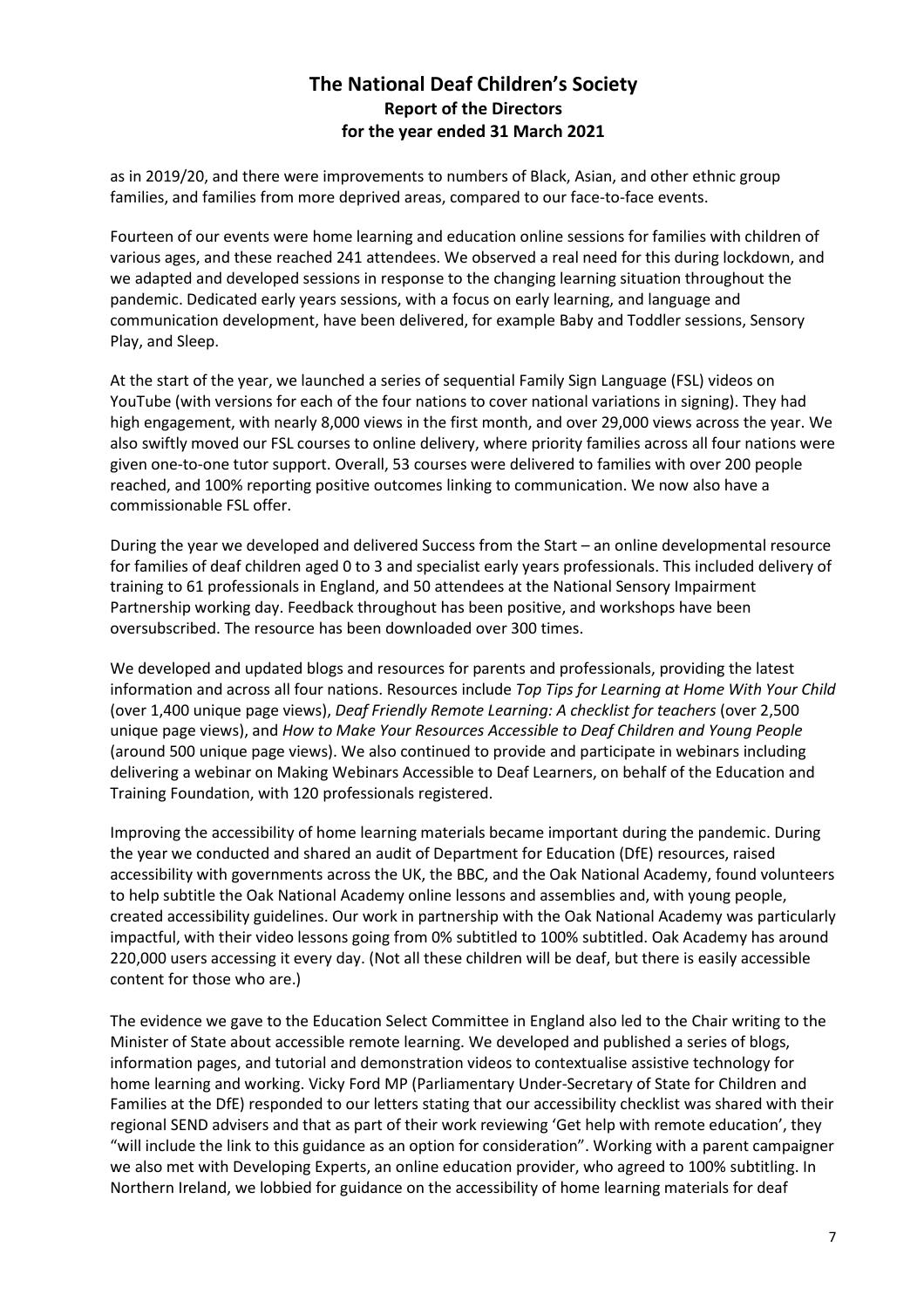as in 2019/20, and there were improvements to numbers of Black, Asian, and other ethnic group families, and families from more deprived areas, compared to our face-to-face events.

Fourteen of our events were home learning and education online sessions for families with children of various ages, and these reached 241 attendees. We observed a real need for this during lockdown, and we adapted and developed sessions in response to the changing learning situation throughout the pandemic. Dedicated early years sessions, with a focus on early learning, and language and communication development, have been delivered, for example Baby and Toddler sessions, Sensory Play, and Sleep.

At the start of the year, we launched a series of sequential Family Sign Language (FSL) videos on YouTube (with versions for each of the four nations to cover national variations in signing). They had high engagement, with nearly 8,000 views in the first month, and over 29,000 views across the year. We also swiftly moved our FSL courses to online delivery, where priority families across all four nations were given one-to-one tutor support. Overall, 53 courses were delivered to families with over 200 people reached, and 100% reporting positive outcomes linking to communication. We now also have a commissionable FSL offer.

During the year we developed and delivered Success from the Start – an online developmental resource for families of deaf children aged 0 to 3 and specialist early years professionals. This included delivery of training to 61 professionals in England, and 50 attendees at the National Sensory Impairment Partnership working day. Feedback throughout has been positive, and workshops have been oversubscribed. The resource has been downloaded over 300 times.

We developed and updated blogs and resources for parents and professionals, providing the latest information and across all four nations. Resources include *Top Tips for Learning at Home With Your Child* (over 1,400 unique page views), *Deaf Friendly Remote Learning: A checklist for teachers* (over 2,500 unique page views), and *How to Make Your Resources Accessible to Deaf Children and Young People* (around 500 unique page views). We also continued to provide and participate in webinars including delivering a webinar on Making Webinars Accessible to Deaf Learners, on behalf of the Education and Training Foundation, with 120 professionals registered.

Improving the accessibility of home learning materials became important during the pandemic. During the year we conducted and shared an audit of Department for Education (DfE) resources, raised accessibility with governments across the UK, the BBC, and the Oak National Academy, found volunteers to help subtitle the Oak National Academy online lessons and assemblies and, with young people, created accessibility guidelines. Our work in partnership with the Oak National Academy was particularly impactful, with their video lessons going from 0% subtitled to 100% subtitled. Oak Academy has around 220,000 users accessing it every day. (Not all these children will be deaf, but there is easily accessible content for those who are.)

The evidence we gave to the Education Select Committee in England also led to the Chair writing to the Minister of State about accessible remote learning. We developed and published a series of blogs, information pages, and tutorial and demonstration videos to contextualise assistive technology for home learning and working. Vicky Ford MP (Parliamentary Under-Secretary of State for Children and Families at the DfE) responded to our letters stating that our accessibility checklist was shared with their regional SEND advisers and that as part of their work reviewing 'Get help with remote education', they "will include the link to this guidance as an option for consideration". Working with a parent campaigner we also met with Developing Experts, an online education provider, who agreed to 100% subtitling. In Northern Ireland, we lobbied for guidance on the accessibility of home learning materials for deaf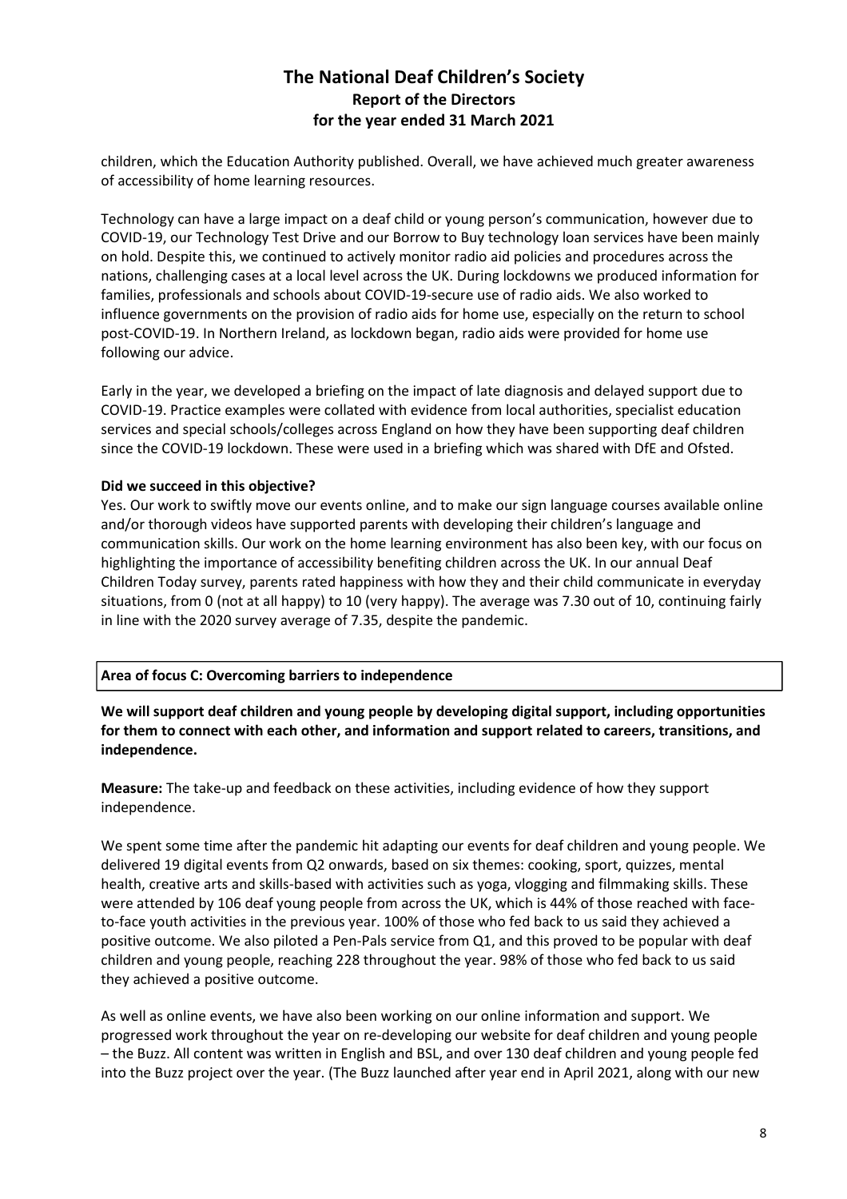children, which the Education Authority published. Overall, we have achieved much greater awareness of accessibility of home learning resources.

Technology can have a large impact on a deaf child or young person's communication, however due to COVID-19, our Technology Test Drive and our Borrow to Buy technology loan services have been mainly on hold. Despite this, we continued to actively monitor radio aid policies and procedures across the nations, challenging cases at a local level across the UK. During lockdowns we produced information for families, professionals and schools about COVID-19-secure use of radio aids. We also worked to influence governments on the provision of radio aids for home use, especially on the return to school post-COVID-19. In Northern Ireland, as lockdown began, radio aids were provided for home use following our advice.

Early in the year, we developed a briefing on the impact of late diagnosis and delayed support due to COVID-19. Practice examples were collated with evidence from local authorities, specialist education services and special schools/colleges across England on how they have been supporting deaf children since the COVID-19 lockdown. These were used in a briefing which was shared with DfE and Ofsted.

**Did we succeed in this objective?**

Yes. Our work to swiftly move our events online, and to make our sign language courses available online and/or thorough videos have supported parents with developing their children's language and communication skills. Our work on the home learning environment has also been key, with our focus on highlighting the importance of accessibility benefiting children across the UK. In our annual Deaf Children Today survey, parents rated happiness with how they and their child communicate in everyday situations, from 0 (not at all happy) to 10 (very happy). The average was 7.30 out of 10, continuing fairly in line with the 2020 survey average of 7.35, despite the pandemic.

**Area of focus C: Overcoming barriers to independence**

**We will support deaf children and young people by developing digital support, including opportunities for them to connect with each other, and information and support related to careers, transitions, and independence.**

**Measure:** The take-up and feedback on these activities, including evidence of how they support independence.

We spent some time after the pandemic hit adapting our events for deaf children and young people. We delivered 19 digital events from Q2 onwards, based on six themes: cooking, sport, quizzes, mental health, creative arts and skills-based with activities such as yoga, vlogging and filmmaking skills. These were attended by 106 deaf young people from across the UK, which is 44% of those reached with face-to-face youth activities in the previous year. 100% of those who fed back to us said they achieved a positive outcome. We also piloted a Pen-Pals service from Q1, and this proved to be popular with deaf children and young people, reaching 228 throughout the year. 98% of those who fed back to us said they achieved a positive outcome.

As well as online events, we have also been working on our online information and support. We progressed work throughout the year on re-developing our website for deaf children and young people – the Buzz. All content was written in English and BSL, and over 130 deaf children and young people fed into the Buzz project over the year. (The Buzz launched after year end in April 2021, along with our new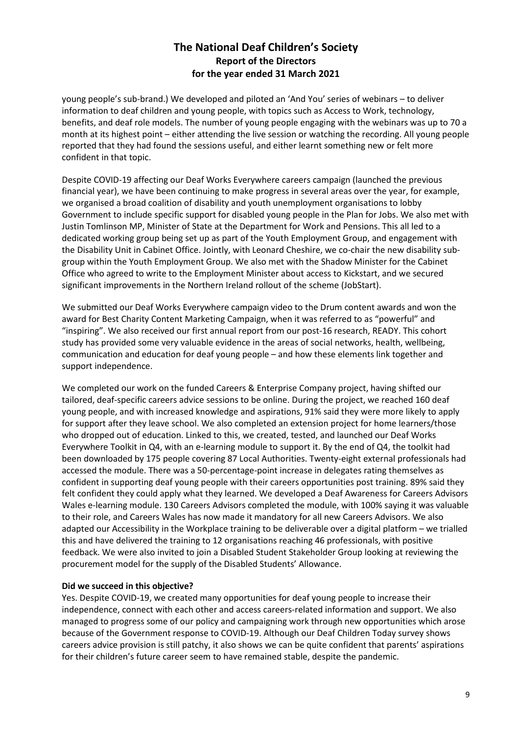young people's sub-brand.) We developed and piloted an 'And You' series of webinars – to deliver information to deaf children and young people, with topics such as Access to Work, technology, benefits, and deaf role models. The number of young people engaging with the webinars was up to 70 a month at its highest point – either attending the live session or watching the recording. All young people reported that they had found the sessions useful, and either learnt something new or felt more confident in that topic.

Despite COVID-19 affecting our Deaf Works Everywhere careers campaign (launched the previous financial year), we have been continuing to make progress in several areas over the year, for example, we organised a broad coalition of disability and youth unemployment organisations to lobby Government to include specific support for disabled young people in the Plan for Jobs. We also met with Justin Tomlinson MP, Minister of State at the Department for Work and Pensions. This all led to a dedicated working group being set up as part of the Youth Employment Group, and engagement with the Disability Unit in Cabinet Office. Jointly, with Leonard Cheshire, we co-chair the new disability sub-group within the Youth Employment Group. We also met with the Shadow Minister for the Cabinet Office who agreed to write to the Employment Minister about access to Kickstart, and we secured significant improvements in the Northern Ireland rollout of the scheme (JobStart).

We submitted our Deaf Works Everywhere campaign video to the Drum content awards and won the award for Best Charity Content Marketing Campaign, when it was referred to as "powerful" and "inspiring". We also received our first annual report from our post-16 research, READY. This cohort study has provided some very valuable evidence in the areas of social networks, health, wellbeing, communication and education for deaf young people – and how these elements link together and support independence.

We completed our work on the funded Careers & Enterprise Company project, having shifted our tailored, deaf-specific careers advice sessions to be online. During the project, we reached 160 deaf young people, and with increased knowledge and aspirations, 91% said they were more likely to apply for support after they leave school. We also completed an extension project for home learners/those who dropped out of education. Linked to this, we created, tested, and launched our Deaf Works Everywhere Toolkit in Q4, with an e-learning module to support it. By the end of Q4, the toolkit had been downloaded by 175 people covering 87 Local Authorities. Twenty-eight external professionals had accessed the module. There was a 50-percentage-point increase in delegates rating themselves as confident in supporting deaf young people with their careers opportunities post training. 89% said they felt confident they could apply what they learned. We developed a Deaf Awareness for Careers Advisors Wales e-learning module. 130 Careers Advisors completed the module, with 100% saying it was valuable to their role, and Careers Wales has now made it mandatory for all new Careers Advisors. We also adapted our Accessibility in the Workplace training to be deliverable over a digital platform – we trialled this and have delivered the training to 12 organisations reaching 46 professionals, with positive feedback. We were also invited to join a Disabled Student Stakeholder Group looking at reviewing the procurement model for the supply of the Disabled Students' Allowance.

**Did we succeed in this objective?**

Yes. Despite COVID-19, we created many opportunities for deaf young people to increase their independence, connect with each other and access careers-related information and support. We also managed to progress some of our policy and campaigning work through new opportunities which arose because of the Government response to COVID-19. Although our Deaf Children Today survey shows careers advice provision is still patchy, it also shows we can be quite confident that parents' aspirations for their children's future career seem to have remained stable, despite the pandemic.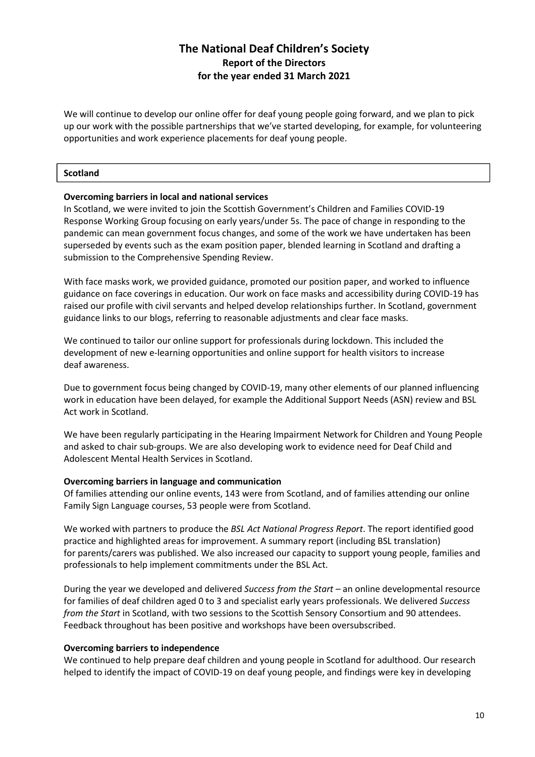We will continue to develop our online offer for deaf young people going forward, and we plan to pick up our work with the possible partnerships that we've started developing, for example, for volunteering opportunities and work experience placements for deaf young people.

## Scotland

**Overcoming barriers in local and national services**

In Scotland, we were invited to join the Scottish Government's Children and Families COVID-19 Response Working Group focusing on early years/under 5s. The pace of change in responding to the pandemic can mean government focus changes, and some of the work we have undertaken has been superseded by events such as the exam position paper, blended learning in Scotland and drafting a submission to the Comprehensive Spending Review.

With face masks work, we provided guidance, promoted our position paper, and worked to influence guidance on face coverings in education. Our work on face masks and accessibility during COVID-19 has raised our profile with civil servants and helped develop relationships further. In Scotland, government guidance links to our blogs, referring to reasonable adjustments and clear face masks.

We continued to tailor our online support for professionals during lockdown. This included the development of new e-learning opportunities and online support for health visitors to increase deaf awareness.

Due to government focus being changed by COVID-19, many other elements of our planned influencing work in education have been delayed, for example the Additional Support Needs (ASN) review and BSL Act work in Scotland.

We have been regularly participating in the Hearing Impairment Network for Children and Young People and asked to chair sub-groups. We are also developing work to evidence need for Deaf Child and Adolescent Mental Health Services in Scotland.

**Overcoming barriers in language and communication**

Of families attending our online events, 143 were from Scotland, and of families attending our online Family Sign Language courses, 53 people were from Scotland.

We worked with partners to produce the *BSL Act National Progress Report*. The report identified good practice and highlighted areas for improvement. A summary report (including BSL translation) for parents/carers was published. We also increased our capacity to support young people, families and professionals to help implement commitments under the BSL Act.

During the year we developed and delivered *Success from the Start* – an online developmental resource for families of deaf children aged 0 to 3 and specialist early years professionals. We delivered *Success from the Start* in Scotland, with two sessions to the Scottish Sensory Consortium and 90 attendees. Feedback throughout has been positive and workshops have been oversubscribed.

**Overcoming barriers to independence**

We continued to help prepare deaf children and young people in Scotland for adulthood. Our research helped to identify the impact of COVID-19 on deaf young people, and findings were key in developing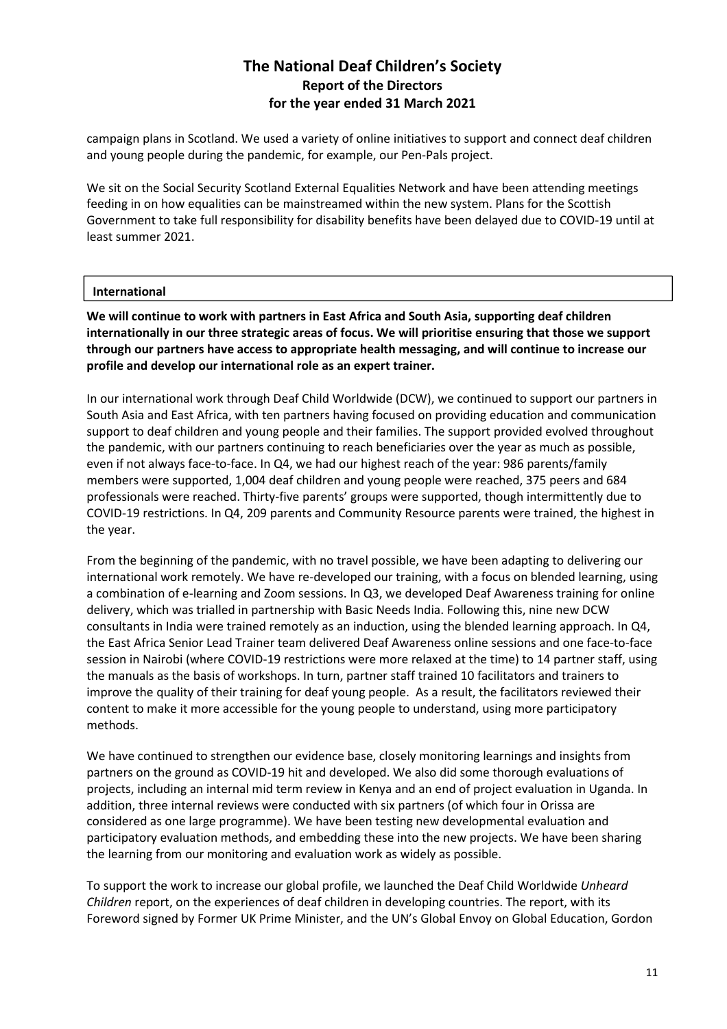campaign plans in Scotland. We used a variety of online initiatives to support and connect deaf children and young people during the pandemic, for example, our Pen-Pals project.

We sit on the Social Security Scotland External Equalities Network and have been attending meetings feeding in on how equalities can be mainstreamed within the new system. Plans for the Scottish Government to take full responsibility for disability benefits have been delayed due to COVID-19 until at least summer 2021.

## International

**We will continue to work with partners in East Africa and South Asia, supporting deaf children internationally in our three strategic areas of focus. We will prioritise ensuring that those we support through our partners have access to appropriate health messaging, and will continue to increase our profile and develop our international role as an expert trainer.**

In our international work through Deaf Child Worldwide (DCW), we continued to support our partners in South Asia and East Africa, with ten partners having focused on providing education and communication support to deaf children and young people and their families. The support provided evolved throughout the pandemic, with our partners continuing to reach beneficiaries over the year as much as possible, even if not always face-to-face. In Q4, we had our highest reach of the year: 986 parents/family members were supported, 1,004 deaf children and young people were reached, 375 peers and 684 professionals were reached. Thirty-five parents' groups were supported, though intermittently due to COVID-19 restrictions. In Q4, 209 parents and Community Resource parents were trained, the highest in the year.

From the beginning of the pandemic, with no travel possible, we have been adapting to delivering our international work remotely. We have re-developed our training, with a focus on blended learning, using a combination of e-learning and Zoom sessions. In Q3, we developed Deaf Awareness training for online delivery, which was trialled in partnership with Basic Needs India. Following this, nine new DCW consultants in India were trained remotely as an induction, using the blended learning approach. In Q4, the East Africa Senior Lead Trainer team delivered Deaf Awareness online sessions and one face-to-face session in Nairobi (where COVID-19 restrictions were more relaxed at the time) to 14 partner staff, using the manuals as the basis of workshops. In turn, partner staff trained 10 facilitators and trainers to improve the quality of their training for deaf young people. As a result, the facilitators reviewed their content to make it more accessible for the young people to understand, using more participatory methods.

We have continued to strengthen our evidence base, closely monitoring learnings and insights from partners on the ground as COVID-19 hit and developed. We also did some thorough evaluations of projects, including an internal mid term review in Kenya and an end of project evaluation in Uganda. In addition, three internal reviews were conducted with six partners (of which four in Orissa are considered as one large programme). We have been testing new developmental evaluation and participatory evaluation methods, and embedding these into the new projects. We have been sharing the learning from our monitoring and evaluation work as widely as possible.

To support the work to increase our global profile, we launched the Deaf Child Worldwide *Unheard Children* report, on the experiences of deaf children in developing countries. The report, with its Foreword signed by Former UK Prime Minister, and the UN's Global Envoy on Global Education, Gordon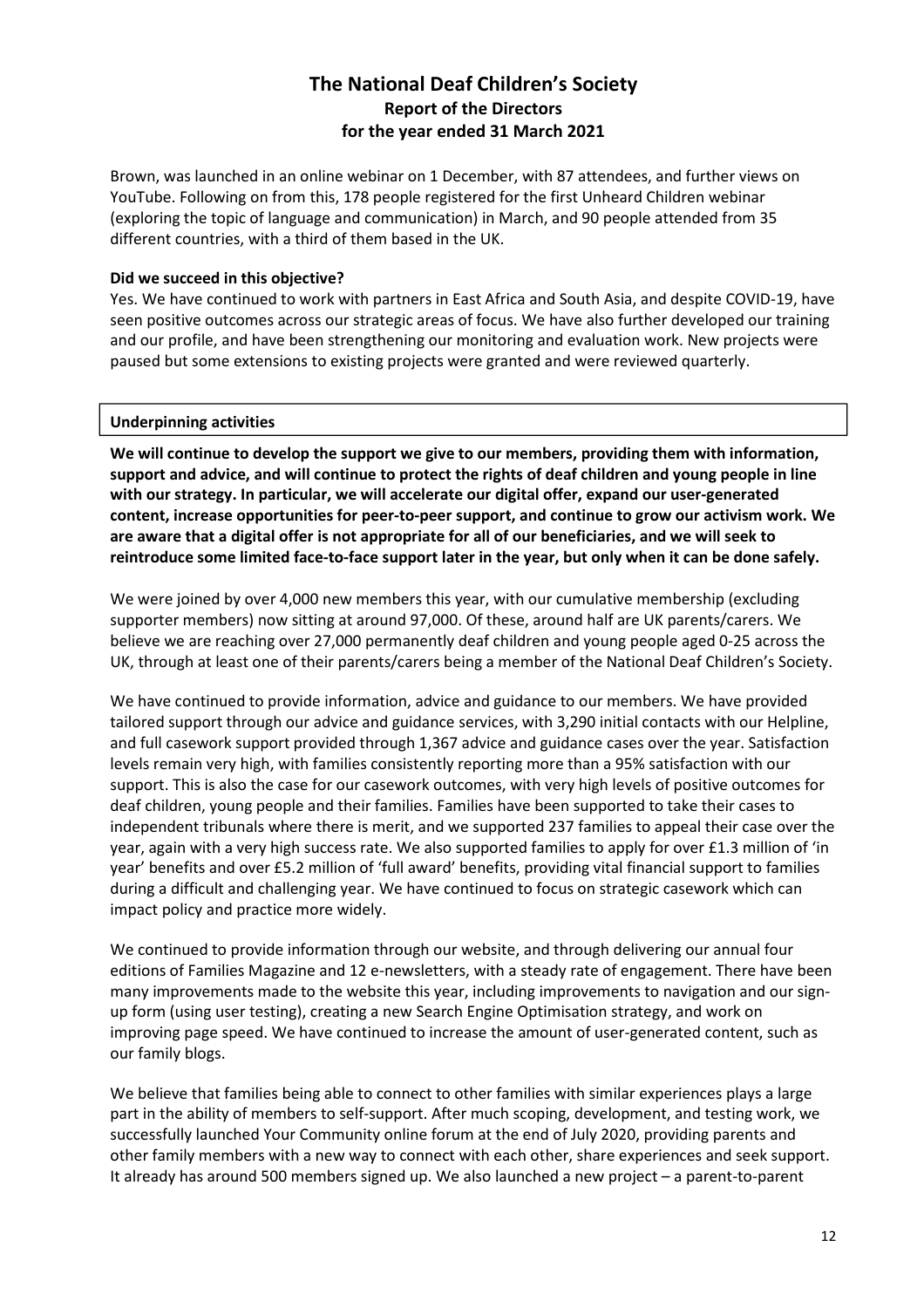Brown, was launched in an online webinar on 1 December, with 87 attendees, and further views on YouTube. Following on from this, 178 people registered for the first Unheard Children webinar (exploring the topic of language and communication) in March, and 90 people attended from 35 different countries, with a third of them based in the UK.

**Did we succeed in this objective?**

Yes. We have continued to work with partners in East Africa and South Asia, and despite COVID-19, have seen positive outcomes across our strategic areas of focus. We have also further developed our training and our profile, and have been strengthening our monitoring and evaluation work. New projects were paused but some extensions to existing projects were granted and were reviewed quarterly.

**Underpinning activities**

**We will continue to develop the support we give to our members, providing them with information, support and advice, and will continue to protect the rights of deaf children and young people in line with our strategy. In particular, we will accelerate our digital offer, expand our user-generated content, increase opportunities for peer-to-peer support, and continue to grow our activism work. We are aware that a digital offer is not appropriate for all of our beneficiaries, and we will seek to reintroduce some limited face-to-face support later in the year, but only when it can be done safely.**

We were joined by over 4,000 new members this year, with our cumulative membership (excluding supporter members) now sitting at around 97,000. Of these, around half are UK parents/carers. We believe we are reaching over 27,000 permanently deaf children and young people aged 0-25 across the UK, through at least one of their parents/carers being a member of the National Deaf Children's Society.

We have continued to provide information, advice and guidance to our members. We have provided tailored support through our advice and guidance services, with 3,290 initial contacts with our Helpline, and full casework support provided through 1,367 advice and guidance cases over the year. Satisfaction levels remain very high, with families consistently reporting more than a 95% satisfaction with our support. This is also the case for our casework outcomes, with very high levels of positive outcomes for deaf children, young people and their families. Families have been supported to take their cases to independent tribunals where there is merit, and we supported 237 families to appeal their case over the year, again with a very high success rate. We also supported families to apply for over £1.3 million of 'in year' benefits and over £5.2 million of 'full award' benefits, providing vital financial support to families during a difficult and challenging year. We have continued to focus on strategic casework which can impact policy and practice more widely.

We continued to provide information through our website, and through delivering our annual four editions of Families Magazine and 12 e-newsletters, with a steady rate of engagement. There have been many improvements made to the website this year, including improvements to navigation and our sign-up form (using user testing), creating a new Search Engine Optimisation strategy, and work on improving page speed. We have continued to increase the amount of user-generated content, such as our family blogs.

We believe that families being able to connect to other families with similar experiences plays a large part in the ability of members to self-support. After much scoping, development, and testing work, we successfully launched Your Community online forum at the end of July 2020, providing parents and other family members with a new way to connect with each other, share experiences and seek support. It already has around 500 members signed up. We also launched a new project – a parent-to-parent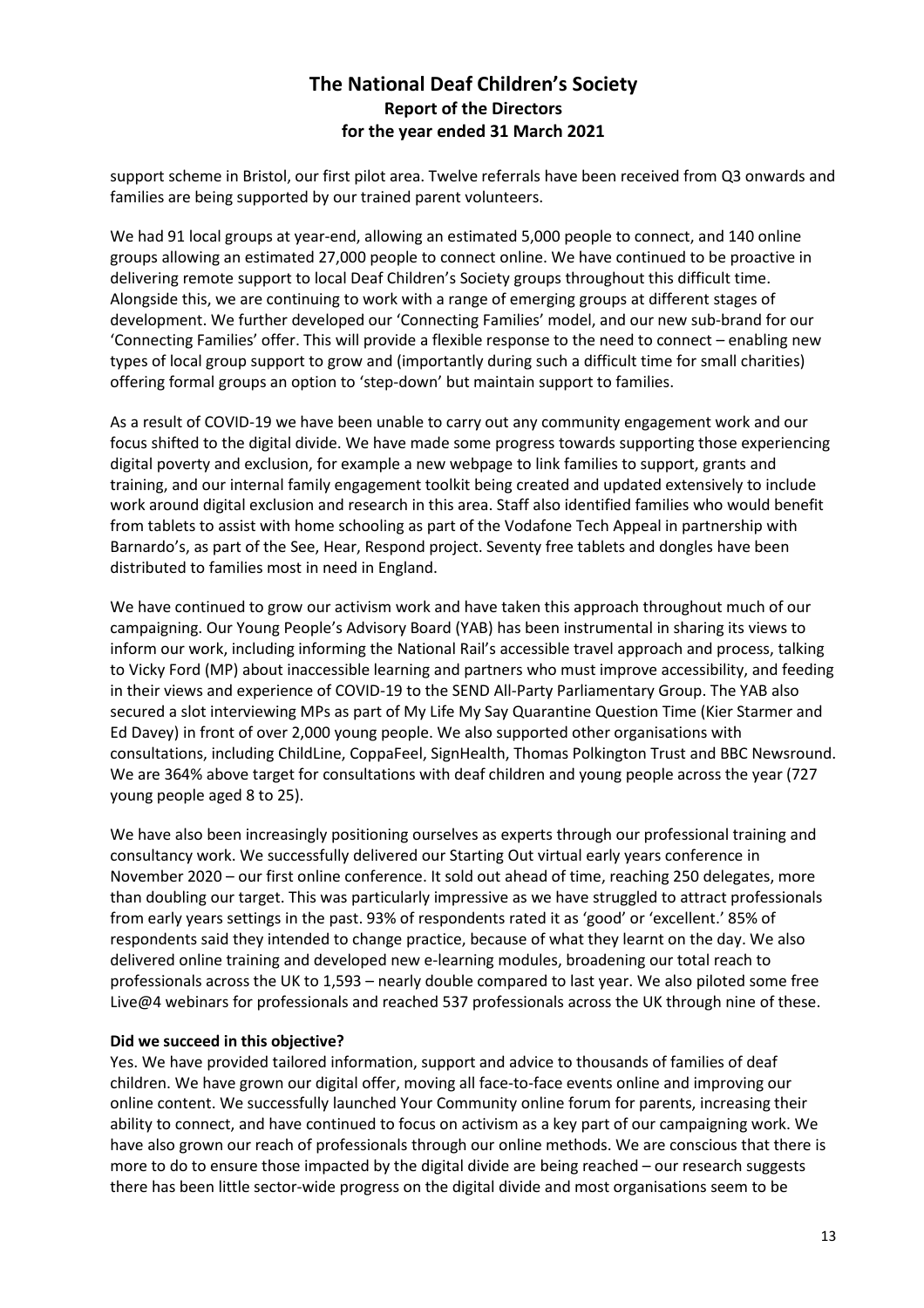support scheme in Bristol, our first pilot area. Twelve referrals have been received from Q3 onwards and families are being supported by our trained parent volunteers.

We had 91 local groups at year-end, allowing an estimated 5,000 people to connect, and 140 online groups allowing an estimated 27,000 people to connect online. We have continued to be proactive in delivering remote support to local Deaf Children's Society groups throughout this difficult time. Alongside this, we are continuing to work with a range of emerging groups at different stages of development. We further developed our 'Connecting Families' model, and our new sub-brand for our 'Connecting Families' offer. This will provide a flexible response to the need to connect – enabling new types of local group support to grow and (importantly during such a difficult time for small charities) offering formal groups an option to 'step-down' but maintain support to families.

As a result of COVID-19 we have been unable to carry out any community engagement work and our focus shifted to the digital divide. We have made some progress towards supporting those experiencing digital poverty and exclusion, for example a new webpage to link families to support, grants and training, and our internal family engagement toolkit being created and updated extensively to include work around digital exclusion and research in this area. Staff also identified families who would benefit from tablets to assist with home schooling as part of the Vodafone Tech Appeal in partnership with Barnardo's, as part of the See, Hear, Respond project. Seventy free tablets and dongles have been distributed to families most in need in England.

We have continued to grow our activism work and have taken this approach throughout much of our campaigning. Our Young People's Advisory Board (YAB) has been instrumental in sharing its views to inform our work, including informing the National Rail's accessible travel approach and process, talking to Vicky Ford (MP) about inaccessible learning and partners who must improve accessibility, and feeding in their views and experience of COVID-19 to the SEND All-Party Parliamentary Group. The YAB also secured a slot interviewing MPs as part of My Life My Say Quarantine Question Time (Kier Starmer and Ed Davey) in front of over 2,000 young people. We also supported other organisations with consultations, including ChildLine, CoppaFeel, SignHealth, Thomas Polkington Trust and BBC Newsround. We are 364% above target for consultations with deaf children and young people across the year (727 young people aged 8 to 25).

We have also been increasingly positioning ourselves as experts through our professional training and consultancy work. We successfully delivered our Starting Out virtual early years conference in November 2020 – our first online conference. It sold out ahead of time, reaching 250 delegates, more than doubling our target. This was particularly impressive as we have struggled to attract professionals from early years settings in the past. 93% of respondents rated it as 'good' or 'excellent.' 85% of respondents said they intended to change practice, because of what they learnt on the day. We also delivered online training and developed new e-learning modules, broadening our total reach to professionals across the UK to 1,593 – nearly double compared to last year. We also piloted some free Live@4 webinars for professionals and reached 537 professionals across the UK through nine of these.

**Did we succeed in this objective?**

Yes. We have provided tailored information, support and advice to thousands of families of deaf children. We have grown our digital offer, moving all face-to-face events online and improving our online content. We successfully launched Your Community online forum for parents, increasing their ability to connect, and have continued to focus on activism as a key part of our campaigning work. We have also grown our reach of professionals through our online methods. We are conscious that there is more to do to ensure those impacted by the digital divide are being reached – our research suggests there has been little sector-wide progress on the digital divide and most organisations seem to be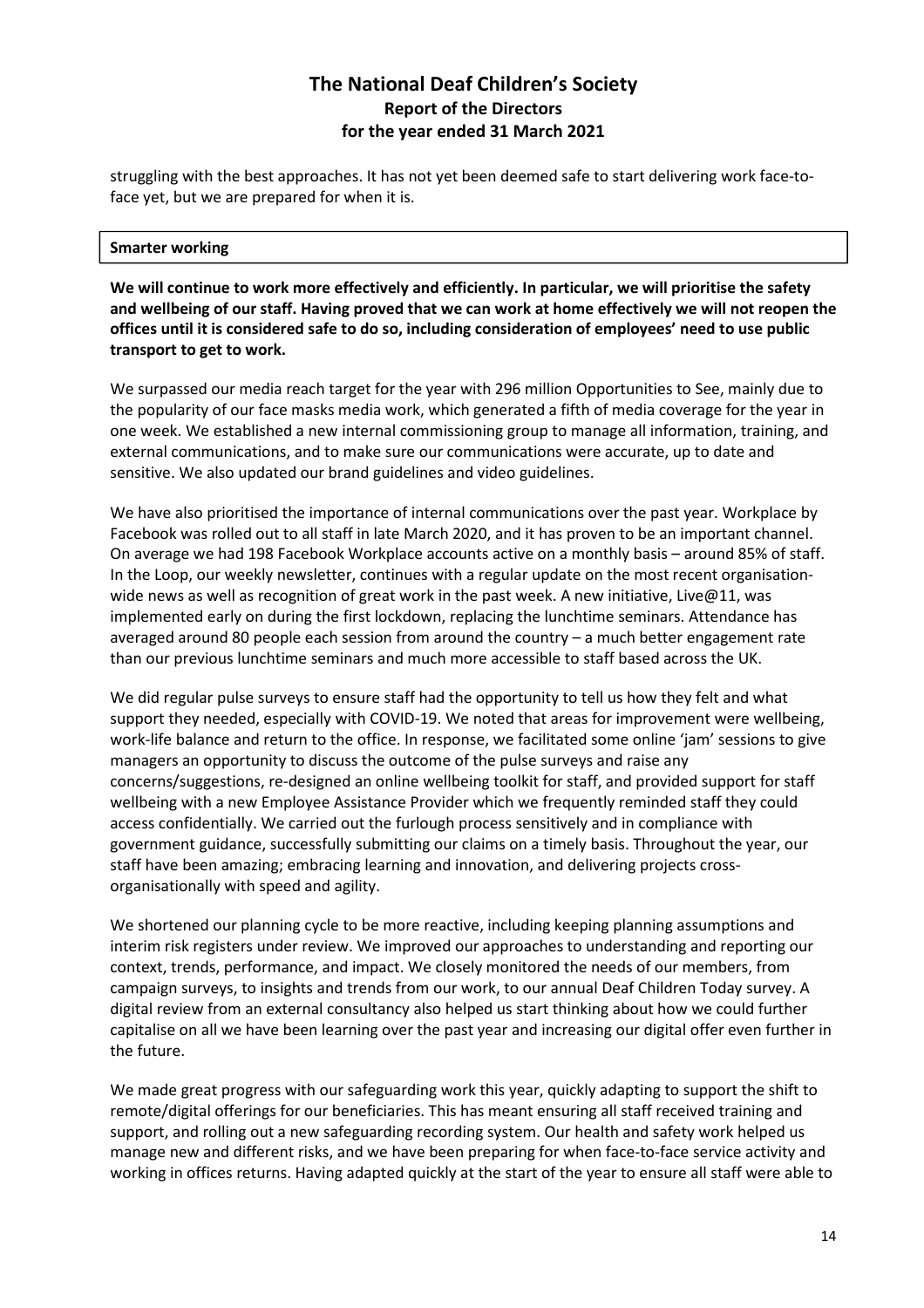struggling with the best approaches. It has not yet been deemed safe to start delivering work face-to-face yet, but we are prepared for when it is.

**Smarter working**

**We will continue to work more effectively and efficiently. In particular, we will prioritise the safety and wellbeing of our staff. Having proved that we can work at home effectively we will not reopen the offices until it is considered safe to do so, including consideration of employees' need to use public transport to get to work.**

We surpassed our media reach target for the year with 296 million Opportunities to See, mainly due to the popularity of our face masks media work, which generated a fifth of media coverage for the year in one week. We established a new internal commissioning group to manage all information, training, and external communications, and to make sure our communications were accurate, up to date and sensitive. We also updated our brand guidelines and video guidelines.

We have also prioritised the importance of internal communications over the past year. Workplace by Facebook was rolled out to all staff in late March 2020, and it has proven to be an important channel. On average we had 198 Facebook Workplace accounts active on a monthly basis – around 85% of staff. In the Loop, our weekly newsletter, continues with a regular update on the most recent organisation-wide news as well as recognition of great work in the past week. A new initiative, Live@11, was implemented early on during the first lockdown, replacing the lunchtime seminars. Attendance has averaged around 80 people each session from around the country – a much better engagement rate than our previous lunchtime seminars and much more accessible to staff based across the UK.

We did regular pulse surveys to ensure staff had the opportunity to tell us how they felt and what support they needed, especially with COVID-19. We noted that areas for improvement were wellbeing, work-life balance and return to the office. In response, we facilitated some online 'jam' sessions to give managers an opportunity to discuss the outcome of the pulse surveys and raise any concerns/suggestions, re-designed an online wellbeing toolkit for staff, and provided support for staff wellbeing with a new Employee Assistance Provider which we frequently reminded staff they could access confidentially. We carried out the furlough process sensitively and in compliance with government guidance, successfully submitting our claims on a timely basis. Throughout the year, our staff have been amazing; embracing learning and innovation, and delivering projects cross-organisationally with speed and agility.

We shortened our planning cycle to be more reactive, including keeping planning assumptions and interim risk registers under review. We improved our approaches to understanding and reporting our context, trends, performance, and impact. We closely monitored the needs of our members, from campaign surveys, to insights and trends from our work, to our annual Deaf Children Today survey. A digital review from an external consultancy also helped us start thinking about how we could further capitalise on all we have been learning over the past year and increasing our digital offer even further in the future.

We made great progress with our safeguarding work this year, quickly adapting to support the shift to remote/digital offerings for our beneficiaries. This has meant ensuring all staff received training and support, and rolling out a new safeguarding recording system. Our health and safety work helped us manage new and different risks, and we have been preparing for when face-to-face service activity and working in offices returns. Having adapted quickly at the start of the year to ensure all staff were able to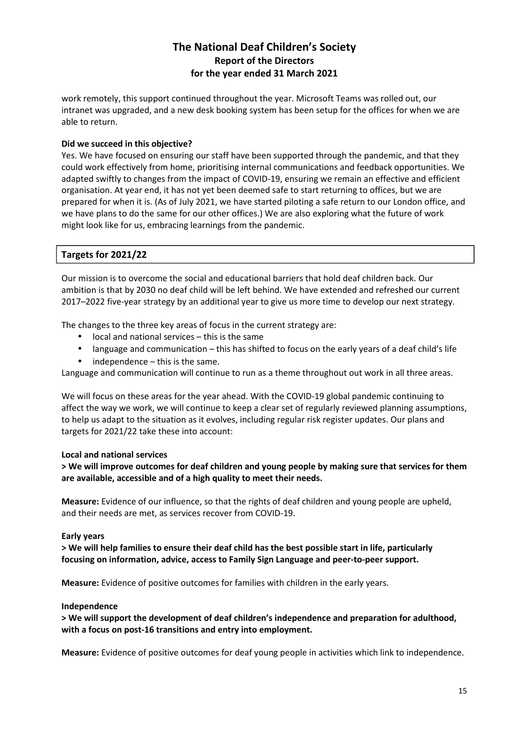work remotely, this support continued throughout the year. Microsoft Teams was rolled out, our intranet was upgraded, and a new desk booking system has been setup for the offices for when we are able to return.

**Did we succeed in this objective?**

Yes. We have focused on ensuring our staff have been supported through the pandemic, and that they could work effectively from home, prioritising internal communications and feedback opportunities. We adapted swiftly to changes from the impact of COVID-19, ensuring we remain an effective and efficient organisation. At year end, it has not yet been deemed safe to start returning to offices, but we are prepared for when it is. (As of July 2021, we have started piloting a safe return to our London office, and we have plans to do the same for our other offices.) We are also exploring what the future of work might look like for us, embracing learnings from the pandemic.

## Targets for 2021/22

Our mission is to overcome the social and educational barriers that hold deaf children back. Our ambition is that by 2030 no deaf child will be left behind. We have extended and refreshed our current 2017–2022 five-year strategy by an additional year to give us more time to develop our next strategy.

The changes to the three key areas of focus in the current strategy are:

- local and national services – this is the same
- language and communication – this has shifted to focus on the early years of a deaf child's life
- independence – this is the same.

Language and communication will continue to run as a theme throughout out work in all three areas.

We will focus on these areas for the year ahead. With the COVID-19 global pandemic continuing to affect the way we work, we will continue to keep a clear set of regularly reviewed planning assumptions, to help us adapt to the situation as it evolves, including regular risk register updates. Our plans and targets for 2021/22 take these into account:

**Local and national services**

**> We will improve outcomes for deaf children and young people by making sure that services for them are available, accessible and of a high quality to meet their needs.**

**Measure:** Evidence of our influence, so that the rights of deaf children and young people are upheld, and their needs are met, as services recover from COVID-19.

**Early years**

**> We will help families to ensure their deaf child has the best possible start in life, particularly focusing on information, advice, access to Family Sign Language and peer-to-peer support.**

**Measure:** Evidence of positive outcomes for families with children in the early years.

**Independence**

**> We will support the development of deaf children's independence and preparation for adulthood, with a focus on post-16 transitions and entry into employment.**

**Measure:** Evidence of positive outcomes for deaf young people in activities which link to independence.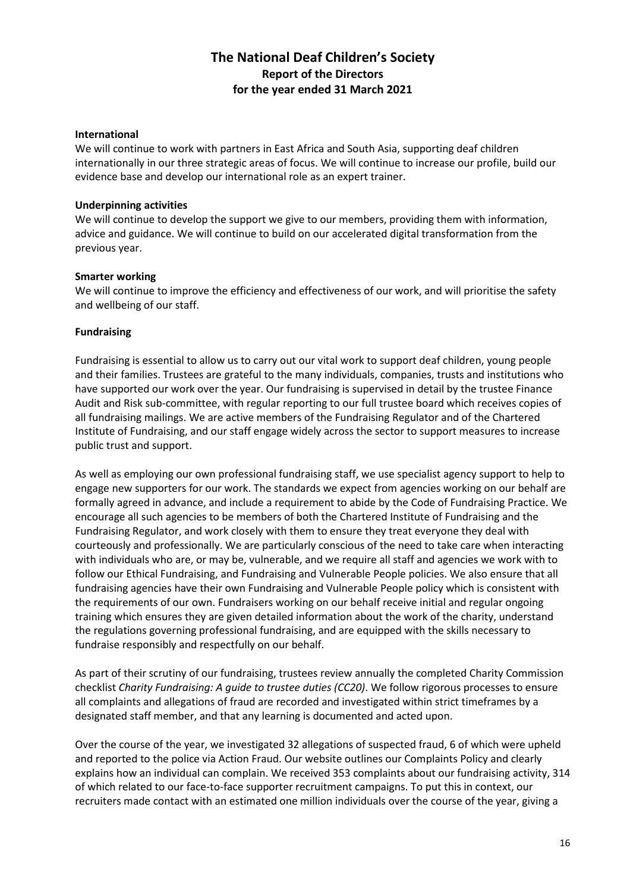#### International

We will continue to work with partners in East Africa and South Asia, supporting deaf children internationally in our three strategic areas of focus. We will continue to increase our profile, build our evidence base and develop our international role as an expert trainer.

#### Underpinning activities

We will continue to develop the support we give to our members, providing them with information, advice and guidance. We will continue to build on our accelerated digital transformation from the previous year.

#### Smarter working

We will continue to improve the efficiency and effectiveness of our work, and will prioritise the safety and wellbeing of our staff.

### Fundraising

Fundraising is essential to allow us to carry out our vital work to support deaf children, young people and their families. Trustees are grateful to the many individuals, companies, trusts and institutions who have supported our work over the year. Our fundraising is supervised in detail by the trustee Finance Audit and Risk sub-committee, with regular reporting to our full trustee board which receives copies of all fundraising mailings. We are active members of the Fundraising Regulator and of the Chartered Institute of Fundraising, and our staff engage widely across the sector to support measures to increase public trust and support.

As well as employing our own professional fundraising staff, we use specialist agency support to help to engage new supporters for our work. The standards we expect from agencies working on our behalf are formally agreed in advance, and include a requirement to abide by the Code of Fundraising Practice. We encourage all such agencies to be members of both the Chartered Institute of Fundraising and the Fundraising Regulator, and work closely with them to ensure they treat everyone they deal with courteously and professionally. We are particularly conscious of the need to take care when interacting with individuals who are, or may be, vulnerable, and we require all staff and agencies we work with to follow our Ethical Fundraising, and Fundraising and Vulnerable People policies. We also ensure that all fundraising agencies have their own Fundraising and Vulnerable People policy which is consistent with the requirements of our own. Fundraisers working on our behalf receive initial and regular ongoing training which ensures they are given detailed information about the work of the charity, understand the regulations governing professional fundraising, and are equipped with the skills necessary to fundraise responsibly and respectfully on our behalf.

As part of their scrutiny of our fundraising, trustees review annually the completed Charity Commission checklist *Charity Fundraising: A guide to trustee duties (CC20)*. We follow rigorous processes to ensure all complaints and allegations of fraud are recorded and investigated within strict timeframes by a designated staff member, and that any learning is documented and acted upon.

Over the course of the year, we investigated 32 allegations of suspected fraud, 6 of which were upheld and reported to the police via Action Fraud. Our website outlines our Complaints Policy and clearly explains how an individual can complain. We received 353 complaints about our fundraising activity, 314 of which related to our face-to-face supporter recruitment campaigns. To put this in context, our recruiters made contact with an estimated one million individuals over the course of the year, giving a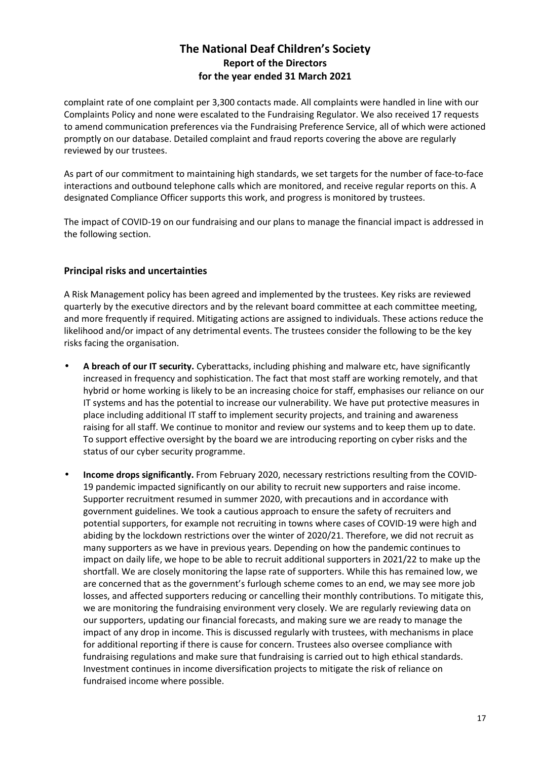complaint rate of one complaint per 3,300 contacts made. All complaints were handled in line with our Complaints Policy and none were escalated to the Fundraising Regulator. We also received 17 requests to amend communication preferences via the Fundraising Preference Service, all of which were actioned promptly on our database. Detailed complaint and fraud reports covering the above are regularly reviewed by our trustees.

As part of our commitment to maintaining high standards, we set targets for the number of face-to-face interactions and outbound telephone calls which are monitored, and receive regular reports on this. A designated Compliance Officer supports this work, and progress is monitored by trustees.

The impact of COVID-19 on our fundraising and our plans to manage the financial impact is addressed in the following section.

## Principal risks and uncertainties

A Risk Management policy has been agreed and implemented by the trustees. Key risks are reviewed quarterly by the executive directors and by the relevant board committee at each committee meeting, and more frequently if required. Mitigating actions are assigned to individuals. These actions reduce the likelihood and/or impact of any detrimental events. The trustees consider the following to be the key risks facing the organisation.

- **A breach of our IT security.** Cyberattacks, including phishing and malware etc, have significantly increased in frequency and sophistication. The fact that most staff are working remotely, and that hybrid or home working is likely to be an increasing choice for staff, emphasises our reliance on our IT systems and has the potential to increase our vulnerability. We have put protective measures in place including additional IT staff to implement security projects, and training and awareness raising for all staff. We continue to monitor and review our systems and to keep them up to date. To support effective oversight by the board we are introducing reporting on cyber risks and the status of our cyber security programme.
- **Income drops significantly.** From February 2020, necessary restrictions resulting from the COVID-19 pandemic impacted significantly on our ability to recruit new supporters and raise income. Supporter recruitment resumed in summer 2020, with precautions and in accordance with government guidelines. We took a cautious approach to ensure the safety of recruiters and potential supporters, for example not recruiting in towns where cases of COVID-19 were high and abiding by the lockdown restrictions over the winter of 2020/21. Therefore, we did not recruit as many supporters as we have in previous years. Depending on how the pandemic continues to impact on daily life, we hope to be able to recruit additional supporters in 2021/22 to make up the shortfall. We are closely monitoring the lapse rate of supporters. While this has remained low, we are concerned that as the government's furlough scheme comes to an end, we may see more job losses, and affected supporters reducing or cancelling their monthly contributions. To mitigate this, we are monitoring the fundraising environment very closely. We are regularly reviewing data on our supporters, updating our financial forecasts, and making sure we are ready to manage the impact of any drop in income. This is discussed regularly with trustees, with mechanisms in place for additional reporting if there is cause for concern. Trustees also oversee compliance with fundraising regulations and make sure that fundraising is carried out to high ethical standards. Investment continues in income diversification projects to mitigate the risk of reliance on fundraised income where possible.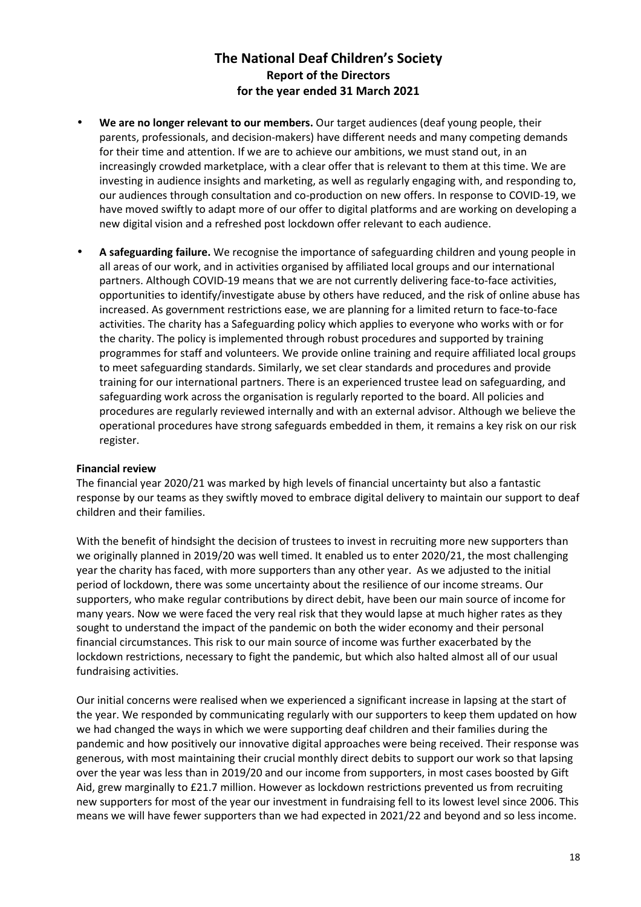- **We are no longer relevant to our members.** Our target audiences (deaf young people, their parents, professionals, and decision-makers) have different needs and many competing demands for their time and attention. If we are to achieve our ambitions, we must stand out, in an increasingly crowded marketplace, with a clear offer that is relevant to them at this time. We are investing in audience insights and marketing, as well as regularly engaging with, and responding to, our audiences through consultation and co-production on new offers. In response to COVID-19, we have moved swiftly to adapt more of our offer to digital platforms and are working on developing a new digital vision and a refreshed post lockdown offer relevant to each audience.

- **A safeguarding failure.** We recognise the importance of safeguarding children and young people in all areas of our work, and in activities organised by affiliated local groups and our international partners. Although COVID-19 means that we are not currently delivering face-to-face activities, opportunities to identify/investigate abuse by others have reduced, and the risk of online abuse has increased. As government restrictions ease, we are planning for a limited return to face-to-face activities. The charity has a Safeguarding policy which applies to everyone who works with or for the charity. The policy is implemented through robust procedures and supported by training programmes for staff and volunteers. We provide online training and require affiliated local groups to meet safeguarding standards. Similarly, we set clear standards and procedures and provide training for our international partners. There is an experienced trustee lead on safeguarding, and safeguarding work across the organisation is regularly reported to the board. All policies and procedures are regularly reviewed internally and with an external advisor. Although we believe the operational procedures have strong safeguards embedded in them, it remains a key risk on our risk register.

**Financial review**

The financial year 2020/21 was marked by high levels of financial uncertainty but also a fantastic response by our teams as they swiftly moved to embrace digital delivery to maintain our support to deaf children and their families.

With the benefit of hindsight the decision of trustees to invest in recruiting more new supporters than we originally planned in 2019/20 was well timed. It enabled us to enter 2020/21, the most challenging year the charity has faced, with more supporters than any other year. As we adjusted to the initial period of lockdown, there was some uncertainty about the resilience of our income streams. Our supporters, who make regular contributions by direct debit, have been our main source of income for many years. Now we were faced the very real risk that they would lapse at much higher rates as they sought to understand the impact of the pandemic on both the wider economy and their personal financial circumstances. This risk to our main source of income was further exacerbated by the lockdown restrictions, necessary to fight the pandemic, but which also halted almost all of our usual fundraising activities.

Our initial concerns were realised when we experienced a significant increase in lapsing at the start of the year. We responded by communicating regularly with our supporters to keep them updated on how we had changed the ways in which we were supporting deaf children and their families during the pandemic and how positively our innovative digital approaches were being received. Their response was generous, with most maintaining their crucial monthly direct debits to support our work so that lapsing over the year was less than in 2019/20 and our income from supporters, in most cases boosted by Gift Aid, grew marginally to £21.7 million. However as lockdown restrictions prevented us from recruiting new supporters for most of the year our investment in fundraising fell to its lowest level since 2006. This means we will have fewer supporters than we had expected in 2021/22 and beyond and so less income.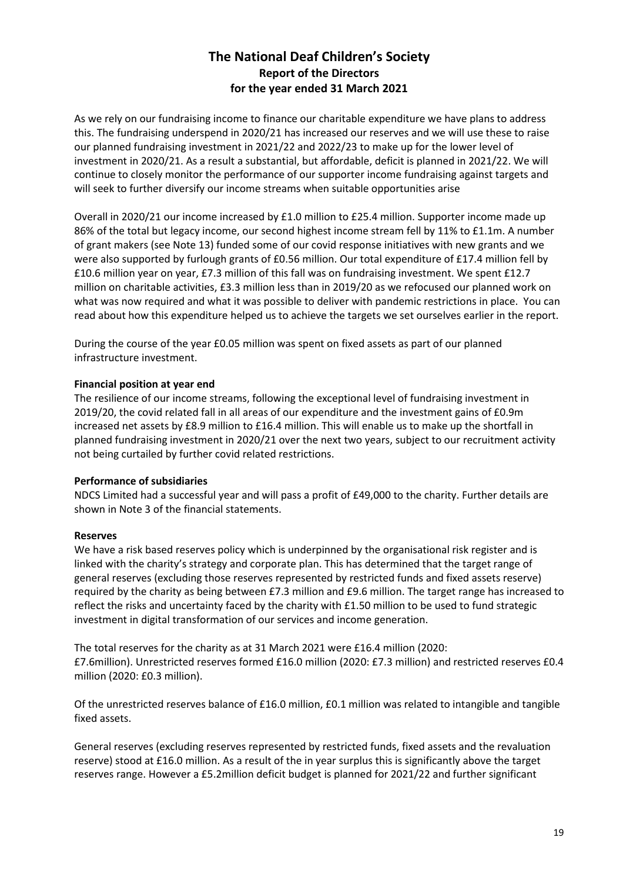As we rely on our fundraising income to finance our charitable expenditure we have plans to address this. The fundraising underspend in 2020/21 has increased our reserves and we will use these to raise our planned fundraising investment in 2021/22 and 2022/23 to make up for the lower level of investment in 2020/21. As a result a substantial, but affordable, deficit is planned in 2021/22. We will continue to closely monitor the performance of our supporter income fundraising against targets and will seek to further diversify our income streams when suitable opportunities arise

Overall in 2020/21 our income increased by £1.0 million to £25.4 million. Supporter income made up 86% of the total but legacy income, our second highest income stream fell by 11% to £1.1m. A number of grant makers (see Note 13) funded some of our covid response initiatives with new grants and we were also supported by furlough grants of £0.56 million. Our total expenditure of £17.4 million fell by £10.6 million year on year, £7.3 million of this fall was on fundraising investment. We spent £12.7 million on charitable activities, £3.3 million less than in 2019/20 as we refocused our planned work on what was now required and what it was possible to deliver with pandemic restrictions in place. You can read about how this expenditure helped us to achieve the targets we set ourselves earlier in the report.

During the course of the year £0.05 million was spent on fixed assets as part of our planned infrastructure investment.

**Financial position at year end**

The resilience of our income streams, following the exceptional level of fundraising investment in 2019/20, the covid related fall in all areas of our expenditure and the investment gains of £0.9m increased net assets by £8.9 million to £16.4 million. This will enable us to make up the shortfall in planned fundraising investment in 2020/21 over the next two years, subject to our recruitment activity not being curtailed by further covid related restrictions.

**Performance of subsidiaries**

NDCS Limited had a successful year and will pass a profit of £49,000 to the charity. Further details are shown in Note 3 of the financial statements.

**Reserves**

We have a risk based reserves policy which is underpinned by the organisational risk register and is linked with the charity's strategy and corporate plan. This has determined that the target range of general reserves (excluding those reserves represented by restricted funds and fixed assets reserve) required by the charity as being between £7.3 million and £9.6 million. The target range has increased to reflect the risks and uncertainty faced by the charity with £1.50 million to be used to fund strategic investment in digital transformation of our services and income generation.

The total reserves for the charity as at 31 March 2021 were £16.4 million (2020: £7.6million). Unrestricted reserves formed £16.0 million (2020: £7.3 million) and restricted reserves £0.4 million (2020: £0.3 million).

Of the unrestricted reserves balance of £16.0 million, £0.1 million was related to intangible and tangible fixed assets.

General reserves (excluding reserves represented by restricted funds, fixed assets and the revaluation reserve) stood at £16.0 million. As a result of the in year surplus this is significantly above the target reserves range. However a £5.2million deficit budget is planned for 2021/22 and further significant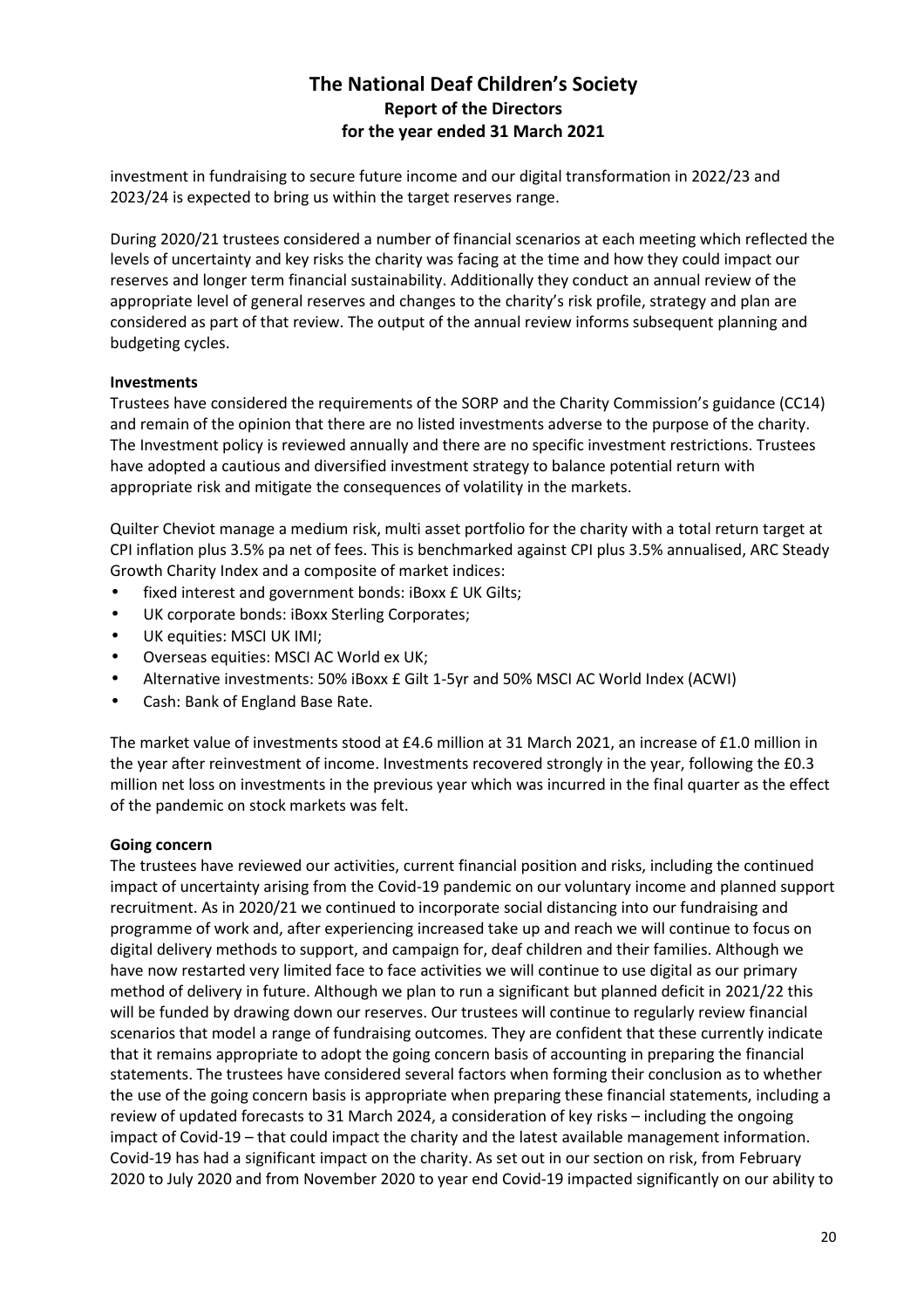investment in fundraising to secure future income and our digital transformation in 2022/23 and 2023/24 is expected to bring us within the target reserves range.

During 2020/21 trustees considered a number of financial scenarios at each meeting which reflected the levels of uncertainty and key risks the charity was facing at the time and how they could impact our reserves and longer term financial sustainability. Additionally they conduct an annual review of the appropriate level of general reserves and changes to the charity's risk profile, strategy and plan are considered as part of that review. The output of the annual review informs subsequent planning and budgeting cycles.

**Investments**

Trustees have considered the requirements of the SORP and the Charity Commission's guidance (CC14) and remain of the opinion that there are no listed investments adverse to the purpose of the charity. The Investment policy is reviewed annually and there are no specific investment restrictions. Trustees have adopted a cautious and diversified investment strategy to balance potential return with appropriate risk and mitigate the consequences of volatility in the markets.

Quilter Cheviot manage a medium risk, multi asset portfolio for the charity with a total return target at CPI inflation plus 3.5% pa net of fees. This is benchmarked against CPI plus 3.5% annualised, ARC Steady Growth Charity Index and a composite of market indices:

- fixed interest and government bonds: iBoxx £ UK Gilts;
- UK corporate bonds: iBoxx Sterling Corporates;
- UK equities: MSCI UK IMI;
- Overseas equities: MSCI AC World ex UK;
- Alternative investments: 50% iBoxx £ Gilt 1-5yr and 50% MSCI AC World Index (ACWI)
- Cash: Bank of England Base Rate.

The market value of investments stood at £4.6 million at 31 March 2021, an increase of £1.0 million in the year after reinvestment of income. Investments recovered strongly in the year, following the £0.3 million net loss on investments in the previous year which was incurred in the final quarter as the effect of the pandemic on stock markets was felt.

**Going concern**

The trustees have reviewed our activities, current financial position and risks, including the continued impact of uncertainty arising from the Covid-19 pandemic on our voluntary income and planned support recruitment. As in 2020/21 we continued to incorporate social distancing into our fundraising and programme of work and, after experiencing increased take up and reach we will continue to focus on digital delivery methods to support, and campaign for, deaf children and their families. Although we have now restarted very limited face to face activities we will continue to use digital as our primary method of delivery in future. Although we plan to run a significant but planned deficit in 2021/22 this will be funded by drawing down our reserves. Our trustees will continue to regularly review financial scenarios that model a range of fundraising outcomes. They are confident that these currently indicate that it remains appropriate to adopt the going concern basis of accounting in preparing the financial statements. The trustees have considered several factors when forming their conclusion as to whether the use of the going concern basis is appropriate when preparing these financial statements, including a review of updated forecasts to 31 March 2024, a consideration of key risks – including the ongoing impact of Covid-19 – that could impact the charity and the latest available management information. Covid-19 has had a significant impact on the charity. As set out in our section on risk, from February 2020 to July 2020 and from November 2020 to year end Covid-19 impacted significantly on our ability to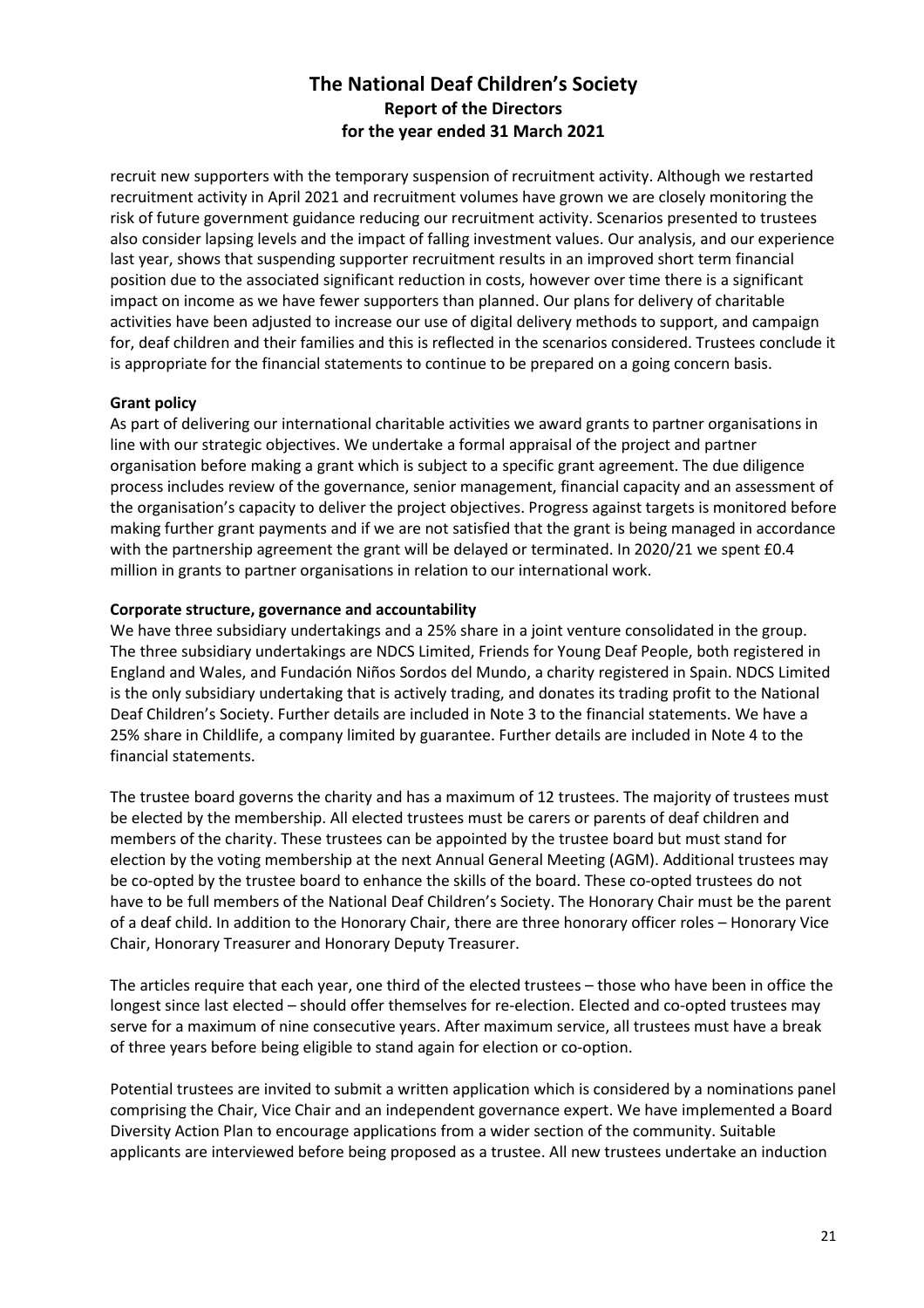recruit new supporters with the temporary suspension of recruitment activity. Although we restarted recruitment activity in April 2021 and recruitment volumes have grown we are closely monitoring the risk of future government guidance reducing our recruitment activity. Scenarios presented to trustees also consider lapsing levels and the impact of falling investment values. Our analysis, and our experience last year, shows that suspending supporter recruitment results in an improved short term financial position due to the associated significant reduction in costs, however over time there is a significant impact on income as we have fewer supporters than planned. Our plans for delivery of charitable activities have been adjusted to increase our use of digital delivery methods to support, and campaign for, deaf children and their families and this is reflected in the scenarios considered. Trustees conclude it is appropriate for the financial statements to continue to be prepared on a going concern basis.

**Grant policy**

As part of delivering our international charitable activities we award grants to partner organisations in line with our strategic objectives. We undertake a formal appraisal of the project and partner organisation before making a grant which is subject to a specific grant agreement. The due diligence process includes review of the governance, senior management, financial capacity and an assessment of the organisation's capacity to deliver the project objectives. Progress against targets is monitored before making further grant payments and if we are not satisfied that the grant is being managed in accordance with the partnership agreement the grant will be delayed or terminated. In 2020/21 we spent £0.4 million in grants to partner organisations in relation to our international work.

**Corporate structure, governance and accountability**

We have three subsidiary undertakings and a 25% share in a joint venture consolidated in the group. The three subsidiary undertakings are NDCS Limited, Friends for Young Deaf People, both registered in England and Wales, and Fundación Niños Sordos del Mundo, a charity registered in Spain. NDCS Limited is the only subsidiary undertaking that is actively trading, and donates its trading profit to the National Deaf Children's Society. Further details are included in Note 3 to the financial statements. We have a 25% share in Childlife, a company limited by guarantee. Further details are included in Note 4 to the financial statements.

The trustee board governs the charity and has a maximum of 12 trustees. The majority of trustees must be elected by the membership. All elected trustees must be carers or parents of deaf children and members of the charity. These trustees can be appointed by the trustee board but must stand for election by the voting membership at the next Annual General Meeting (AGM). Additional trustees may be co-opted by the trustee board to enhance the skills of the board. These co-opted trustees do not have to be full members of the National Deaf Children's Society. The Honorary Chair must be the parent of a deaf child. In addition to the Honorary Chair, there are three honorary officer roles – Honorary Vice Chair, Honorary Treasurer and Honorary Deputy Treasurer.

The articles require that each year, one third of the elected trustees – those who have been in office the longest since last elected – should offer themselves for re-election. Elected and co-opted trustees may serve for a maximum of nine consecutive years. After maximum service, all trustees must have a break of three years before being eligible to stand again for election or co-option.

Potential trustees are invited to submit a written application which is considered by a nominations panel comprising the Chair, Vice Chair and an independent governance expert. We have implemented a Board Diversity Action Plan to encourage applications from a wider section of the community. Suitable applicants are interviewed before being proposed as a trustee. All new trustees undertake an induction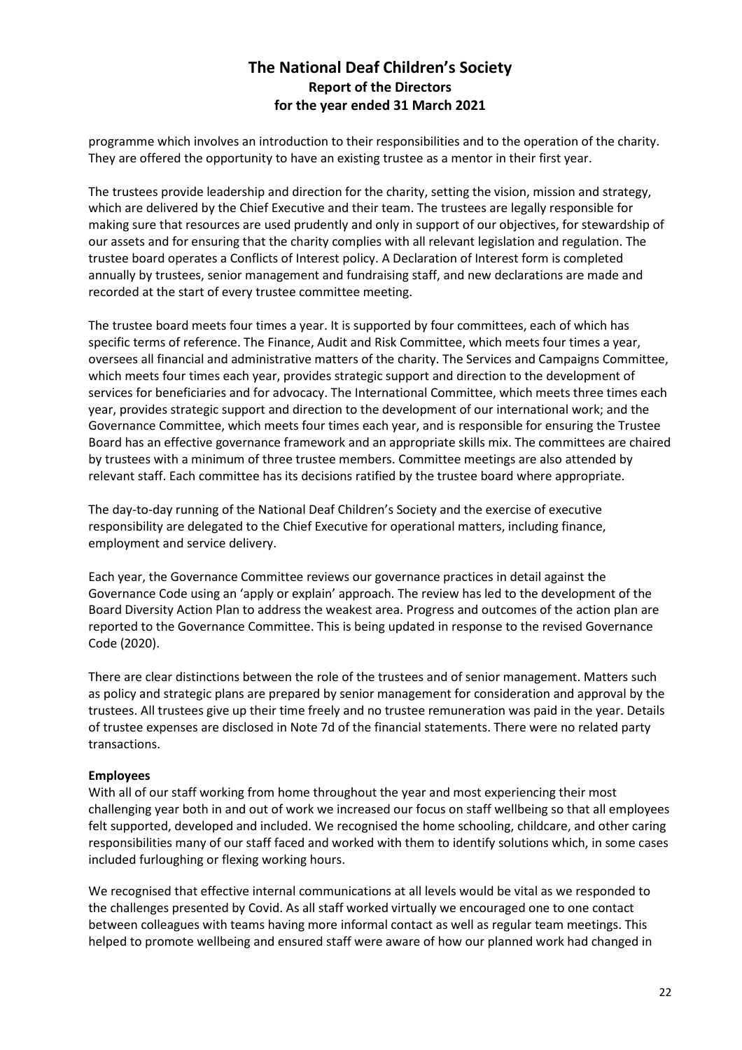programme which involves an introduction to their responsibilities and to the operation of the charity. They are offered the opportunity to have an existing trustee as a mentor in their first year.

The trustees provide leadership and direction for the charity, setting the vision, mission and strategy, which are delivered by the Chief Executive and their team. The trustees are legally responsible for making sure that resources are used prudently and only in support of our objectives, for stewardship of our assets and for ensuring that the charity complies with all relevant legislation and regulation. The trustee board operates a Conflicts of Interest policy. A Declaration of Interest form is completed annually by trustees, senior management and fundraising staff, and new declarations are made and recorded at the start of every trustee committee meeting.

The trustee board meets four times a year. It is supported by four committees, each of which has specific terms of reference. The Finance, Audit and Risk Committee, which meets four times a year, oversees all financial and administrative matters of the charity. The Services and Campaigns Committee, which meets four times each year, provides strategic support and direction to the development of services for beneficiaries and for advocacy. The International Committee, which meets three times each year, provides strategic support and direction to the development of our international work; and the Governance Committee, which meets four times each year, and is responsible for ensuring the Trustee Board has an effective governance framework and an appropriate skills mix. The committees are chaired by trustees with a minimum of three trustee members. Committee meetings are also attended by relevant staff. Each committee has its decisions ratified by the trustee board where appropriate.

The day-to-day running of the National Deaf Children's Society and the exercise of executive responsibility are delegated to the Chief Executive for operational matters, including finance, employment and service delivery.

Each year, the Governance Committee reviews our governance practices in detail against the Governance Code using an 'apply or explain' approach. The review has led to the development of the Board Diversity Action Plan to address the weakest area. Progress and outcomes of the action plan are reported to the Governance Committee. This is being updated in response to the revised Governance Code (2020).

There are clear distinctions between the role of the trustees and of senior management. Matters such as policy and strategic plans are prepared by senior management for consideration and approval by the trustees. All trustees give up their time freely and no trustee remuneration was paid in the year. Details of trustee expenses are disclosed in Note 7d of the financial statements. There were no related party transactions.

**Employees**

With all of our staff working from home throughout the year and most experiencing their most challenging year both in and out of work we increased our focus on staff wellbeing so that all employees felt supported, developed and included. We recognised the home schooling, childcare, and other caring responsibilities many of our staff faced and worked with them to identify solutions which, in some cases included furloughing or flexing working hours.

We recognised that effective internal communications at all levels would be vital as we responded to the challenges presented by Covid. As all staff worked virtually we encouraged one to one contact between colleagues with teams having more informal contact as well as regular team meetings. This helped to promote wellbeing and ensured staff were aware of how our planned work had changed in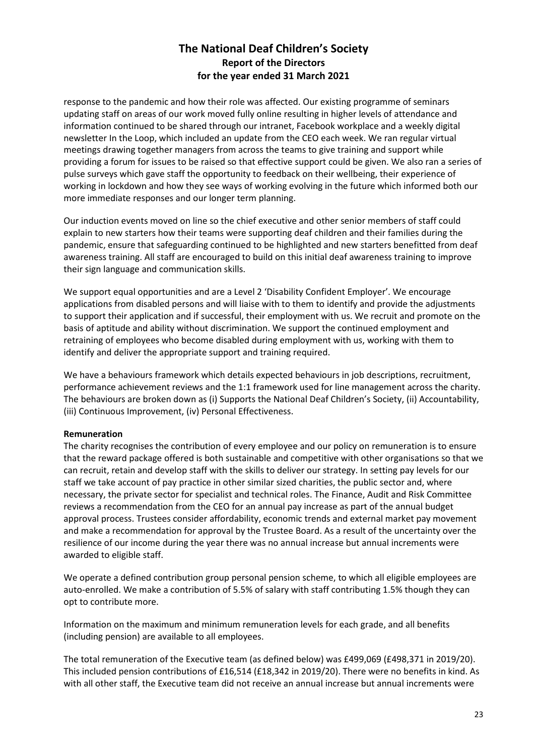response to the pandemic and how their role was affected. Our existing programme of seminars updating staff on areas of our work moved fully online resulting in higher levels of attendance and information continued to be shared through our intranet, Facebook workplace and a weekly digital newsletter In the Loop, which included an update from the CEO each week. We ran regular virtual meetings drawing together managers from across the teams to give training and support while providing a forum for issues to be raised so that effective support could be given. We also ran a series of pulse surveys which gave staff the opportunity to feedback on their wellbeing, their experience of working in lockdown and how they see ways of working evolving in the future which informed both our more immediate responses and our longer term planning.

Our induction events moved on line so the chief executive and other senior members of staff could explain to new starters how their teams were supporting deaf children and their families during the pandemic, ensure that safeguarding continued to be highlighted and new starters benefitted from deaf awareness training. All staff are encouraged to build on this initial deaf awareness training to improve their sign language and communication skills.

We support equal opportunities and are a Level 2 'Disability Confident Employer'. We encourage applications from disabled persons and will liaise with to them to identify and provide the adjustments to support their application and if successful, their employment with us. We recruit and promote on the basis of aptitude and ability without discrimination. We support the continued employment and retraining of employees who become disabled during employment with us, working with them to identify and deliver the appropriate support and training required.

We have a behaviours framework which details expected behaviours in job descriptions, recruitment, performance achievement reviews and the 1:1 framework used for line management across the charity. The behaviours are broken down as (i) Supports the National Deaf Children's Society, (ii) Accountability, (iii) Continuous Improvement, (iv) Personal Effectiveness.

**Remuneration**

The charity recognises the contribution of every employee and our policy on remuneration is to ensure that the reward package offered is both sustainable and competitive with other organisations so that we can recruit, retain and develop staff with the skills to deliver our strategy. In setting pay levels for our staff we take account of pay practice in other similar sized charities, the public sector and, where necessary, the private sector for specialist and technical roles. The Finance, Audit and Risk Committee reviews a recommendation from the CEO for an annual pay increase as part of the annual budget approval process. Trustees consider affordability, economic trends and external market pay movement and make a recommendation for approval by the Trustee Board. As a result of the uncertainty over the resilience of our income during the year there was no annual increase but annual increments were awarded to eligible staff.

We operate a defined contribution group personal pension scheme, to which all eligible employees are auto-enrolled. We make a contribution of 5.5% of salary with staff contributing 1.5% though they can opt to contribute more.

Information on the maximum and minimum remuneration levels for each grade, and all benefits (including pension) are available to all employees.

The total remuneration of the Executive team (as defined below) was £499,069 (£498,371 in 2019/20). This included pension contributions of £16,514 (£18,342 in 2019/20). There were no benefits in kind. As with all other staff, the Executive team did not receive an annual increase but annual increments were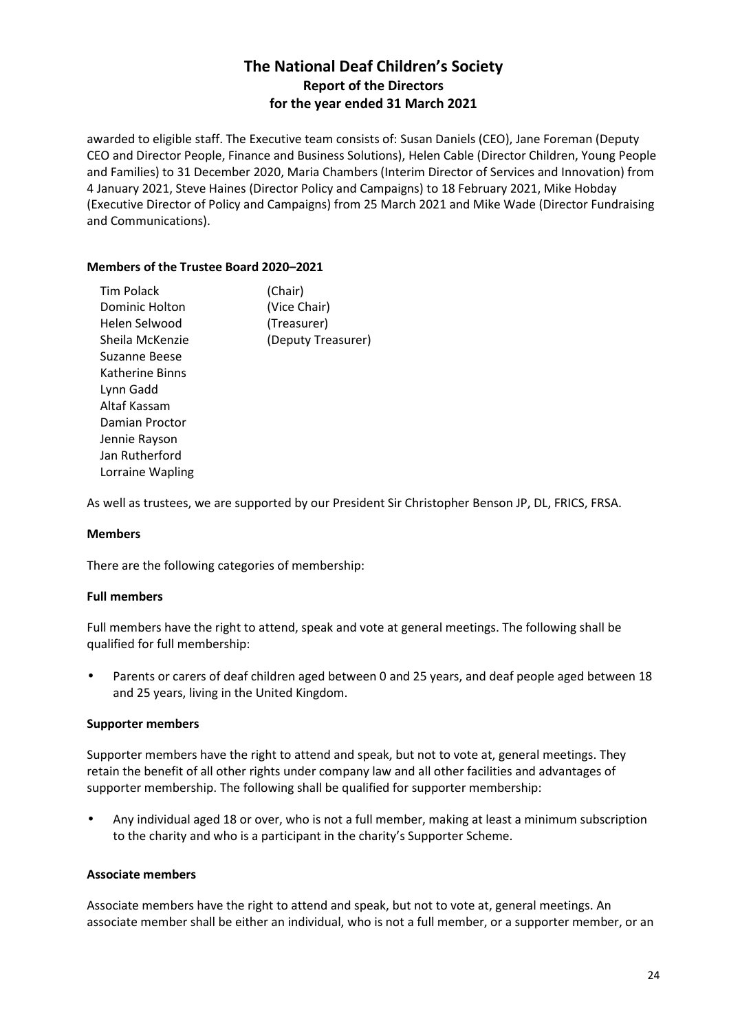awarded to eligible staff. The Executive team consists of: Susan Daniels (CEO), Jane Foreman (Deputy CEO and Director People, Finance and Business Solutions), Helen Cable (Director Children, Young People and Families) to 31 December 2020, Maria Chambers (Interim Director of Services and Innovation) from 4 January 2021, Steve Haines (Director Policy and Campaigns) to 18 February 2021, Mike Hobday (Executive Director of Policy and Campaigns) from 25 March 2021 and Mike Wade (Director Fundraising and Communications).

**Members of the Trustee Board 2020–2021**

| | |
|---|---|
| Tim Polack | (Chair) |
| Dominic Holton | (Vice Chair) |
| Helen Selwood | (Treasurer) |
| Sheila McKenzie | (Deputy Treasurer) |
| Suzanne Beese | |
| Katherine Binns | |
| Lynn Gadd | |
| Altaf Kassam | |
| Damian Proctor | |
| Jennie Rayson | |
| Jan Rutherford | |
| Lorraine Wapling | |

As well as trustees, we are supported by our President Sir Christopher Benson JP, DL, FRICS, FRSA.

**Members**

There are the following categories of membership:

**Full members**

Full members have the right to attend, speak and vote at general meetings. The following shall be qualified for full membership:

- Parents or carers of deaf children aged between 0 and 25 years, and deaf people aged between 18 and 25 years, living in the United Kingdom.

**Supporter members**

Supporter members have the right to attend and speak, but not to vote at, general meetings. They retain the benefit of all other rights under company law and all other facilities and advantages of supporter membership. The following shall be qualified for supporter membership:

- Any individual aged 18 or over, who is not a full member, making at least a minimum subscription to the charity and who is a participant in the charity's Supporter Scheme.

**Associate members**

Associate members have the right to attend and speak, but not to vote at, general meetings. An associate member shall be either an individual, who is not a full member, or a supporter member, or an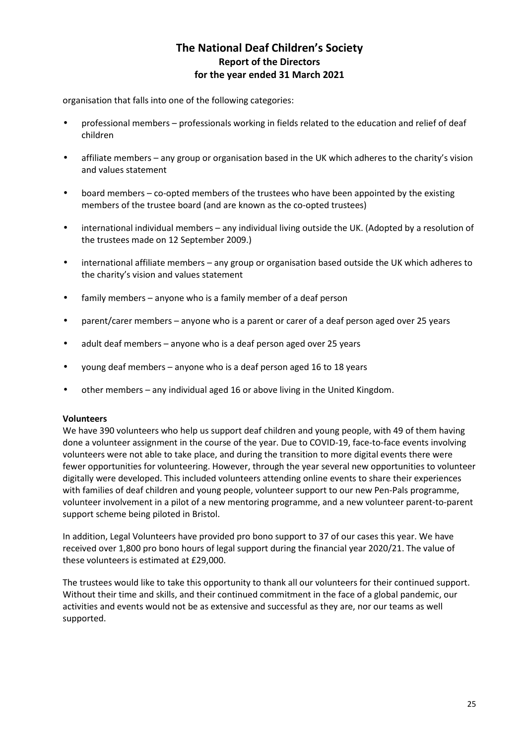organisation that falls into one of the following categories:

- professional members – professionals working in fields related to the education and relief of deaf children
- affiliate members – any group or organisation based in the UK which adheres to the charity's vision and values statement
- board members – co-opted members of the trustees who have been appointed by the existing members of the trustee board (and are known as the co-opted trustees)
- international individual members – any individual living outside the UK. (Adopted by a resolution of the trustees made on 12 September 2009.)
- international affiliate members – any group or organisation based outside the UK which adheres to the charity's vision and values statement
- family members – anyone who is a family member of a deaf person
- parent/carer members – anyone who is a parent or carer of a deaf person aged over 25 years
- adult deaf members – anyone who is a deaf person aged over 25 years
- young deaf members – anyone who is a deaf person aged 16 to 18 years
- other members – any individual aged 16 or above living in the United Kingdom.

**Volunteers**

We have 390 volunteers who help us support deaf children and young people, with 49 of them having done a volunteer assignment in the course of the year. Due to COVID-19, face-to-face events involving volunteers were not able to take place, and during the transition to more digital events there were fewer opportunities for volunteering. However, through the year several new opportunities to volunteer digitally were developed. This included volunteers attending online events to share their experiences with families of deaf children and young people, volunteer support to our new Pen-Pals programme, volunteer involvement in a pilot of a new mentoring programme, and a new volunteer parent-to-parent support scheme being piloted in Bristol.

In addition, Legal Volunteers have provided pro bono support to 37 of our cases this year. We have received over 1,800 pro bono hours of legal support during the financial year 2020/21. The value of these volunteers is estimated at £29,000.

The trustees would like to take this opportunity to thank all our volunteers for their continued support. Without their time and skills, and their continued commitment in the face of a global pandemic, our activities and events would not be as extensive and successful as they are, nor our teams as well supported.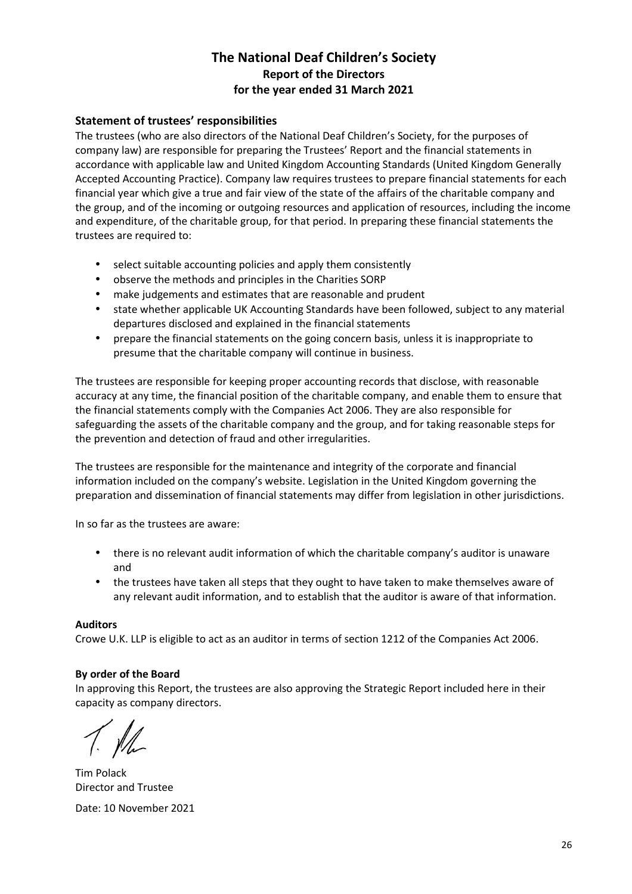# The National Deaf Children's Society
## Report of the Directors
## for the year ended 31 March 2021

### Statement of trustees' responsibilities

The trustees (who are also directors of the National Deaf Children's Society, for the purposes of company law) are responsible for preparing the Trustees' Report and the financial statements in accordance with applicable law and United Kingdom Accounting Standards (United Kingdom Generally Accepted Accounting Practice). Company law requires trustees to prepare financial statements for each financial year which give a true and fair view of the state of the affairs of the charitable company and the group, and of the incoming or outgoing resources and application of resources, including the income and expenditure, of the charitable group, for that period. In preparing these financial statements the trustees are required to:

- select suitable accounting policies and apply them consistently
- observe the methods and principles in the Charities SORP
- make judgements and estimates that are reasonable and prudent
- state whether applicable UK Accounting Standards have been followed, subject to any material departures disclosed and explained in the financial statements
- prepare the financial statements on the going concern basis, unless it is inappropriate to presume that the charitable company will continue in business.

The trustees are responsible for keeping proper accounting records that disclose, with reasonable accuracy at any time, the financial position of the charitable company, and enable them to ensure that the financial statements comply with the Companies Act 2006. They are also responsible for safeguarding the assets of the charitable company and the group, and for taking reasonable steps for the prevention and detection of fraud and other irregularities.

The trustees are responsible for the maintenance and integrity of the corporate and financial information included on the company's website. Legislation in the United Kingdom governing the preparation and dissemination of financial statements may differ from legislation in other jurisdictions.

In so far as the trustees are aware:

- there is no relevant audit information of which the charitable company's auditor is unaware and
- the trustees have taken all steps that they ought to have taken to make themselves aware of any relevant audit information, and to establish that the auditor is aware of that information.

**Auditors**

Crowe U.K. LLP is eligible to act as an auditor in terms of section 1212 of the Companies Act 2006.

**By order of the Board**

In approving this Report, the trustees are also approving the Strategic Report included here in their capacity as company directors.

Tim Polack
Director and Trustee

Date: 10 November 2021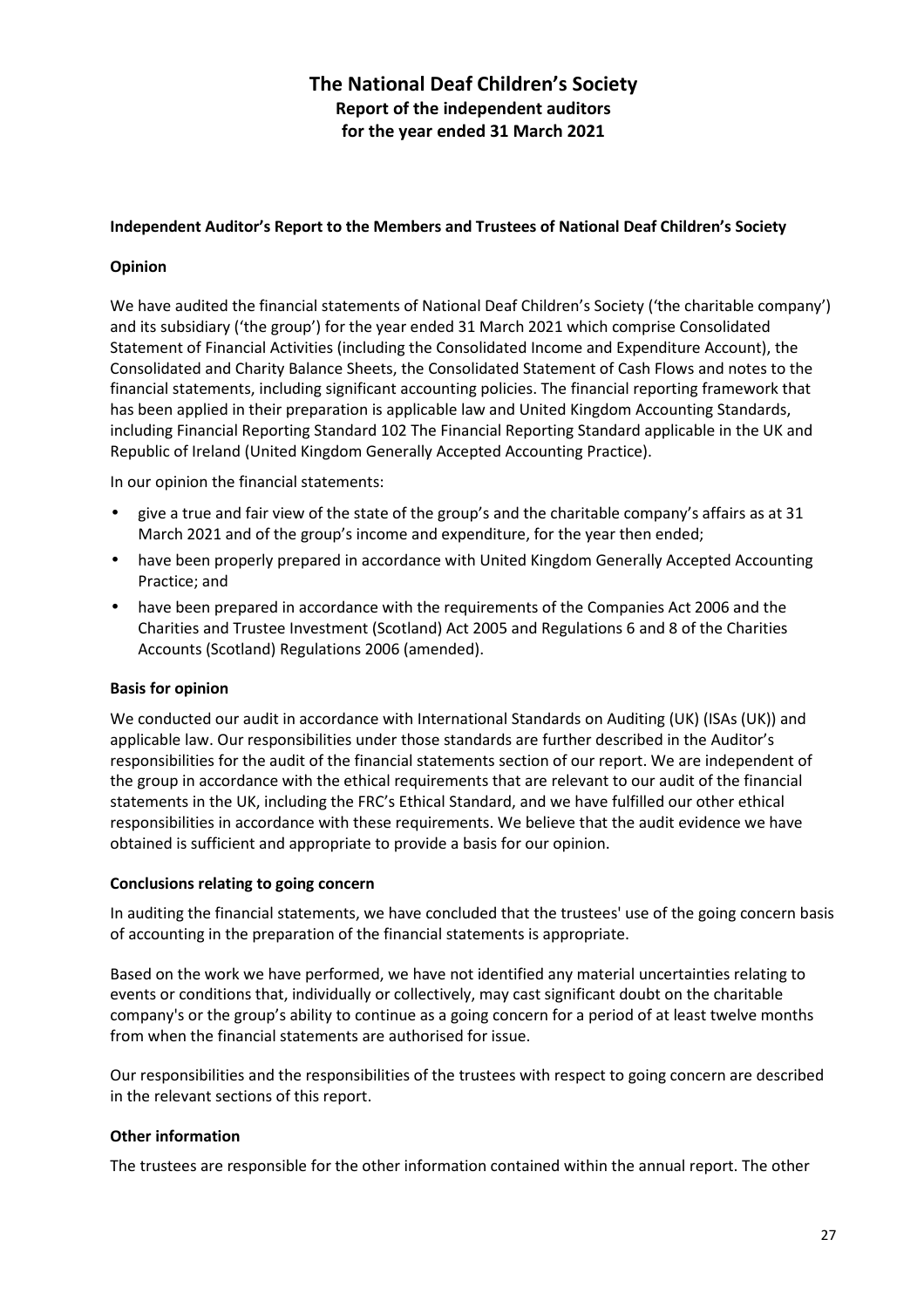# The National Deaf Children's Society

## Report of the independent auditors

## for the year ended 31 March 2021

**Independent Auditor's Report to the Members and Trustees of National Deaf Children's Society**

**Opinion**

We have audited the financial statements of National Deaf Children's Society ('the charitable company') and its subsidiary ('the group') for the year ended 31 March 2021 which comprise Consolidated Statement of Financial Activities (including the Consolidated Income and Expenditure Account), the Consolidated and Charity Balance Sheets, the Consolidated Statement of Cash Flows and notes to the financial statements, including significant accounting policies. The financial reporting framework that has been applied in their preparation is applicable law and United Kingdom Accounting Standards, including Financial Reporting Standard 102 The Financial Reporting Standard applicable in the UK and Republic of Ireland (United Kingdom Generally Accepted Accounting Practice).

In our opinion the financial statements:

- give a true and fair view of the state of the group's and the charitable company's affairs as at 31 March 2021 and of the group's income and expenditure, for the year then ended;
- have been properly prepared in accordance with United Kingdom Generally Accepted Accounting Practice; and
- have been prepared in accordance with the requirements of the Companies Act 2006 and the Charities and Trustee Investment (Scotland) Act 2005 and Regulations 6 and 8 of the Charities Accounts (Scotland) Regulations 2006 (amended).

**Basis for opinion**

We conducted our audit in accordance with International Standards on Auditing (UK) (ISAs (UK)) and applicable law. Our responsibilities under those standards are further described in the Auditor's responsibilities for the audit of the financial statements section of our report. We are independent of the group in accordance with the ethical requirements that are relevant to our audit of the financial statements in the UK, including the FRC's Ethical Standard, and we have fulfilled our other ethical responsibilities in accordance with these requirements. We believe that the audit evidence we have obtained is sufficient and appropriate to provide a basis for our opinion.

**Conclusions relating to going concern**

In auditing the financial statements, we have concluded that the trustees' use of the going concern basis of accounting in the preparation of the financial statements is appropriate.

Based on the work we have performed, we have not identified any material uncertainties relating to events or conditions that, individually or collectively, may cast significant doubt on the charitable company's or the group's ability to continue as a going concern for a period of at least twelve months from when the financial statements are authorised for issue.

Our responsibilities and the responsibilities of the trustees with respect to going concern are described in the relevant sections of this report.

**Other information**

The trustees are responsible for the other information contained within the annual report. The other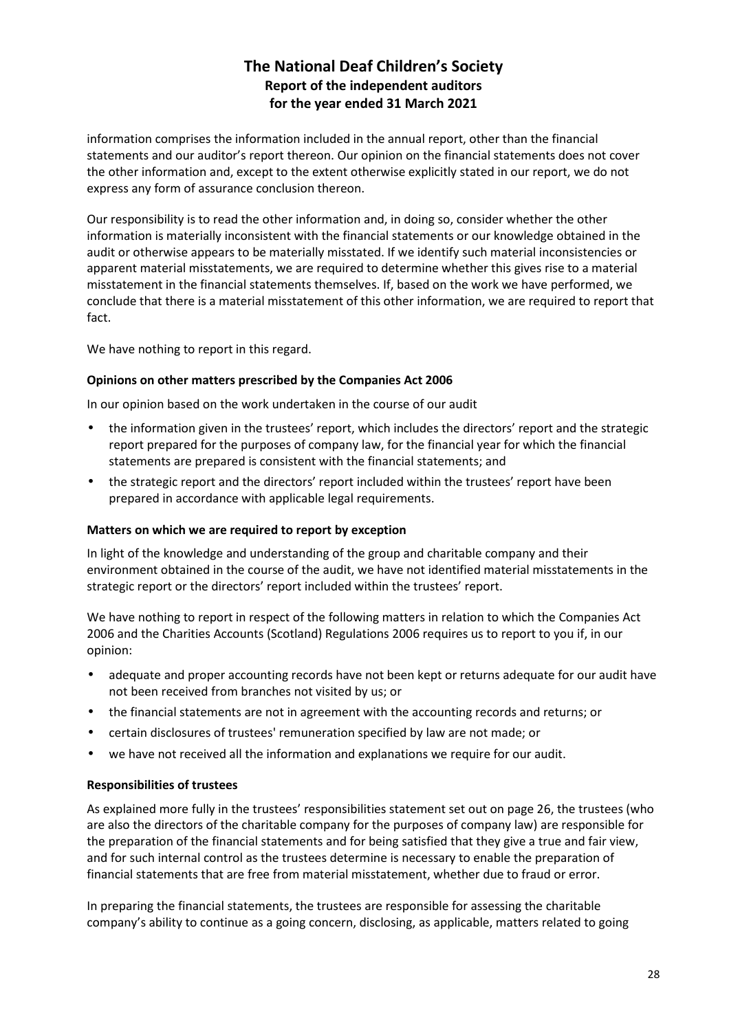information comprises the information included in the annual report, other than the financial statements and our auditor's report thereon. Our opinion on the financial statements does not cover the other information and, except to the extent otherwise explicitly stated in our report, we do not express any form of assurance conclusion thereon.

Our responsibility is to read the other information and, in doing so, consider whether the other information is materially inconsistent with the financial statements or our knowledge obtained in the audit or otherwise appears to be materially misstated. If we identify such material inconsistencies or apparent material misstatements, we are required to determine whether this gives rise to a material misstatement in the financial statements themselves. If, based on the work we have performed, we conclude that there is a material misstatement of this other information, we are required to report that fact.

We have nothing to report in this regard.

**Opinions on other matters prescribed by the Companies Act 2006**

In our opinion based on the work undertaken in the course of our audit

- the information given in the trustees' report, which includes the directors' report and the strategic report prepared for the purposes of company law, for the financial year for which the financial statements are prepared is consistent with the financial statements; and
- the strategic report and the directors' report included within the trustees' report have been prepared in accordance with applicable legal requirements.

**Matters on which we are required to report by exception**

In light of the knowledge and understanding of the group and charitable company and their environment obtained in the course of the audit, we have not identified material misstatements in the strategic report or the directors' report included within the trustees' report.

We have nothing to report in respect of the following matters in relation to which the Companies Act 2006 and the Charities Accounts (Scotland) Regulations 2006 requires us to report to you if, in our opinion:

- adequate and proper accounting records have not been kept or returns adequate for our audit have not been received from branches not visited by us; or
- the financial statements are not in agreement with the accounting records and returns; or
- certain disclosures of trustees' remuneration specified by law are not made; or
- we have not received all the information and explanations we require for our audit.

**Responsibilities of trustees**

As explained more fully in the trustees' responsibilities statement set out on page 26, the trustees (who are also the directors of the charitable company for the purposes of company law) are responsible for the preparation of the financial statements and for being satisfied that they give a true and fair view, and for such internal control as the trustees determine is necessary to enable the preparation of financial statements that are free from material misstatement, whether due to fraud or error.

In preparing the financial statements, the trustees are responsible for assessing the charitable company's ability to continue as a going concern, disclosing, as applicable, matters related to going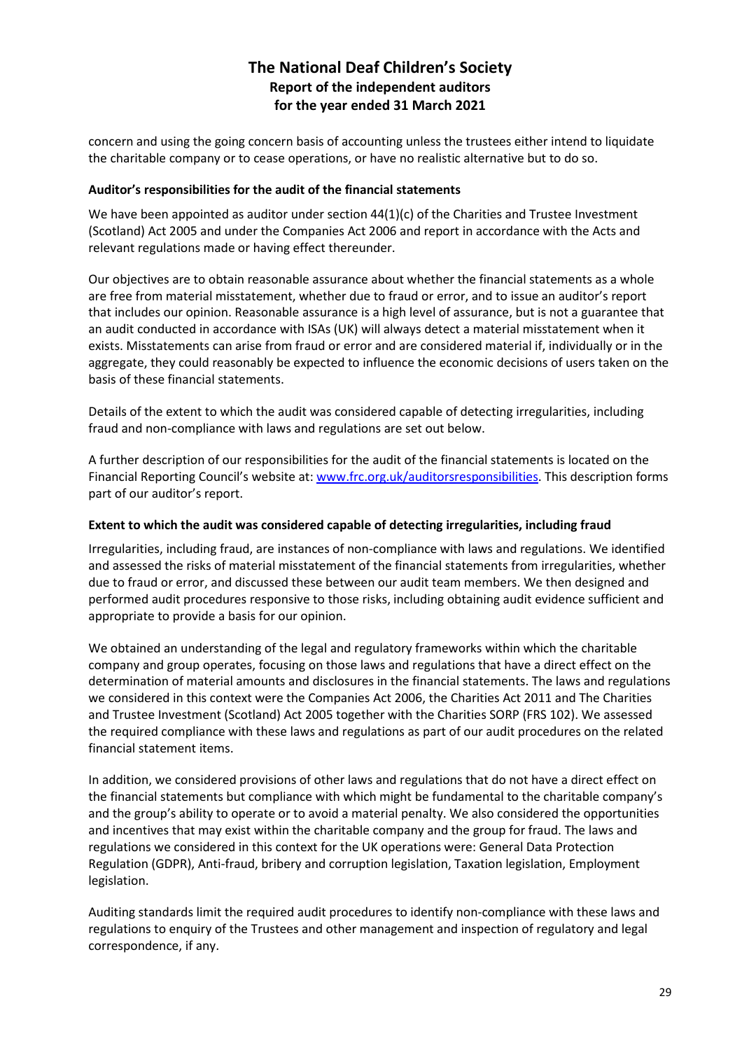concern and using the going concern basis of accounting unless the trustees either intend to liquidate the charitable company or to cease operations, or have no realistic alternative but to do so.

**Auditor's responsibilities for the audit of the financial statements**

We have been appointed as auditor under section 44(1)(c) of the Charities and Trustee Investment (Scotland) Act 2005 and under the Companies Act 2006 and report in accordance with the Acts and relevant regulations made or having effect thereunder.

Our objectives are to obtain reasonable assurance about whether the financial statements as a whole are free from material misstatement, whether due to fraud or error, and to issue an auditor's report that includes our opinion. Reasonable assurance is a high level of assurance, but is not a guarantee that an audit conducted in accordance with ISAs (UK) will always detect a material misstatement when it exists. Misstatements can arise from fraud or error and are considered material if, individually or in the aggregate, they could reasonably be expected to influence the economic decisions of users taken on the basis of these financial statements.

Details of the extent to which the audit was considered capable of detecting irregularities, including fraud and non-compliance with laws and regulations are set out below.

A further description of our responsibilities for the audit of the financial statements is located on the Financial Reporting Council's website at: [www.frc.org.uk/auditorsresponsibilities](www.frc.org.uk/auditorsresponsibilities). This description forms part of our auditor's report.

**Extent to which the audit was considered capable of detecting irregularities, including fraud**

Irregularities, including fraud, are instances of non-compliance with laws and regulations. We identified and assessed the risks of material misstatement of the financial statements from irregularities, whether due to fraud or error, and discussed these between our audit team members. We then designed and performed audit procedures responsive to those risks, including obtaining audit evidence sufficient and appropriate to provide a basis for our opinion.

We obtained an understanding of the legal and regulatory frameworks within which the charitable company and group operates, focusing on those laws and regulations that have a direct effect on the determination of material amounts and disclosures in the financial statements. The laws and regulations we considered in this context were the Companies Act 2006, the Charities Act 2011 and The Charities and Trustee Investment (Scotland) Act 2005 together with the Charities SORP (FRS 102). We assessed the required compliance with these laws and regulations as part of our audit procedures on the related financial statement items.

In addition, we considered provisions of other laws and regulations that do not have a direct effect on the financial statements but compliance with which might be fundamental to the charitable company's and the group's ability to operate or to avoid a material penalty. We also considered the opportunities and incentives that may exist within the charitable company and the group for fraud. The laws and regulations we considered in this context for the UK operations were: General Data Protection Regulation (GDPR), Anti-fraud, bribery and corruption legislation, Taxation legislation, Employment legislation.

Auditing standards limit the required audit procedures to identify non-compliance with these laws and regulations to enquiry of the Trustees and other management and inspection of regulatory and legal correspondence, if any.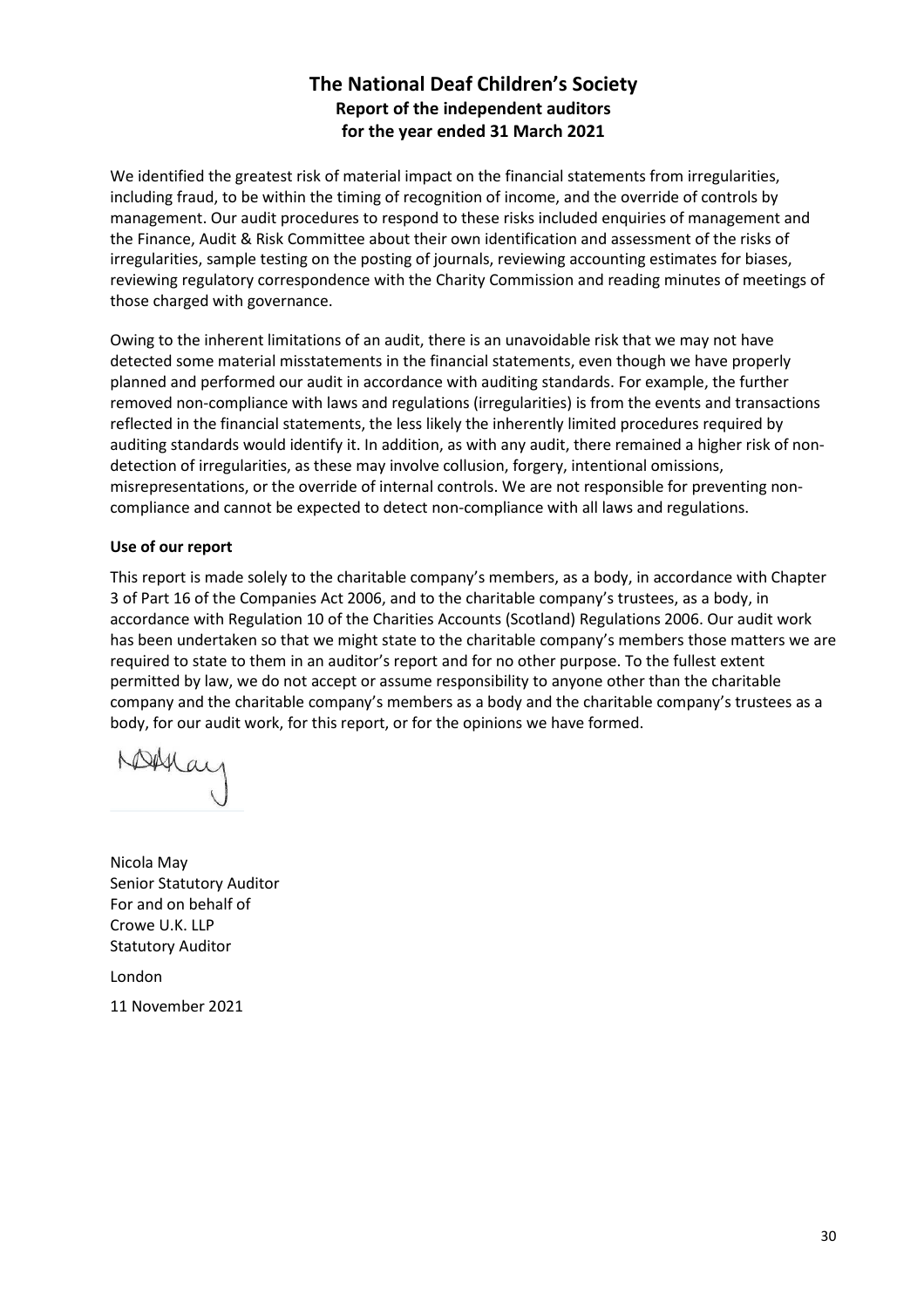# The National Deaf Children's Society
## Report of the independent auditors
## for the year ended 31 March 2021

We identified the greatest risk of material impact on the financial statements from irregularities, including fraud, to be within the timing of recognition of income, and the override of controls by management. Our audit procedures to respond to these risks included enquiries of management and the Finance, Audit & Risk Committee about their own identification and assessment of the risks of irregularities, sample testing on the posting of journals, reviewing accounting estimates for biases, reviewing regulatory correspondence with the Charity Commission and reading minutes of meetings of those charged with governance.

Owing to the inherent limitations of an audit, there is an unavoidable risk that we may not have detected some material misstatements in the financial statements, even though we have properly planned and performed our audit in accordance with auditing standards. For example, the further removed non-compliance with laws and regulations (irregularities) is from the events and transactions reflected in the financial statements, the less likely the inherently limited procedures required by auditing standards would identify it. In addition, as with any audit, there remained a higher risk of non-detection of irregularities, as these may involve collusion, forgery, intentional omissions, misrepresentations, or the override of internal controls. We are not responsible for preventing non-compliance and cannot be expected to detect non-compliance with all laws and regulations.

**Use of our report**

This report is made solely to the charitable company's members, as a body, in accordance with Chapter 3 of Part 16 of the Companies Act 2006, and to the charitable company's trustees, as a body, in accordance with Regulation 10 of the Charities Accounts (Scotland) Regulations 2006. Our audit work has been undertaken so that we might state to the charitable company's members those matters we are required to state to them in an auditor's report and for no other purpose. To the fullest extent permitted by law, we do not accept or assume responsibility to anyone other than the charitable company and the charitable company's members as a body and the charitable company's trustees as a body, for our audit work, for this report, or for the opinions we have formed.

Nicola May
Senior Statutory Auditor
For and on behalf of
Crowe U.K. LLP
Statutory Auditor

London

11 November 2021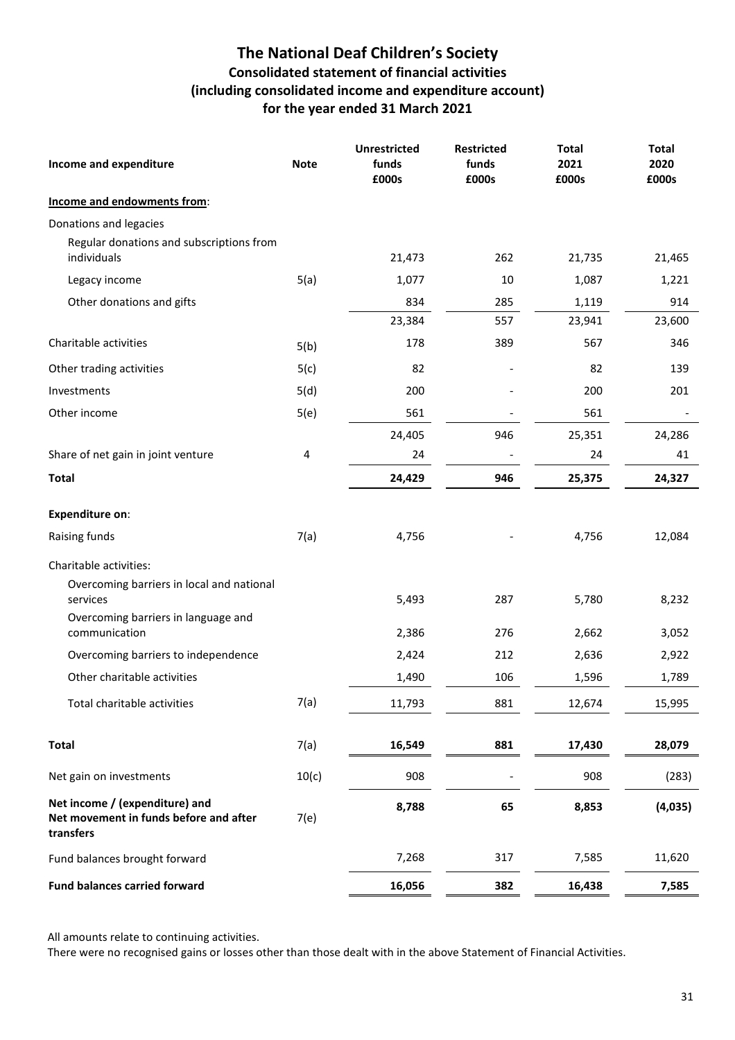# The National Deaf Children's Society

## Consolidated statement of financial activities
## (including consolidated income and expenditure account)
## for the year ended 31 March 2021

| Income and expenditure | Note | Unrestricted funds £000s | Restricted funds £000s | Total 2021 £000s | Total 2020 £000s |
|---|---|---|---|---|---|
| **Income and endowments from**: | | | | | |
| Donations and legacies | | | | | |
| Regular donations and subscriptions from individuals | | 21,473 | 262 | 21,735 | 21,465 |
| Legacy income | 5(a) | 1,077 | 10 | 1,087 | 1,221 |
| Other donations and gifts | | 834 | 285 | 1,119 | 914 |
| | | 23,384 | 557 | 23,941 | 23,600 |
| Charitable activities | 5(b) | 178 | 389 | 567 | 346 |
| Other trading activities | 5(c) | 82 | - | 82 | 139 |
| Investments | 5(d) | 200 | - | 200 | 201 |
| Other income | 5(e) | 561 | - | 561 | - |
| | | 24,405 | 946 | 25,351 | 24,286 |
| Share of net gain in joint venture | 4 | 24 | - | 24 | 41 |
| **Total** | | **24,429** | **946** | **25,375** | **24,327** |
| **Expenditure on**: | | | | | |
| Raising funds | 7(a) | 4,756 | - | 4,756 | 12,084 |
| Charitable activities: | | | | | |
| Overcoming barriers in local and national services | | 5,493 | 287 | 5,780 | 8,232 |
| Overcoming barriers in language and communication | | 2,386 | 276 | 2,662 | 3,052 |
| Overcoming barriers to independence | | 2,424 | 212 | 2,636 | 2,922 |
| Other charitable activities | | 1,490 | 106 | 1,596 | 1,789 |
| Total charitable activities | 7(a) | 11,793 | 881 | 12,674 | 15,995 |
| **Total** | 7(a) | **16,549** | **881** | **17,430** | **28,079** |
| Net gain on investments | 10(c) | 908 | - | 908 | (283) |
| **Net income / (expenditure) and Net movement in funds before and after transfers** | 7(e) | **8,788** | **65** | **8,853** | **(4,035)** |
| Fund balances brought forward | | 7,268 | 317 | 7,585 | 11,620 |
| **Fund balances carried forward** | | **16,056** | **382** | **16,438** | **7,585** |

All amounts relate to continuing activities.

There were no recognised gains or losses other than those dealt with in the above Statement of Financial Activities.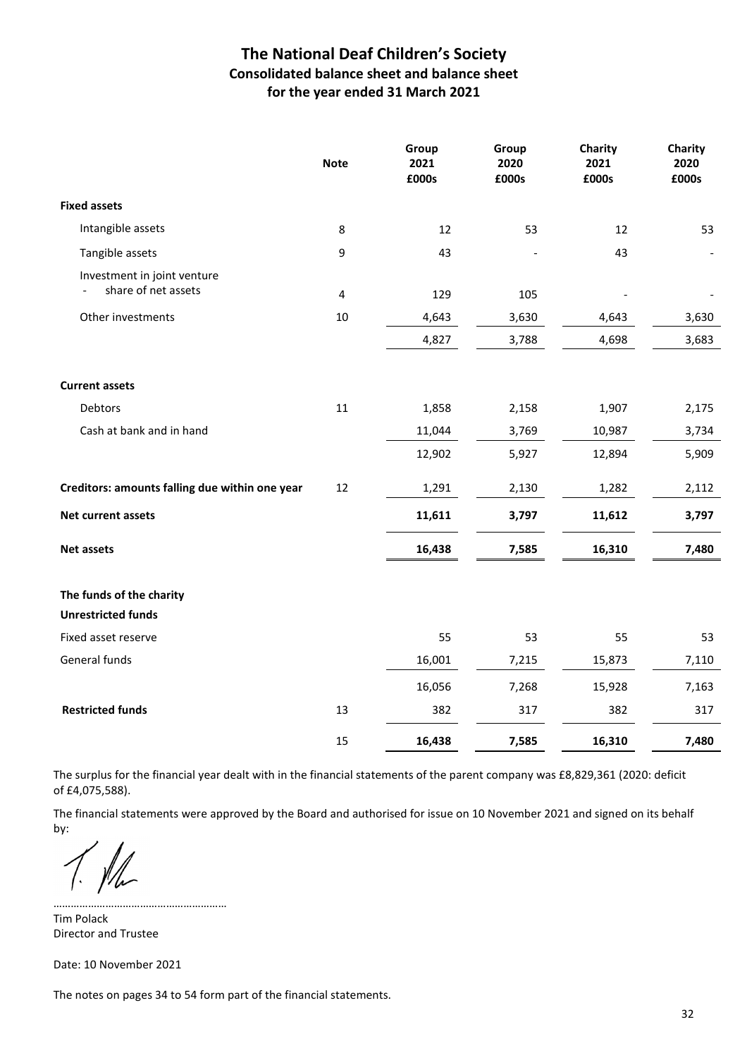# The National Deaf Children's Society

## Consolidated balance sheet and balance sheet

## for the year ended 31 March 2021

| | Note | Group 2021 £000s | Group 2020 £000s | Charity 2021 £000s | Charity 2020 £000s |
|---|---|---|---|---|---|
| **Fixed assets** | | | | | |
| Intangible assets | 8 | 12 | 53 | 12 | 53 |
| Tangible assets | 9 | 43 | - | 43 | - |
| Investment in joint venture - share of net assets | 4 | 129 | 105 | - | - |
| Other investments | 10 | 4,643 | 3,630 | 4,643 | 3,630 |
| | | 4,827 | 3,788 | 4,698 | 3,683 |
| **Current assets** | | | | | |
| Debtors | 11 | 1,858 | 2,158 | 1,907 | 2,175 |
| Cash at bank and in hand | | 11,044 | 3,769 | 10,987 | 3,734 |
| | | 12,902 | 5,927 | 12,894 | 5,909 |
| **Creditors: amounts falling due within one year** | 12 | 1,291 | 2,130 | 1,282 | 2,112 |
| **Net current assets** | | **11,611** | **3,797** | **11,612** | **3,797** |
| **Net assets** | | **16,438** | **7,585** | **16,310** | **7,480** |
| **The funds of the charity** | | | | | |
| **Unrestricted funds** | | | | | |
| Fixed asset reserve | | 55 | 53 | 55 | 53 |
| General funds | | 16,001 | 7,215 | 15,873 | 7,110 |
| | | 16,056 | 7,268 | 15,928 | 7,163 |
| **Restricted funds** | 13 | 382 | 317 | 382 | 317 |
| | 15 | **16,438** | **7,585** | **16,310** | **7,480** |

The surplus for the financial year dealt with in the financial statements of the parent company was £8,829,361 (2020: deficit of £4,075,588).

The financial statements were approved by the Board and authorised for issue on 10 November 2021 and signed on its behalf by:

…………………………………………………

Tim Polack
Director and Trustee

Date: 10 November 2021

The notes on pages 34 to 54 form part of the financial statements.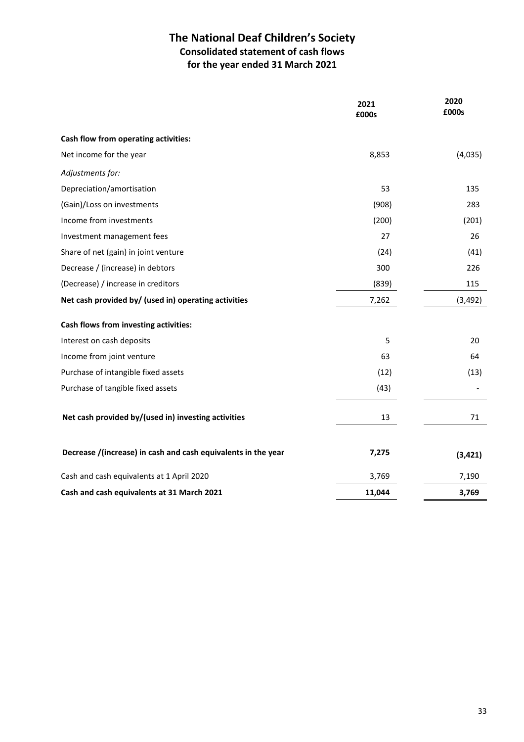# The National Deaf Children's Society

## Consolidated statement of cash flows

## for the year ended 31 March 2021

| | 2021 £000s | 2020 £000s |
|---|---|---|
| **Cash flow from operating activities:** | | |
| Net income for the year | 8,853 | (4,035) |
| *Adjustments for:* | | |
| Depreciation/amortisation | 53 | 135 |
| (Gain)/Loss on investments | (908) | 283 |
| Income from investments | (200) | (201) |
| Investment management fees | 27 | 26 |
| Share of net (gain) in joint venture | (24) | (41) |
| Decrease / (increase) in debtors | 300 | 226 |
| (Decrease) / increase in creditors | (839) | 115 |
| **Net cash provided by/ (used in) operating activities** | 7,262 | (3,492) |
| **Cash flows from investing activities:** | | |
| Interest on cash deposits | 5 | 20 |
| Income from joint venture | 63 | 64 |
| Purchase of intangible fixed assets | (12) | (13) |
| Purchase of tangible fixed assets | (43) | - |
| **Net cash provided by/(used in) investing activities** | 13 | 71 |
| **Decrease /(increase) in cash and cash equivalents in the year** | **7,275** | **(3,421)** |
| Cash and cash equivalents at 1 April 2020 | 3,769 | 7,190 |
| **Cash and cash equivalents at 31 March 2021** | **11,044** | **3,769** |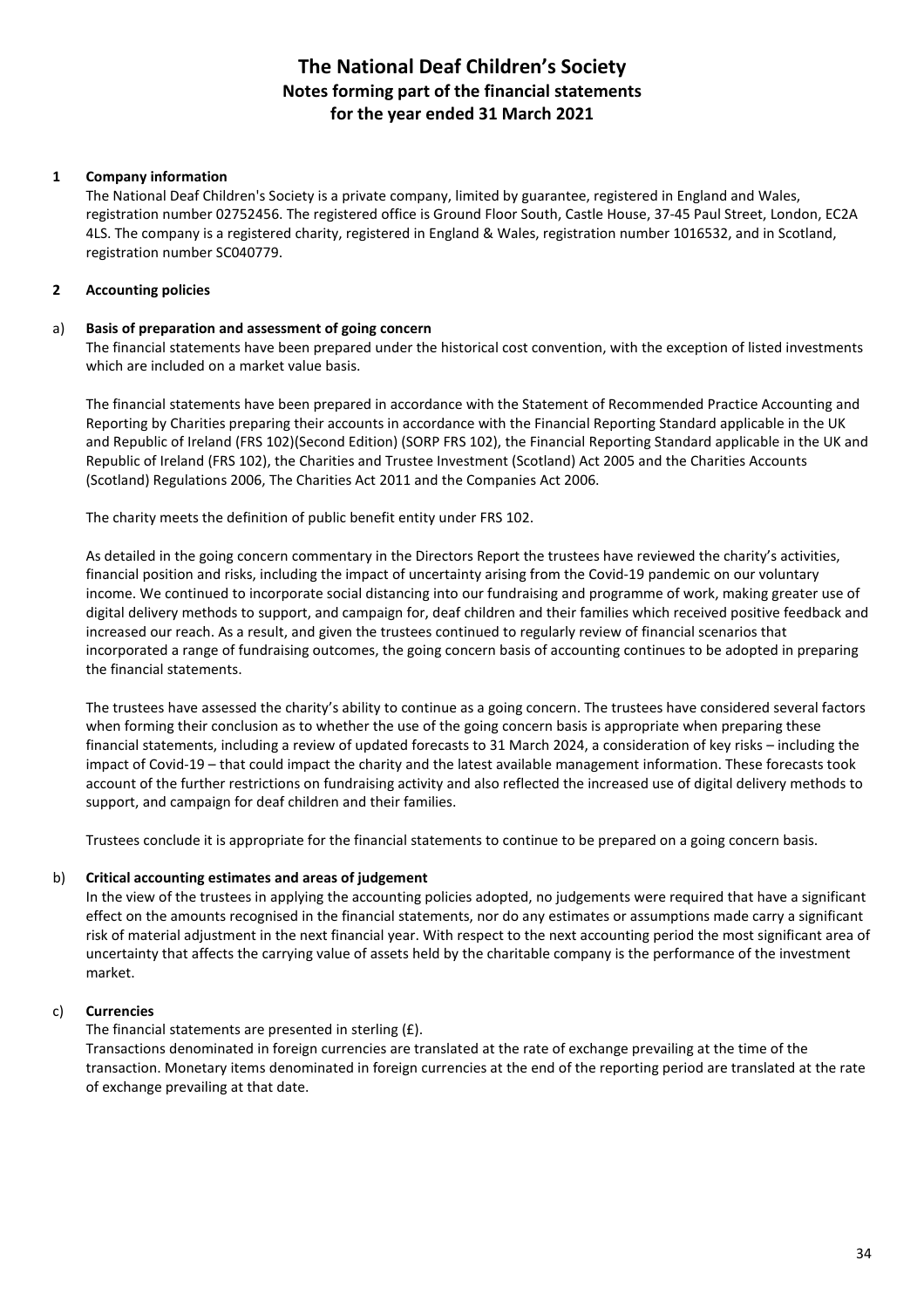# The National Deaf Children's Society
## Notes forming part of the financial statements
## for the year ended 31 March 2021

### 1 Company information

The National Deaf Children's Society is a private company, limited by guarantee, registered in England and Wales, registration number 02752456. The registered office is Ground Floor South, Castle House, 37-45 Paul Street, London, EC2A 4LS. The company is a registered charity, registered in England & Wales, registration number 1016532, and in Scotland, registration number SC040779.

### 2 Accounting policies

#### a) Basis of preparation and assessment of going concern

The financial statements have been prepared under the historical cost convention, with the exception of listed investments which are included on a market value basis.

The financial statements have been prepared in accordance with the Statement of Recommended Practice Accounting and Reporting by Charities preparing their accounts in accordance with the Financial Reporting Standard applicable in the UK and Republic of Ireland (FRS 102)(Second Edition) (SORP FRS 102), the Financial Reporting Standard applicable in the UK and Republic of Ireland (FRS 102), the Charities and Trustee Investment (Scotland) Act 2005 and the Charities Accounts (Scotland) Regulations 2006, The Charities Act 2011 and the Companies Act 2006.

The charity meets the definition of public benefit entity under FRS 102.

As detailed in the going concern commentary in the Directors Report the trustees have reviewed the charity's activities, financial position and risks, including the impact of uncertainty arising from the Covid-19 pandemic on our voluntary income. We continued to incorporate social distancing into our fundraising and programme of work, making greater use of digital delivery methods to support, and campaign for, deaf children and their families which received positive feedback and increased our reach. As a result, and given the trustees continued to regularly review of financial scenarios that incorporated a range of fundraising outcomes, the going concern basis of accounting continues to be adopted in preparing the financial statements.

The trustees have assessed the charity's ability to continue as a going concern. The trustees have considered several factors when forming their conclusion as to whether the use of the going concern basis is appropriate when preparing these financial statements, including a review of updated forecasts to 31 March 2024, a consideration of key risks – including the impact of Covid-19 – that could impact the charity and the latest available management information. These forecasts took account of the further restrictions on fundraising activity and also reflected the increased use of digital delivery methods to support, and campaign for deaf children and their families.

Trustees conclude it is appropriate for the financial statements to continue to be prepared on a going concern basis.

#### b) Critical accounting estimates and areas of judgement

In the view of the trustees in applying the accounting policies adopted, no judgements were required that have a significant effect on the amounts recognised in the financial statements, nor do any estimates or assumptions made carry a significant risk of material adjustment in the next financial year. With respect to the next accounting period the most significant area of uncertainty that affects the carrying value of assets held by the charitable company is the performance of the investment market.

#### c) Currencies

The financial statements are presented in sterling (£).

Transactions denominated in foreign currencies are translated at the rate of exchange prevailing at the time of the transaction. Monetary items denominated in foreign currencies at the end of the reporting period are translated at the rate of exchange prevailing at that date.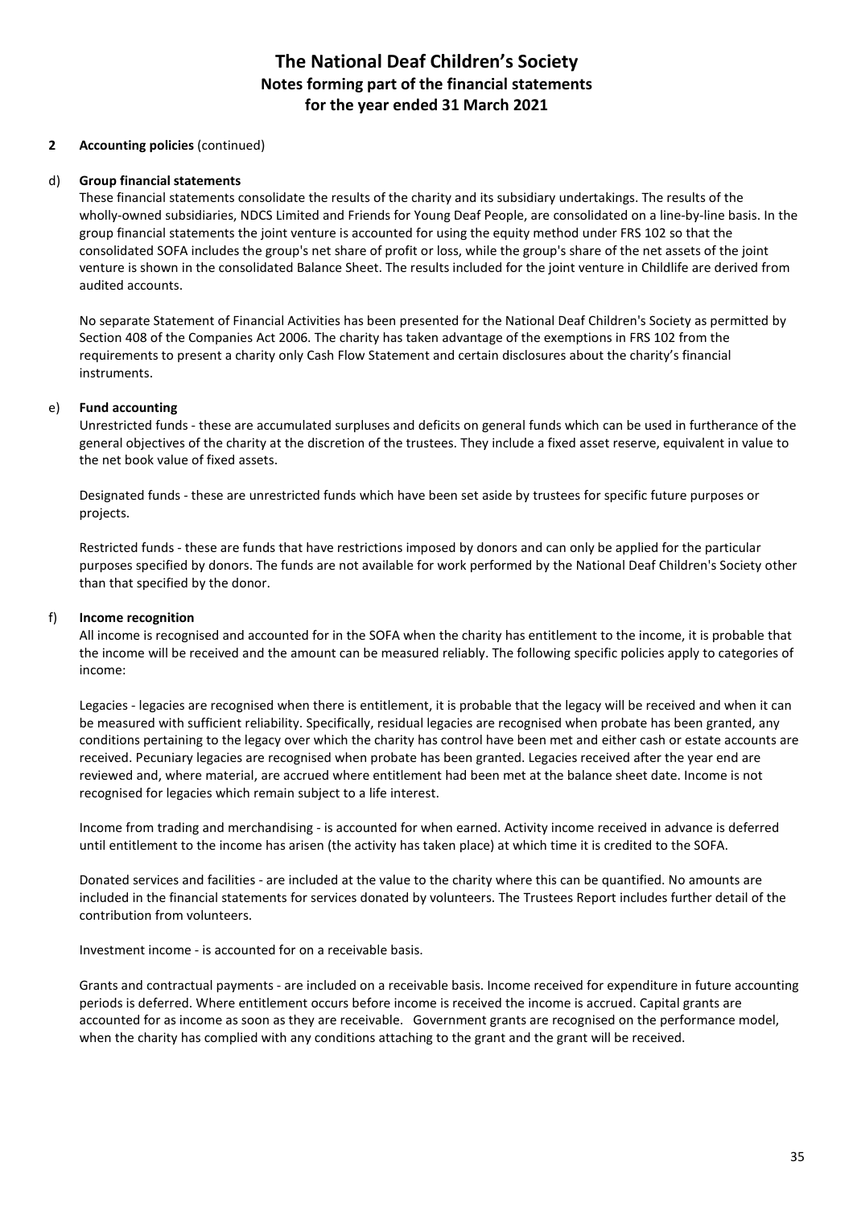# The National Deaf Children's Society
## Notes forming part of the financial statements
## for the year ended 31 March 2021

**2 Accounting policies** (continued)

d) **Group financial statements**

These financial statements consolidate the results of the charity and its subsidiary undertakings. The results of the wholly-owned subsidiaries, NDCS Limited and Friends for Young Deaf People, are consolidated on a line-by-line basis. In the group financial statements the joint venture is accounted for using the equity method under FRS 102 so that the consolidated SOFA includes the group's net share of profit or loss, while the group's share of the net assets of the joint venture is shown in the consolidated Balance Sheet. The results included for the joint venture in Childlife are derived from audited accounts.

No separate Statement of Financial Activities has been presented for the National Deaf Children's Society as permitted by Section 408 of the Companies Act 2006. The charity has taken advantage of the exemptions in FRS 102 from the requirements to present a charity only Cash Flow Statement and certain disclosures about the charity's financial instruments.

e) **Fund accounting**

Unrestricted funds - these are accumulated surpluses and deficits on general funds which can be used in furtherance of the general objectives of the charity at the discretion of the trustees. They include a fixed asset reserve, equivalent in value to the net book value of fixed assets.

Designated funds - these are unrestricted funds which have been set aside by trustees for specific future purposes or projects.

Restricted funds - these are funds that have restrictions imposed by donors and can only be applied for the particular purposes specified by donors. The funds are not available for work performed by the National Deaf Children's Society other than that specified by the donor.

f) **Income recognition**

All income is recognised and accounted for in the SOFA when the charity has entitlement to the income, it is probable that the income will be received and the amount can be measured reliably. The following specific policies apply to categories of income:

Legacies - legacies are recognised when there is entitlement, it is probable that the legacy will be received and when it can be measured with sufficient reliability. Specifically, residual legacies are recognised when probate has been granted, any conditions pertaining to the legacy over which the charity has control have been met and either cash or estate accounts are received. Pecuniary legacies are recognised when probate has been granted. Legacies received after the year end are reviewed and, where material, are accrued where entitlement had been met at the balance sheet date. Income is not recognised for legacies which remain subject to a life interest.

Income from trading and merchandising - is accounted for when earned. Activity income received in advance is deferred until entitlement to the income has arisen (the activity has taken place) at which time it is credited to the SOFA.

Donated services and facilities - are included at the value to the charity where this can be quantified. No amounts are included in the financial statements for services donated by volunteers. The Trustees Report includes further detail of the contribution from volunteers.

Investment income - is accounted for on a receivable basis.

Grants and contractual payments - are included on a receivable basis. Income received for expenditure in future accounting periods is deferred. Where entitlement occurs before income is received the income is accrued. Capital grants are accounted for as income as soon as they are receivable. Government grants are recognised on the performance model, when the charity has complied with any conditions attaching to the grant and the grant will be received.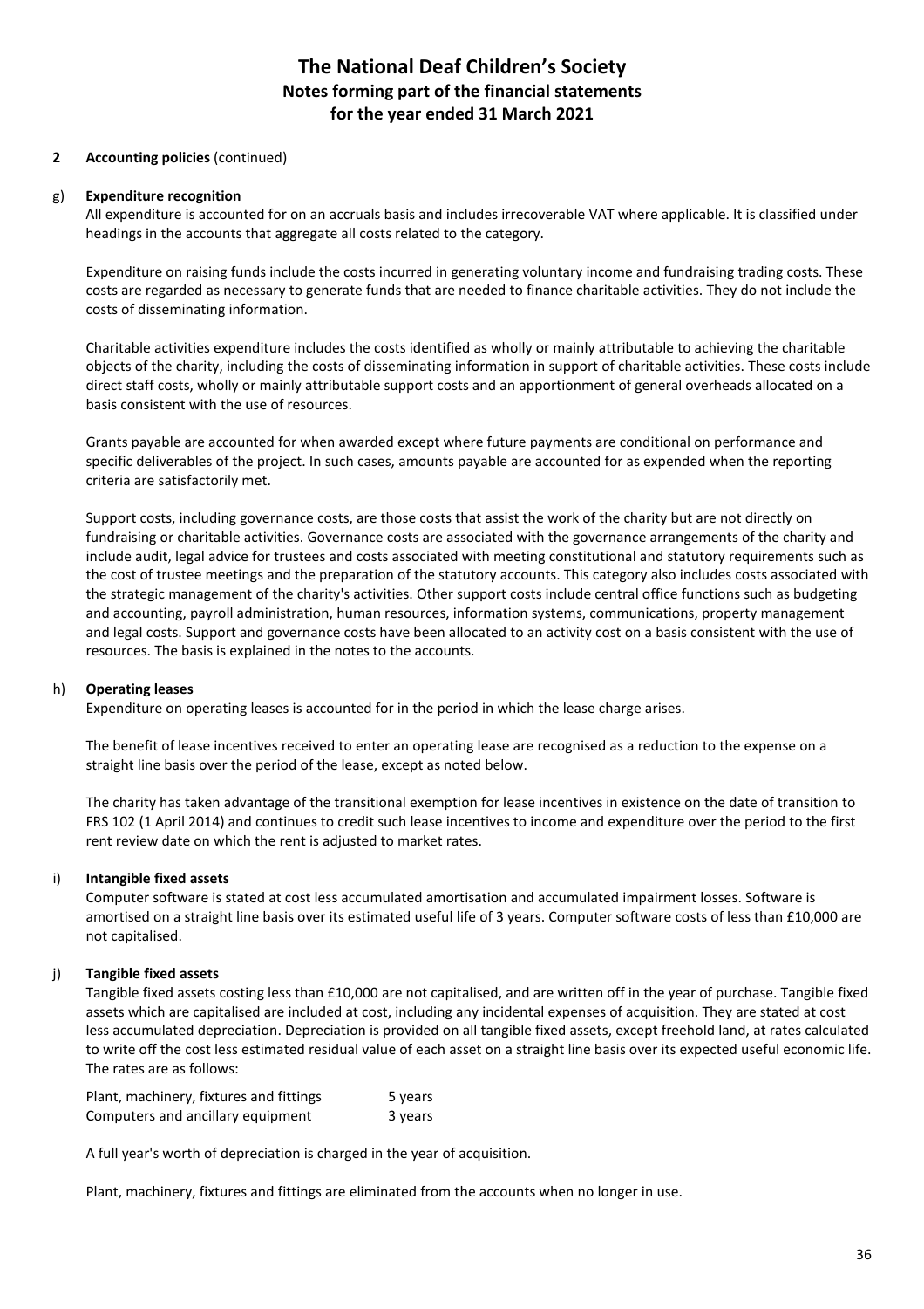# The National Deaf Children's Society
## Notes forming part of the financial statements
## for the year ended 31 March 2021

**2 Accounting policies** (continued)

g) **Expenditure recognition**

All expenditure is accounted for on an accruals basis and includes irrecoverable VAT where applicable. It is classified under headings in the accounts that aggregate all costs related to the category.

Expenditure on raising funds include the costs incurred in generating voluntary income and fundraising trading costs. These costs are regarded as necessary to generate funds that are needed to finance charitable activities. They do not include the costs of disseminating information.

Charitable activities expenditure includes the costs identified as wholly or mainly attributable to achieving the charitable objects of the charity, including the costs of disseminating information in support of charitable activities. These costs include direct staff costs, wholly or mainly attributable support costs and an apportionment of general overheads allocated on a basis consistent with the use of resources.

Grants payable are accounted for when awarded except where future payments are conditional on performance and specific deliverables of the project. In such cases, amounts payable are accounted for as expended when the reporting criteria are satisfactorily met.

Support costs, including governance costs, are those costs that assist the work of the charity but are not directly on fundraising or charitable activities. Governance costs are associated with the governance arrangements of the charity and include audit, legal advice for trustees and costs associated with meeting constitutional and statutory requirements such as the cost of trustee meetings and the preparation of the statutory accounts. This category also includes costs associated with the strategic management of the charity's activities. Other support costs include central office functions such as budgeting and accounting, payroll administration, human resources, information systems, communications, property management and legal costs. Support and governance costs have been allocated to an activity cost on a basis consistent with the use of resources. The basis is explained in the notes to the accounts.

h) **Operating leases**

Expenditure on operating leases is accounted for in the period in which the lease charge arises.

The benefit of lease incentives received to enter an operating lease are recognised as a reduction to the expense on a straight line basis over the period of the lease, except as noted below.

The charity has taken advantage of the transitional exemption for lease incentives in existence on the date of transition to FRS 102 (1 April 2014) and continues to credit such lease incentives to income and expenditure over the period to the first rent review date on which the rent is adjusted to market rates.

i) **Intangible fixed assets**

Computer software is stated at cost less accumulated amortisation and accumulated impairment losses. Software is amortised on a straight line basis over its estimated useful life of 3 years. Computer software costs of less than £10,000 are not capitalised.

j) **Tangible fixed assets**

Tangible fixed assets costing less than £10,000 are not capitalised, and are written off in the year of purchase. Tangible fixed assets which are capitalised are included at cost, including any incidental expenses of acquisition. They are stated at cost less accumulated depreciation. Depreciation is provided on all tangible fixed assets, except freehold land, at rates calculated to write off the cost less estimated residual value of each asset on a straight line basis over its expected useful economic life. The rates are as follows:

| | |
|---|---|
| Plant, machinery, fixtures and fittings | 5 years |
| Computers and ancillary equipment | 3 years |

A full year's worth of depreciation is charged in the year of acquisition.

Plant, machinery, fixtures and fittings are eliminated from the accounts when no longer in use.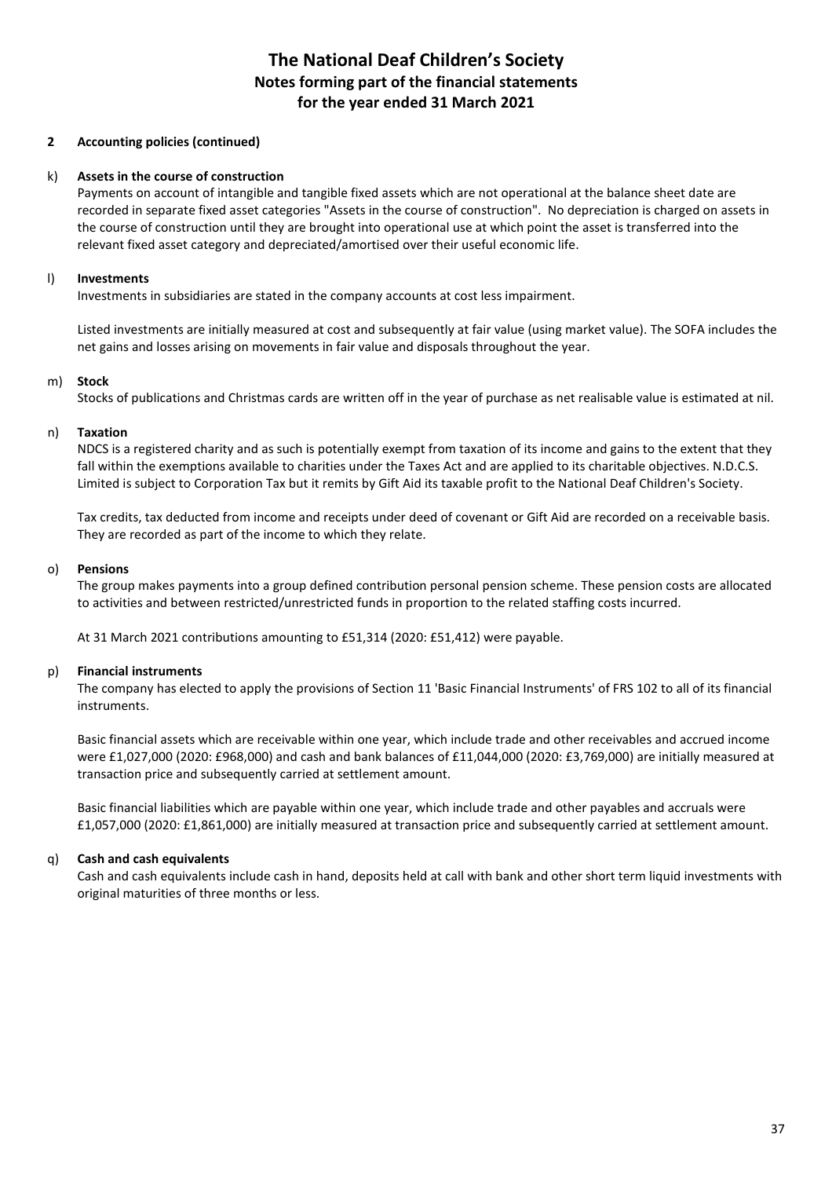# The National Deaf Children's Society
## Notes forming part of the financial statements
## for the year ended 31 March 2021

### 2 Accounting policies (continued)

#### k) Assets in the course of construction

Payments on account of intangible and tangible fixed assets which are not operational at the balance sheet date are recorded in separate fixed asset categories "Assets in the course of construction". No depreciation is charged on assets in the course of construction until they are brought into operational use at which point the asset is transferred into the relevant fixed asset category and depreciated/amortised over their useful economic life.

#### l) Investments

Investments in subsidiaries are stated in the company accounts at cost less impairment.

Listed investments are initially measured at cost and subsequently at fair value (using market value). The SOFA includes the net gains and losses arising on movements in fair value and disposals throughout the year.

#### m) Stock

Stocks of publications and Christmas cards are written off in the year of purchase as net realisable value is estimated at nil.

#### n) Taxation

NDCS is a registered charity and as such is potentially exempt from taxation of its income and gains to the extent that they fall within the exemptions available to charities under the Taxes Act and are applied to its charitable objectives. N.D.C.S. Limited is subject to Corporation Tax but it remits by Gift Aid its taxable profit to the National Deaf Children's Society.

Tax credits, tax deducted from income and receipts under deed of covenant or Gift Aid are recorded on a receivable basis. They are recorded as part of the income to which they relate.

#### o) Pensions

The group makes payments into a group defined contribution personal pension scheme. These pension costs are allocated to activities and between restricted/unrestricted funds in proportion to the related staffing costs incurred.

At 31 March 2021 contributions amounting to £51,314 (2020: £51,412) were payable.

#### p) Financial instruments

The company has elected to apply the provisions of Section 11 'Basic Financial Instruments' of FRS 102 to all of its financial instruments.

Basic financial assets which are receivable within one year, which include trade and other receivables and accrued income were £1,027,000 (2020: £968,000) and cash and bank balances of £11,044,000 (2020: £3,769,000) are initially measured at transaction price and subsequently carried at settlement amount.

Basic financial liabilities which are payable within one year, which include trade and other payables and accruals were £1,057,000 (2020: £1,861,000) are initially measured at transaction price and subsequently carried at settlement amount.

#### q) Cash and cash equivalents

Cash and cash equivalents include cash in hand, deposits held at call with bank and other short term liquid investments with original maturities of three months or less.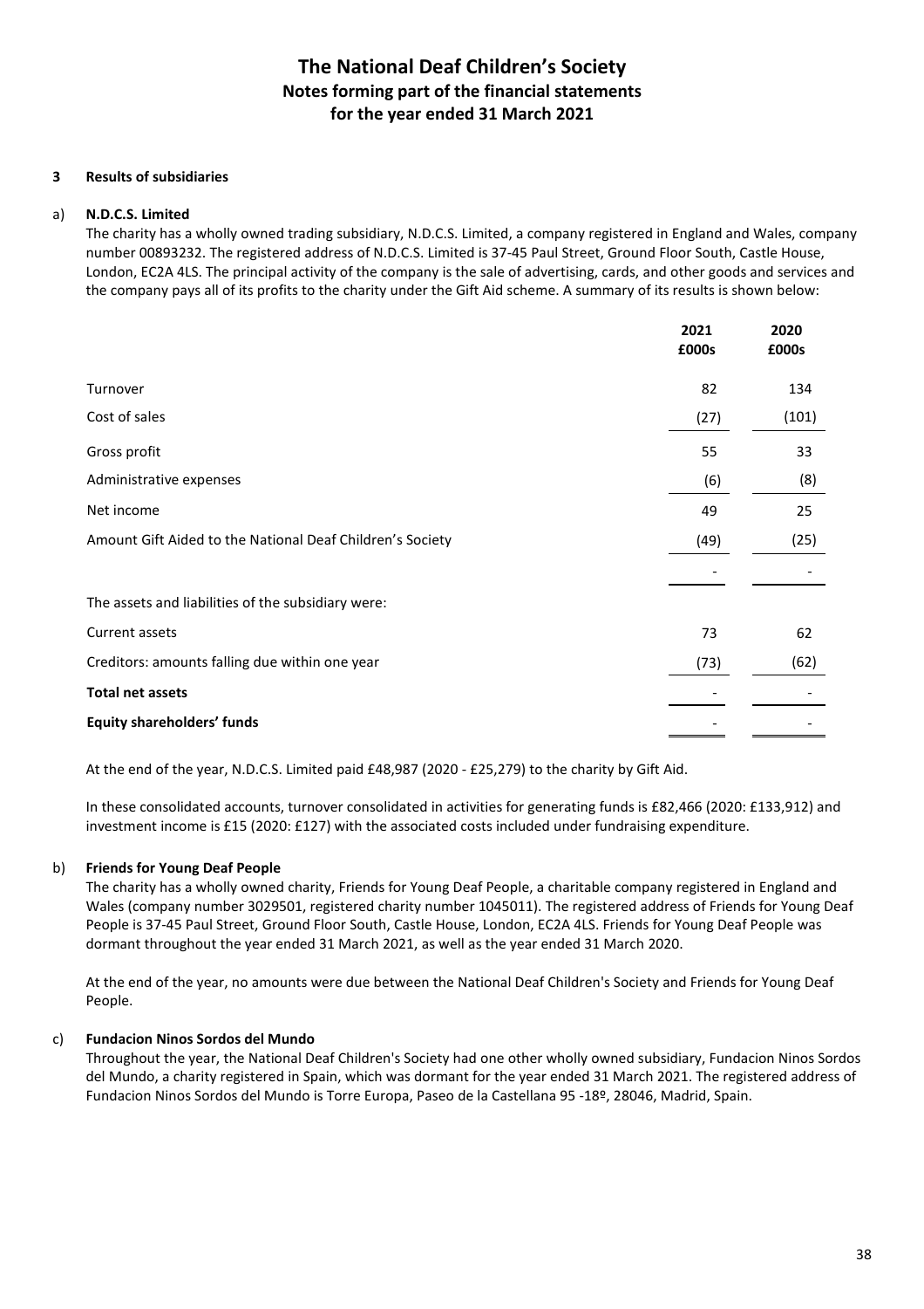# The National Deaf Children's Society
## Notes forming part of the financial statements
## for the year ended 31 March 2021

### 3 Results of subsidiaries

#### a) N.D.C.S. Limited

The charity has a wholly owned trading subsidiary, N.D.C.S. Limited, a company registered in England and Wales, company number 00893232. The registered address of N.D.C.S. Limited is 37-45 Paul Street, Ground Floor South, Castle House, London, EC2A 4LS. The principal activity of the company is the sale of advertising, cards, and other goods and services and the company pays all of its profits to the charity under the Gift Aid scheme. A summary of its results is shown below:

| | 2021 £000s | 2020 £000s |
|---|---|---|
| Turnover | 82 | 134 |
| Cost of sales | (27) | (101) |
| Gross profit | 55 | 33 |
| Administrative expenses | (6) | (8) |
| Net income | 49 | 25 |
| Amount Gift Aided to the National Deaf Children's Society | (49) | (25) |
| | - | - |
| The assets and liabilities of the subsidiary were: | | |
| Current assets | 73 | 62 |
| Creditors: amounts falling due within one year | (73) | (62) |
| **Total net assets** | - | - |
| **Equity shareholders' funds** | - | - |

At the end of the year, N.D.C.S. Limited paid £48,987 (2020 - £25,279) to the charity by Gift Aid.

In these consolidated accounts, turnover consolidated in activities for generating funds is £82,466 (2020: £133,912) and investment income is £15 (2020: £127) with the associated costs included under fundraising expenditure.

#### b) Friends for Young Deaf People

The charity has a wholly owned charity, Friends for Young Deaf People, a charitable company registered in England and Wales (company number 3029501, registered charity number 1045011). The registered address of Friends for Young Deaf People is 37-45 Paul Street, Ground Floor South, Castle House, London, EC2A 4LS. Friends for Young Deaf People was dormant throughout the year ended 31 March 2021, as well as the year ended 31 March 2020.

At the end of the year, no amounts were due between the National Deaf Children's Society and Friends for Young Deaf People.

#### c) Fundacion Ninos Sordos del Mundo

Throughout the year, the National Deaf Children's Society had one other wholly owned subsidiary, Fundacion Ninos Sordos del Mundo, a charity registered in Spain, which was dormant for the year ended 31 March 2021. The registered address of Fundacion Ninos Sordos del Mundo is Torre Europa, Paseo de la Castellana 95 -18º, 28046, Madrid, Spain.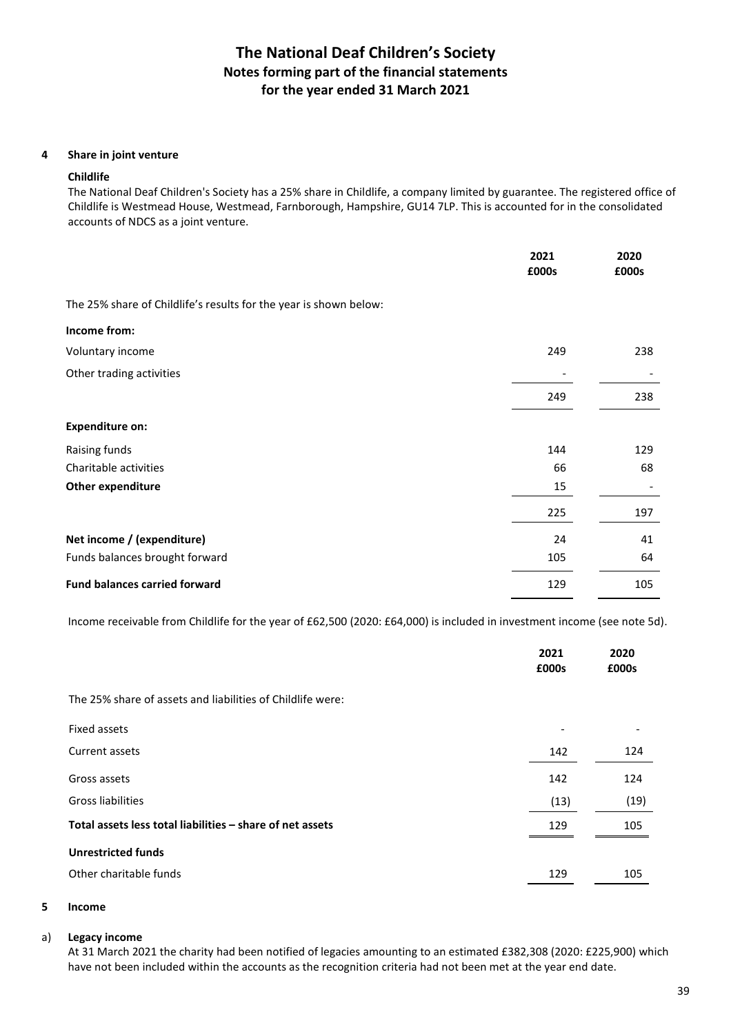# The National Deaf Children's Society
## Notes forming part of the financial statements
## for the year ended 31 March 2021

### 4 Share in joint venture

**Childlife**

The National Deaf Children's Society has a 25% share in Childlife, a company limited by guarantee. The registered office of Childlife is Westmead House, Westmead, Farnborough, Hampshire, GU14 7LP. This is accounted for in the consolidated accounts of NDCS as a joint venture.

| | 2021 £000s | 2020 £000s |
|---|---|---|
| The 25% share of Childlife's results for the year is shown below: | | |
| **Income from:** | | |
| Voluntary income | 249 | 238 |
| Other trading activities | - | - |
| | 249 | 238 |
| **Expenditure on:** | | |
| Raising funds | 144 | 129 |
| Charitable activities | 66 | 68 |
| **Other expenditure** | 15 | - |
| | 225 | 197 |
| **Net income / (expenditure)** | 24 | 41 |
| Funds balances brought forward | 105 | 64 |
| **Fund balances carried forward** | 129 | 105 |

Income receivable from Childlife for the year of £62,500 (2020: £64,000) is included in investment income (see note 5d).

| | 2021 £000s | 2020 £000s |
|---|---|---|
| The 25% share of assets and liabilities of Childlife were: | | |
| Fixed assets | - | - |
| Current assets | 142 | 124 |
| Gross assets | 142 | 124 |
| Gross liabilities | (13) | (19) |
| **Total assets less total liabilities – share of net assets** | 129 | 105 |
| **Unrestricted funds** | | |
| Other charitable funds | 129 | 105 |

### 5 Income

**a) Legacy income**

At 31 March 2021 the charity had been notified of legacies amounting to an estimated £382,308 (2020: £225,900) which have not been included within the accounts as the recognition criteria had not been met at the year end date.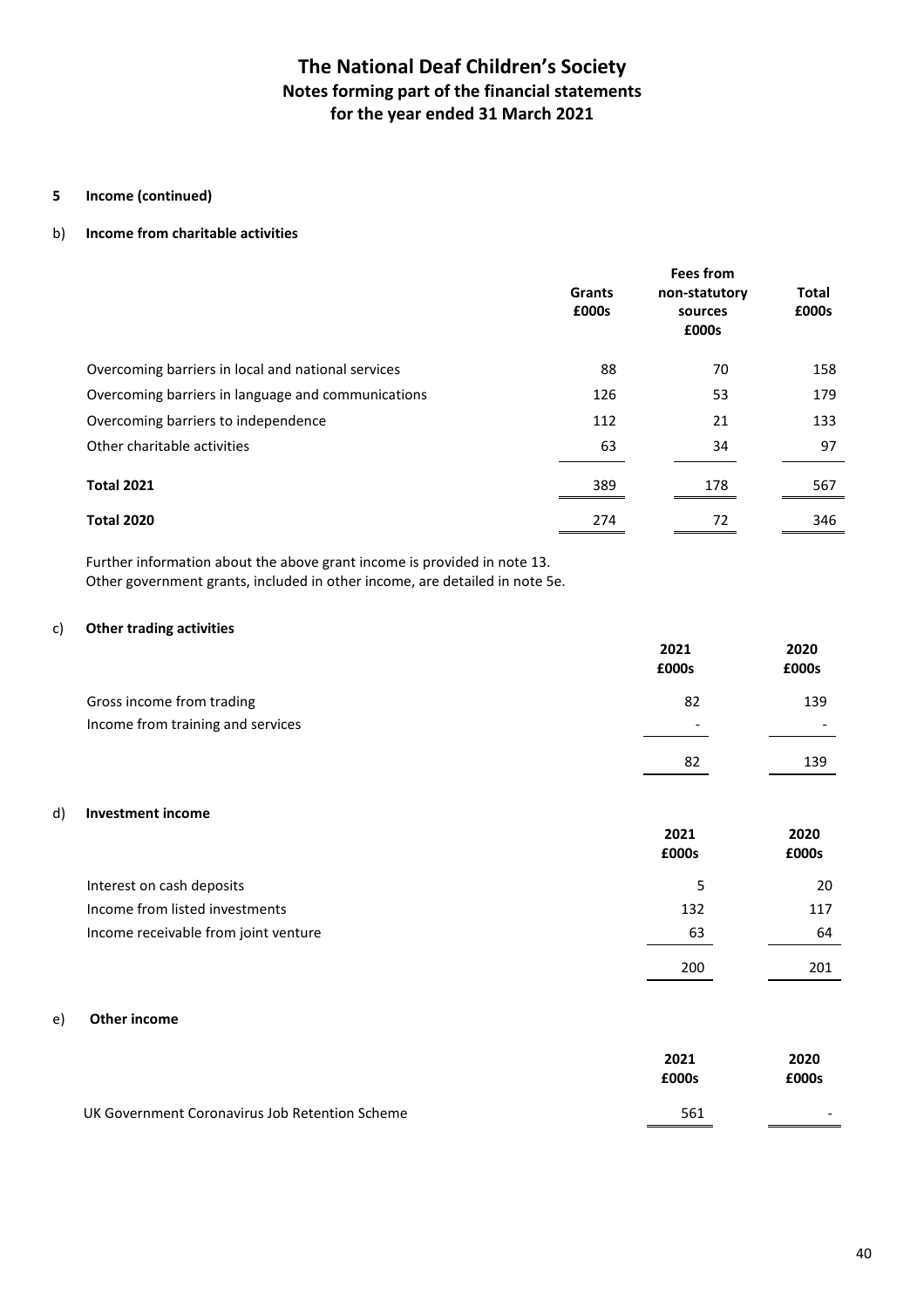# The National Deaf Children's Society
## Notes forming part of the financial statements
## for the year ended 31 March 2021

### 5 Income (continued)

#### b) Income from charitable activities

| | Grants £000s | Fees from non-statutory sources £000s | Total £000s |
|---|---|---|---|
| Overcoming barriers in local and national services | 88 | 70 | 158 |
| Overcoming barriers in language and communications | 126 | 53 | 179 |
| Overcoming barriers to independence | 112 | 21 | 133 |
| Other charitable activities | 63 | 34 | 97 |
| **Total 2021** | 389 | 178 | 567 |
| **Total 2020** | 274 | 72 | 346 |

Further information about the above grant income is provided in note 13.
Other government grants, included in other income, are detailed in note 5e.

#### c) Other trading activities

| | 2021 £000s | 2020 £000s |
|---|---|---|
| Gross income from trading | 82 | 139 |
| Income from training and services | - | - |
| | 82 | 139 |

#### d) Investment income

| | 2021 £000s | 2020 £000s |
|---|---|---|
| Interest on cash deposits | 5 | 20 |
| Income from listed investments | 132 | 117 |
| Income receivable from joint venture | 63 | 64 |
| | 200 | 201 |

#### e) Other income

| | 2021 £000s | 2020 £000s |
|---|---|---|
| UK Government Coronavirus Job Retention Scheme | 561 | - |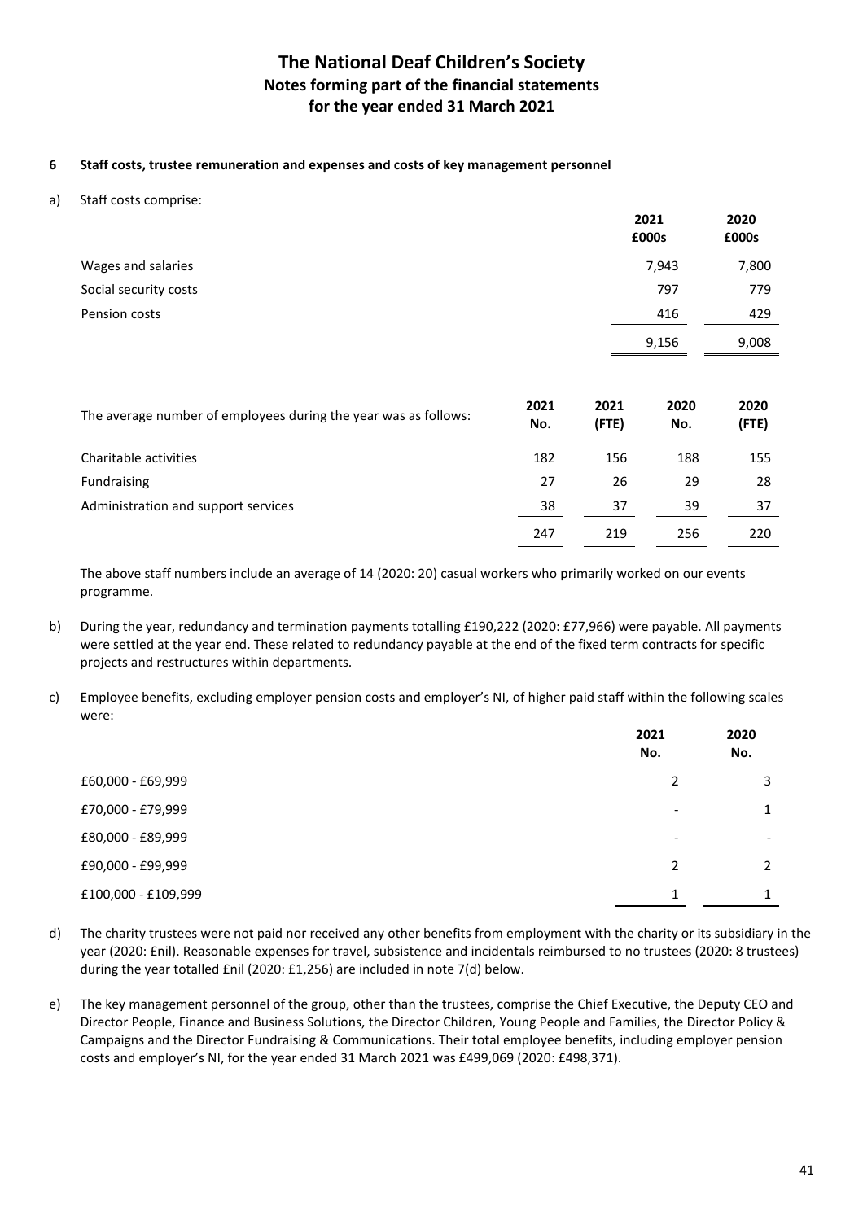# The National Deaf Children's Society
## Notes forming part of the financial statements
## for the year ended 31 March 2021

### 6 Staff costs, trustee remuneration and expenses and costs of key management personnel

a) Staff costs comprise:

| | 2021 £000s | 2020 £000s |
|---|---|---|
| Wages and salaries | 7,943 | 7,800 |
| Social security costs | 797 | 779 |
| Pension costs | 416 | 429 |
| | 9,156 | 9,008 |

| The average number of employees during the year was as follows: | 2021 No. | 2021 (FTE) | 2020 No. | 2020 (FTE) |
|---|---|---|---|---|
| Charitable activities | 182 | 156 | 188 | 155 |
| Fundraising | 27 | 26 | 29 | 28 |
| Administration and support services | 38 | 37 | 39 | 37 |
| | 247 | 219 | 256 | 220 |

The above staff numbers include an average of 14 (2020: 20) casual workers who primarily worked on our events programme.

b) During the year, redundancy and termination payments totalling £190,222 (2020: £77,966) were payable. All payments were settled at the year end. These related to redundancy payable at the end of the fixed term contracts for specific projects and restructures within departments.

c) Employee benefits, excluding employer pension costs and employer's NI, of higher paid staff within the following scales were:

| | 2021 No. | 2020 No. |
|---|---|---|
| £60,000 - £69,999 | 2 | 3 |
| £70,000 - £79,999 | - | 1 |
| £80,000 - £89,999 | - | - |
| £90,000 - £99,999 | 2 | 2 |
| £100,000 - £109,999 | 1 | 1 |

d) The charity trustees were not paid nor received any other benefits from employment with the charity or its subsidiary in the year (2020: £nil). Reasonable expenses for travel, subsistence and incidentals reimbursed to no trustees (2020: 8 trustees) during the year totalled £nil (2020: £1,256) are included in note 7(d) below.

e) The key management personnel of the group, other than the trustees, comprise the Chief Executive, the Deputy CEO and Director People, Finance and Business Solutions, the Director Children, Young People and Families, the Director Policy & Campaigns and the Director Fundraising & Communications. Their total employee benefits, including employer pension costs and employer's NI, for the year ended 31 March 2021 was £499,069 (2020: £498,371).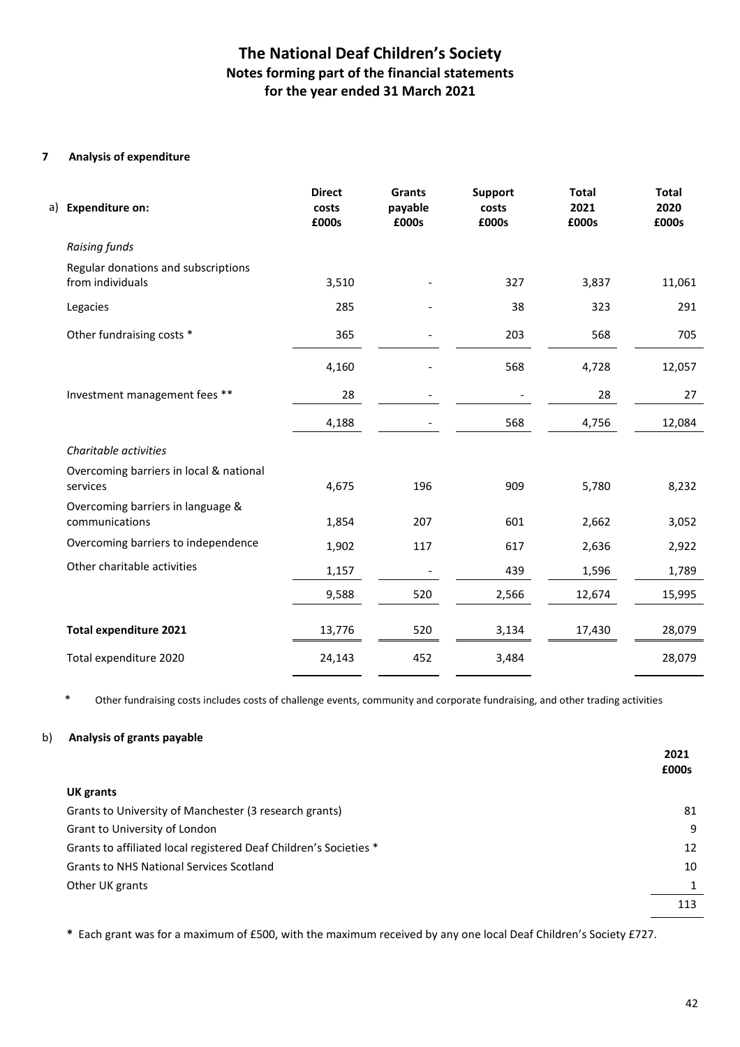# The National Deaf Children's Society
## Notes forming part of the financial statements
## for the year ended 31 March 2021

### 7 Analysis of expenditure

| a) Expenditure on: | Direct costs £000s | Grants payable £000s | Support costs £000s | Total 2021 £000s | Total 2020 £000s |
|---|---|---|---|---|---|
| *Raising funds* | | | | | |
| Regular donations and subscriptions from individuals | 3,510 | - | 327 | 3,837 | 11,061 |
| Legacies | 285 | - | 38 | 323 | 291 |
| Other fundraising costs * | 365 | - | 203 | 568 | 705 |
| | 4,160 | - | 568 | 4,728 | 12,057 |
| Investment management fees ** | 28 | - | - | 28 | 27 |
| | 4,188 | - | 568 | 4,756 | 12,084 |
| *Charitable activities* | | | | | |
| Overcoming barriers in local & national services | 4,675 | 196 | 909 | 5,780 | 8,232 |
| Overcoming barriers in language & communications | 1,854 | 207 | 601 | 2,662 | 3,052 |
| Overcoming barriers to independence | 1,902 | 117 | 617 | 2,636 | 2,922 |
| Other charitable activities | 1,157 | - | 439 | 1,596 | 1,789 |
| | 9,588 | 520 | 2,566 | 12,674 | 15,995 |
| **Total expenditure 2021** | 13,776 | 520 | 3,134 | 17,430 | 28,079 |
| Total expenditure 2020 | 24,143 | 452 | 3,484 | | 28,079 |

\* Other fundraising costs includes costs of challenge events, community and corporate fundraising, and other trading activities

### b) Analysis of grants payable

| | 2021 £000s |
|---|---|
| **UK grants** | |
| Grants to University of Manchester (3 research grants) | 81 |
| Grant to University of London | 9 |
| Grants to affiliated local registered Deaf Children's Societies * | 12 |
| Grants to NHS National Services Scotland | 10 |
| Other UK grants | 1 |
| | 113 |

**\*** Each grant was for a maximum of £500, with the maximum received by any one local Deaf Children's Society £727.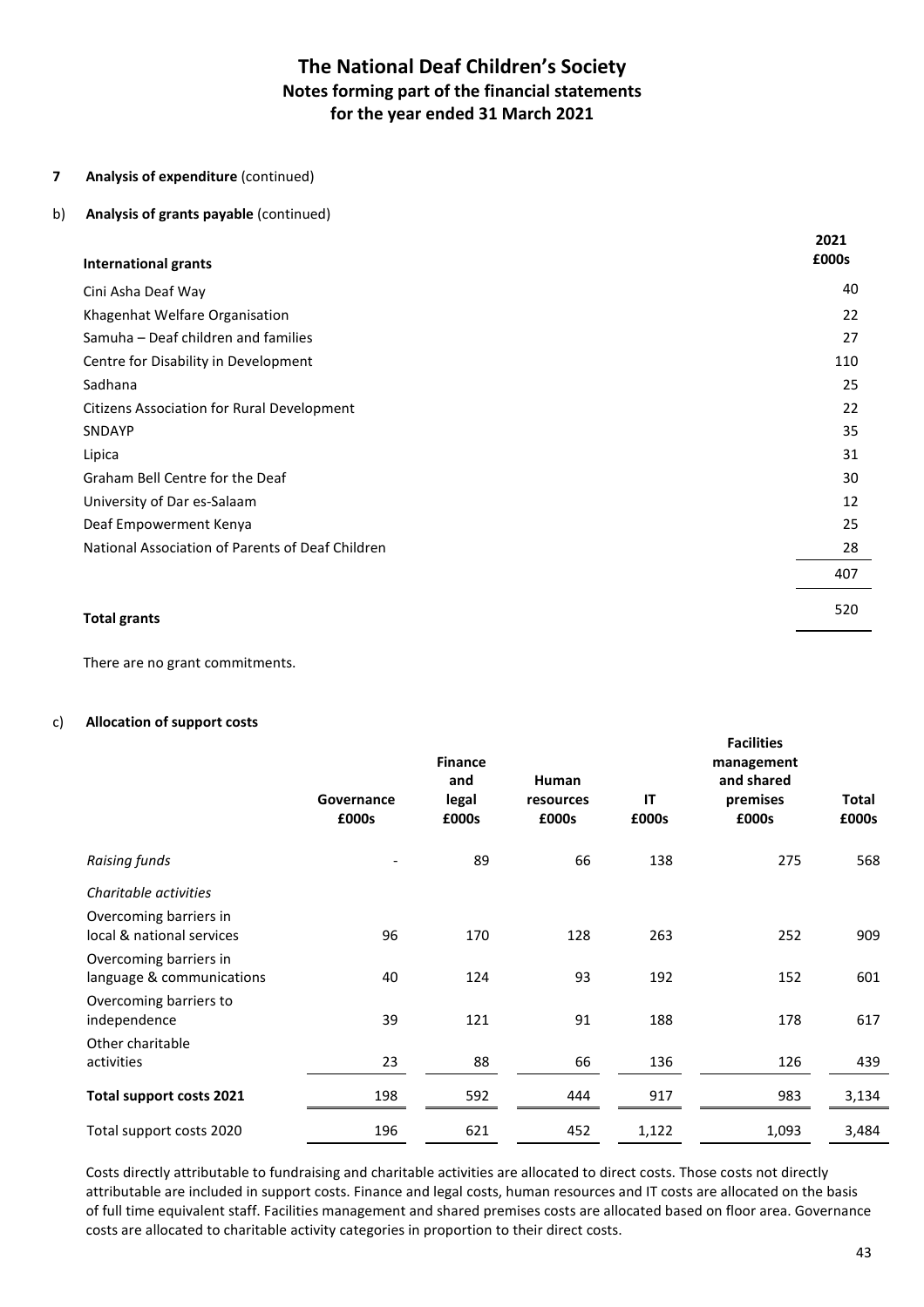# The National Deaf Children's Society
## Notes forming part of the financial statements
## for the year ended 31 March 2021

**7 Analysis of expenditure** (continued)

b) **Analysis of grants payable** (continued)

| **International grants** | **2021 £000s** |
|---|---|
| Cini Asha Deaf Way | 40 |
| Khagenhat Welfare Organisation | 22 |
| Samuha – Deaf children and families | 27 |
| Centre for Disability in Development | 110 |
| Sadhana | 25 |
| Citizens Association for Rural Development | 22 |
| SNDAYP | 35 |
| Lipica | 31 |
| Graham Bell Centre for the Deaf | 30 |
| University of Dar es-Salaam | 12 |
| Deaf Empowerment Kenya | 25 |
| National Association of Parents of Deaf Children | 28 |
| | 407 |
| **Total grants** | 520 |

There are no grant commitments.

c) **Allocation of support costs**

| | **Governance £000s** | **Finance and legal £000s** | **Human resources £000s** | **IT £000s** | **Facilities management and shared premises £000s** | **Total £000s** |
|---|---|---|---|---|---|---|
| *Raising funds* | - | 89 | 66 | 138 | 275 | 568 |
| *Charitable activities* | | | | | | |
| Overcoming barriers in local & national services | 96 | 170 | 128 | 263 | 252 | 909 |
| Overcoming barriers in language & communications | 40 | 124 | 93 | 192 | 152 | 601 |
| Overcoming barriers to independence | 39 | 121 | 91 | 188 | 178 | 617 |
| Other charitable activities | 23 | 88 | 66 | 136 | 126 | 439 |
| **Total support costs 2021** | 198 | 592 | 444 | 917 | 983 | 3,134 |
| Total support costs 2020 | 196 | 621 | 452 | 1,122 | 1,093 | 3,484 |

Costs directly attributable to fundraising and charitable activities are allocated to direct costs. Those costs not directly attributable are included in support costs. Finance and legal costs, human resources and IT costs are allocated on the basis of full time equivalent staff. Facilities management and shared premises costs are allocated based on floor area. Governance costs are allocated to charitable activity categories in proportion to their direct costs.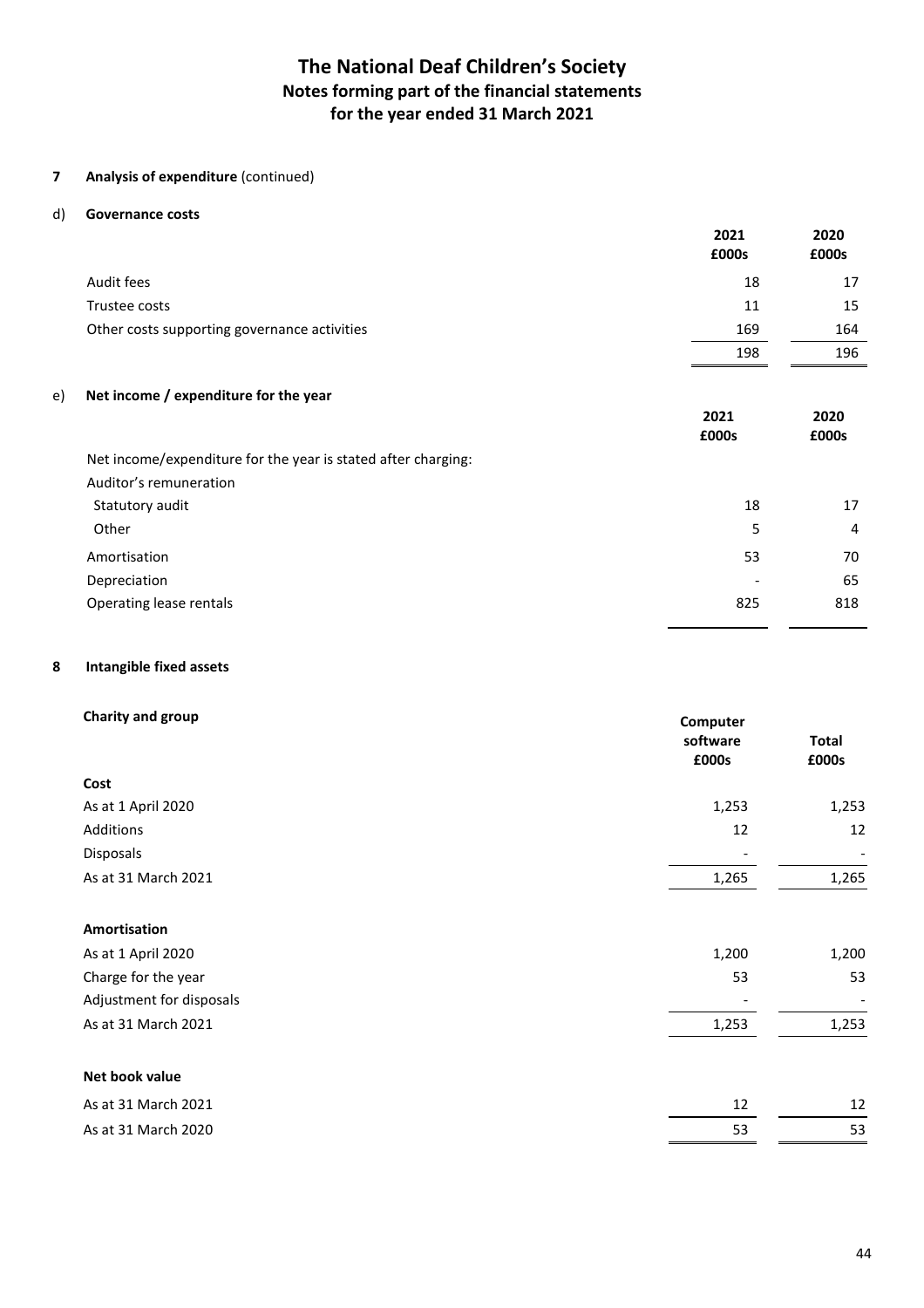# The National Deaf Children's Society
## Notes forming part of the financial statements
## for the year ended 31 March 2021

**7 Analysis of expenditure** (continued)

d) **Governance costs**

| | 2021 £000s | 2020 £000s |
|---|---|---|
| Audit fees | 18 | 17 |
| Trustee costs | 11 | 15 |
| Other costs supporting governance activities | 169 | 164 |
| | 198 | 196 |

e) **Net income / expenditure for the year**

| | 2021 £000s | 2020 £000s |
|---|---|---|
| Net income/expenditure for the year is stated after charging: | | |
| Auditor's remuneration | | |
| Statutory audit | 18 | 17 |
| Other | 5 | 4 |
| Amortisation | 53 | 70 |
| Depreciation | - | 65 |
| Operating lease rentals | 825 | 818 |

**8 Intangible fixed assets**

| **Charity and group** | Computer software £000s | Total £000s |
|---|---|---|
| **Cost** | | |
| As at 1 April 2020 | 1,253 | 1,253 |
| Additions | 12 | 12 |
| Disposals | - | - |
| As at 31 March 2021 | 1,265 | 1,265 |
| **Amortisation** | | |
| As at 1 April 2020 | 1,200 | 1,200 |
| Charge for the year | 53 | 53 |
| Adjustment for disposals | - | - |
| As at 31 March 2021 | 1,253 | 1,253 |
| **Net book value** | | |
| As at 31 March 2021 | 12 | 12 |
| As at 31 March 2020 | 53 | 53 |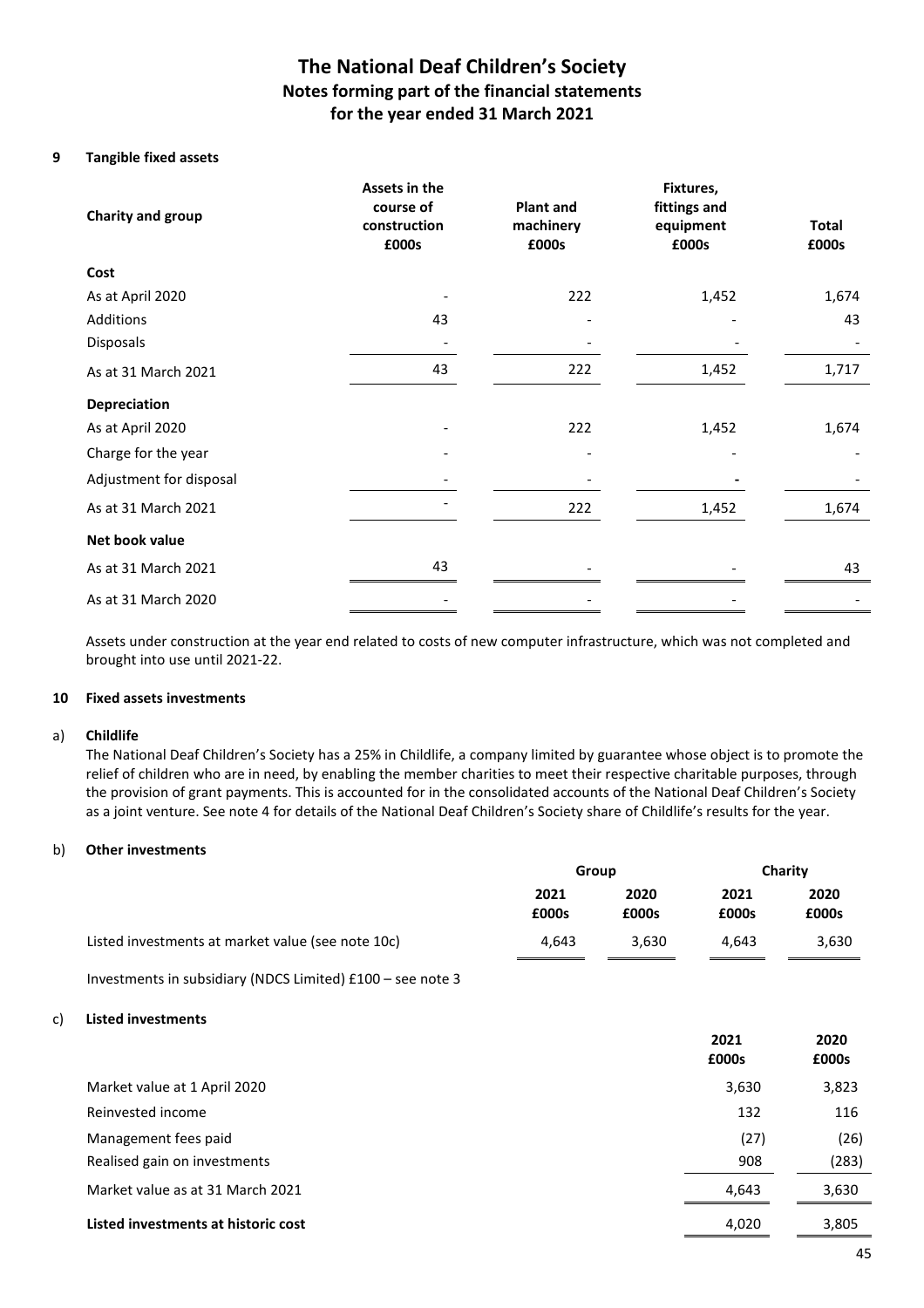# The National Deaf Children's Society
## Notes forming part of the financial statements
## for the year ended 31 March 2021

### 9 Tangible fixed assets

| Charity and group | Assets in the course of construction £000s | Plant and machinery £000s | Fixtures, fittings and equipment £000s | Total £000s |
|---|---|---|---|---|
| **Cost** | | | | |
| As at April 2020 | - | 222 | 1,452 | 1,674 |
| Additions | 43 | - | - | 43 |
| Disposals | - | - | - | - |
| As at 31 March 2021 | 43 | 222 | 1,452 | 1,717 |
| **Depreciation** | | | | |
| As at April 2020 | - | 222 | 1,452 | 1,674 |
| Charge for the year | - | - | - | - |
| Adjustment for disposal | - | - | - | - |
| As at 31 March 2021 | - | 222 | 1,452 | 1,674 |
| **Net book value** | | | | |
| As at 31 March 2021 | 43 | - | - | 43 |
| As at 31 March 2020 | - | - | - | - |

Assets under construction at the year end related to costs of new computer infrastructure, which was not completed and brought into use until 2021-22.

### 10 Fixed assets investments

#### a) Childlife

The National Deaf Children's Society has a 25% in Childlife, a company limited by guarantee whose object is to promote the relief of children who are in need, by enabling the member charities to meet their respective charitable purposes, through the provision of grant payments. This is accounted for in the consolidated accounts of the National Deaf Children's Society as a joint venture. See note 4 for details of the National Deaf Children's Society share of Childlife's results for the year.

#### b) Other investments

| | Group | | Charity | |
|---|---|---|---|---|
| | 2021 £000s | 2020 £000s | 2021 £000s | 2020 £000s |
| Listed investments at market value (see note 10c) | 4,643 | 3,630 | 4,643 | 3,630 |

Investments in subsidiary (NDCS Limited) £100 – see note 3

#### c) Listed investments

| | 2021 £000s | 2020 £000s |
|---|---|---|
| Market value at 1 April 2020 | 3,630 | 3,823 |
| Reinvested income | 132 | 116 |
| Management fees paid | (27) | (26) |
| Realised gain on investments | 908 | (283) |
| Market value as at 31 March 2021 | 4,643 | 3,630 |
| **Listed investments at historic cost** | 4,020 | 3,805 |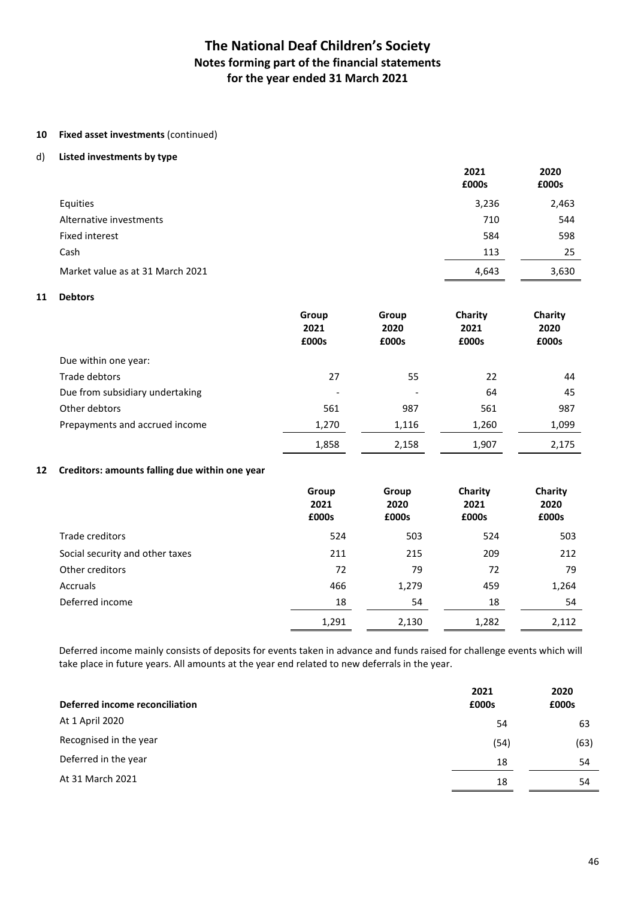# The National Deaf Children's Society
## Notes forming part of the financial statements
## for the year ended 31 March 2021

**10 Fixed asset investments** (continued)

d) **Listed investments by type**

| | 2021 £000s | 2020 £000s |
|---|---|---|
| Equities | 3,236 | 2,463 |
| Alternative investments | 710 | 544 |
| Fixed interest | 584 | 598 |
| Cash | 113 | 25 |
| Market value as at 31 March 2021 | 4,643 | 3,630 |

**11 Debtors**

| | Group 2021 £000s | Group 2020 £000s | Charity 2021 £000s | Charity 2020 £000s |
|---|---|---|---|---|
| Due within one year: | | | | |
| Trade debtors | 27 | 55 | 22 | 44 |
| Due from subsidiary undertaking | - | - | 64 | 45 |
| Other debtors | 561 | 987 | 561 | 987 |
| Prepayments and accrued income | 1,270 | 1,116 | 1,260 | 1,099 |
| | 1,858 | 2,158 | 1,907 | 2,175 |

**12 Creditors: amounts falling due within one year**

| | Group 2021 £000s | Group 2020 £000s | Charity 2021 £000s | Charity 2020 £000s |
|---|---|---|---|---|
| Trade creditors | 524 | 503 | 524 | 503 |
| Social security and other taxes | 211 | 215 | 209 | 212 |
| Other creditors | 72 | 79 | 72 | 79 |
| Accruals | 466 | 1,279 | 459 | 1,264 |
| Deferred income | 18 | 54 | 18 | 54 |
| | 1,291 | 2,130 | 1,282 | 2,112 |

Deferred income mainly consists of deposits for events taken in advance and funds raised for challenge events which will take place in future years. All amounts at the year end related to new deferrals in the year.

| **Deferred income reconciliation** | 2021 £000s | 2020 £000s |
|---|---|---|
| At 1 April 2020 | 54 | 63 |
| Recognised in the year | (54) | (63) |
| Deferred in the year | 18 | 54 |
| At 31 March 2021 | 18 | 54 |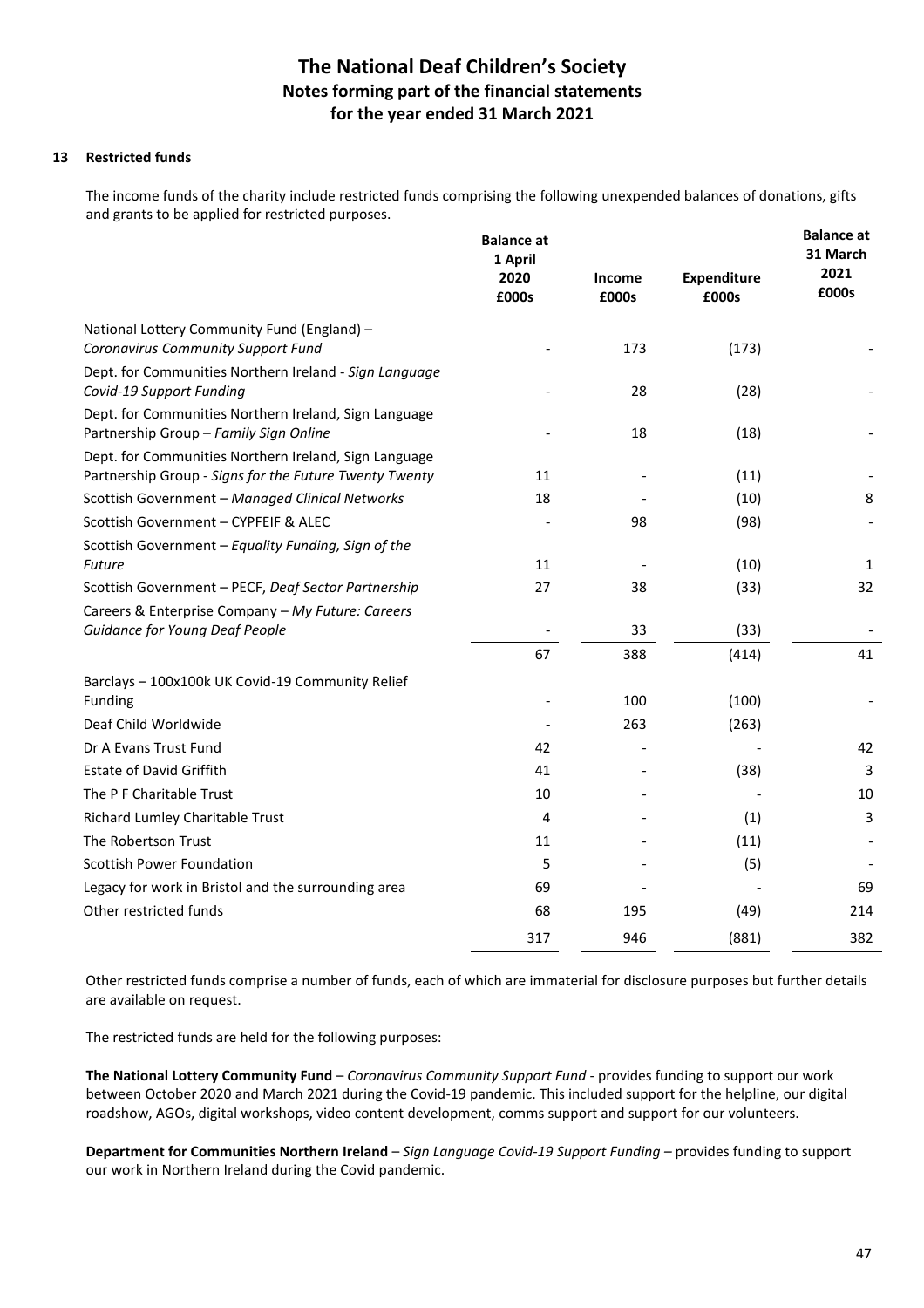# The National Deaf Children's Society
## Notes forming part of the financial statements
## for the year ended 31 March 2021

### 13 Restricted funds

The income funds of the charity include restricted funds comprising the following unexpended balances of donations, gifts and grants to be applied for restricted purposes.

| | Balance at 1 April 2020 £000s | Income £000s | Expenditure £000s | Balance at 31 March 2021 £000s |
|---|---|---|---|---|
| National Lottery Community Fund (England) – *Coronavirus Community Support Fund* | - | 173 | (173) | - |
| Dept. for Communities Northern Ireland - *Sign Language Covid-19 Support Funding* | - | 28 | (28) | - |
| Dept. for Communities Northern Ireland, Sign Language Partnership Group – *Family Sign Online* | - | 18 | (18) | - |
| Dept. for Communities Northern Ireland, Sign Language Partnership Group - *Signs for the Future Twenty Twenty* | 11 | - | (11) | - |
| Scottish Government – *Managed Clinical Networks* | 18 | - | (10) | 8 |
| Scottish Government – CYPFEIF & ALEC | - | 98 | (98) | - |
| Scottish Government – *Equality Funding, Sign of the Future* | 11 | - | (10) | 1 |
| Scottish Government – PECF, *Deaf Sector Partnership* | 27 | 38 | (33) | 32 |
| Careers & Enterprise Company – *My Future: Careers Guidance for Young Deaf People* | - | 33 | (33) | - |
| | 67 | 388 | (414) | 41 |
| Barclays – 100x100k UK Covid-19 Community Relief Funding | - | 100 | (100) | - |
| Deaf Child Worldwide | - | 263 | (263) | |
| Dr A Evans Trust Fund | 42 | - | - | 42 |
| Estate of David Griffith | 41 | - | (38) | 3 |
| The P F Charitable Trust | 10 | - | - | 10 |
| Richard Lumley Charitable Trust | 4 | - | (1) | 3 |
| The Robertson Trust | 11 | - | (11) | - |
| Scottish Power Foundation | 5 | - | (5) | - |
| Legacy for work in Bristol and the surrounding area | 69 | - | - | 69 |
| Other restricted funds | 68 | 195 | (49) | 214 |
| | 317 | 946 | (881) | 382 |

Other restricted funds comprise a number of funds, each of which are immaterial for disclosure purposes but further details are available on request.

The restricted funds are held for the following purposes:

**The National Lottery Community Fund** – *Coronavirus Community Support Fund* - provides funding to support our work between October 2020 and March 2021 during the Covid-19 pandemic. This included support for the helpline, our digital roadshow, AGOs, digital workshops, video content development, comms support and support for our volunteers.

**Department for Communities Northern Ireland** – *Sign Language Covid-19 Support Funding* – provides funding to support our work in Northern Ireland during the Covid pandemic.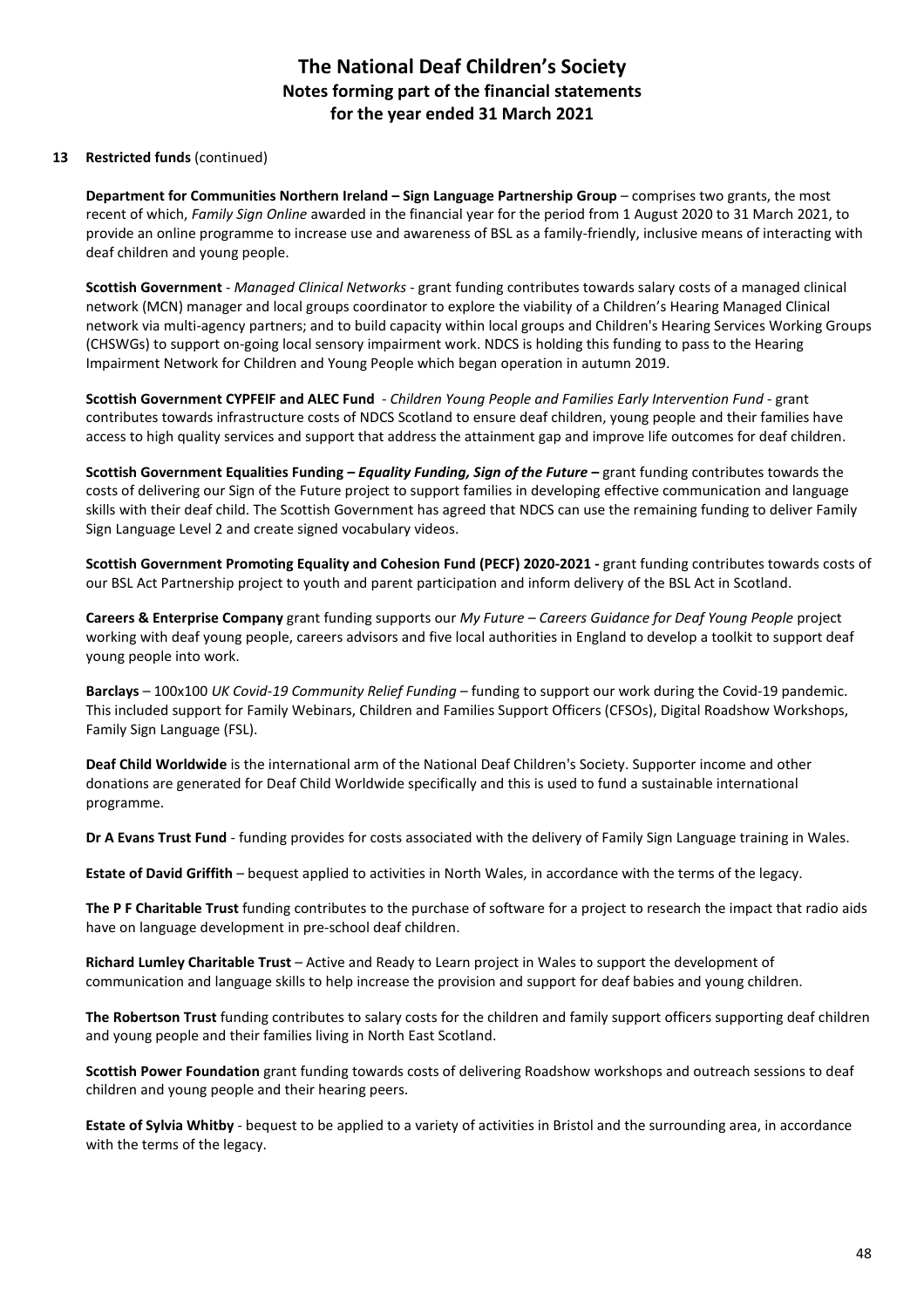## 13 Restricted funds (continued)

**Department for Communities Northern Ireland – Sign Language Partnership Group** – comprises two grants, the most recent of which, *Family Sign Online* awarded in the financial year for the period from 1 August 2020 to 31 March 2021, to provide an online programme to increase use and awareness of BSL as a family-friendly, inclusive means of interacting with deaf children and young people.

**Scottish Government** - *Managed Clinical Networks* - grant funding contributes towards salary costs of a managed clinical network (MCN) manager and local groups coordinator to explore the viability of a Children's Hearing Managed Clinical network via multi-agency partners; and to build capacity within local groups and Children's Hearing Services Working Groups (CHSWGs) to support on-going local sensory impairment work. NDCS is holding this funding to pass to the Hearing Impairment Network for Children and Young People which began operation in autumn 2019.

**Scottish Government CYPFEIF and ALEC Fund** - *Children Young People and Families Early Intervention Fund* - grant contributes towards infrastructure costs of NDCS Scotland to ensure deaf children, young people and their families have access to high quality services and support that address the attainment gap and improve life outcomes for deaf children.

**Scottish Government Equalities Funding – *Equality Funding, Sign of the Future* –** grant funding contributes towards the costs of delivering our Sign of the Future project to support families in developing effective communication and language skills with their deaf child. The Scottish Government has agreed that NDCS can use the remaining funding to deliver Family Sign Language Level 2 and create signed vocabulary videos.

**Scottish Government Promoting Equality and Cohesion Fund (PECF) 2020-2021 -** grant funding contributes towards costs of our BSL Act Partnership project to youth and parent participation and inform delivery of the BSL Act in Scotland.

**Careers & Enterprise Company** grant funding supports our *My Future – Careers Guidance for Deaf Young People* project working with deaf young people, careers advisors and five local authorities in England to develop a toolkit to support deaf young people into work.

**Barclays** – 100x100 *UK Covid-19 Community Relief Funding* – funding to support our work during the Covid-19 pandemic. This included support for Family Webinars, Children and Families Support Officers (CFSOs), Digital Roadshow Workshops, Family Sign Language (FSL).

**Deaf Child Worldwide** is the international arm of the National Deaf Children's Society. Supporter income and other donations are generated for Deaf Child Worldwide specifically and this is used to fund a sustainable international programme.

**Dr A Evans Trust Fund** - funding provides for costs associated with the delivery of Family Sign Language training in Wales.

**Estate of David Griffith** – bequest applied to activities in North Wales, in accordance with the terms of the legacy.

**The P F Charitable Trust** funding contributes to the purchase of software for a project to research the impact that radio aids have on language development in pre-school deaf children.

**Richard Lumley Charitable Trust** – Active and Ready to Learn project in Wales to support the development of communication and language skills to help increase the provision and support for deaf babies and young children.

**The Robertson Trust** funding contributes to salary costs for the children and family support officers supporting deaf children and young people and their families living in North East Scotland.

**Scottish Power Foundation** grant funding towards costs of delivering Roadshow workshops and outreach sessions to deaf children and young people and their hearing peers.

**Estate of Sylvia Whitby** - bequest to be applied to a variety of activities in Bristol and the surrounding area, in accordance with the terms of the legacy.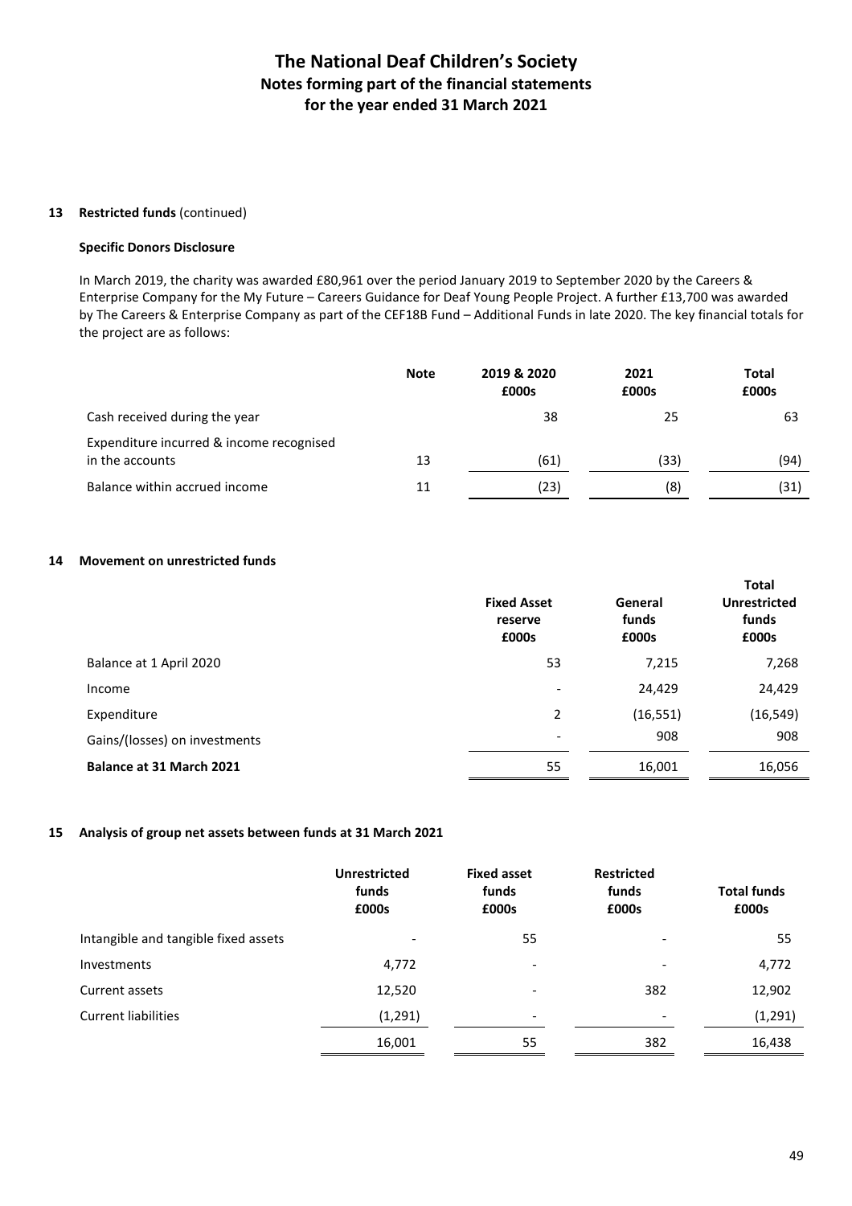# The National Deaf Children's Society
## Notes forming part of the financial statements
## for the year ended 31 March 2021

**13 Restricted funds** (continued)

**Specific Donors Disclosure**

In March 2019, the charity was awarded £80,961 over the period January 2019 to September 2020 by the Careers & Enterprise Company for the My Future – Careers Guidance for Deaf Young People Project. A further £13,700 was awarded by The Careers & Enterprise Company as part of the CEF18B Fund – Additional Funds in late 2020. The key financial totals for the project are as follows:

| | Note | 2019 & 2020 £000s | 2021 £000s | Total £000s |
|---|---|---|---|---|
| Cash received during the year | | 38 | 25 | 63 |
| Expenditure incurred & income recognised in the accounts | 13 | (61) | (33) | (94) |
| Balance within accrued income | 11 | (23) | (8) | (31) |

**14 Movement on unrestricted funds**

| | Fixed Asset reserve £000s | General funds £000s | Total Unrestricted funds £000s |
|---|---|---|---|
| Balance at 1 April 2020 | 53 | 7,215 | 7,268 |
| Income | - | 24,429 | 24,429 |
| Expenditure | 2 | (16,551) | (16,549) |
| Gains/(losses) on investments | - | 908 | 908 |
| **Balance at 31 March 2021** | 55 | 16,001 | 16,056 |

**15 Analysis of group net assets between funds at 31 March 2021**

| | Unrestricted funds £000s | Fixed asset funds £000s | Restricted funds £000s | Total funds £000s |
|---|---|---|---|---|
| Intangible and tangible fixed assets | - | 55 | - | 55 |
| Investments | 4,772 | - | - | 4,772 |
| Current assets | 12,520 | - | 382 | 12,902 |
| Current liabilities | (1,291) | - | - | (1,291) |
| | 16,001 | 55 | 382 | 16,438 |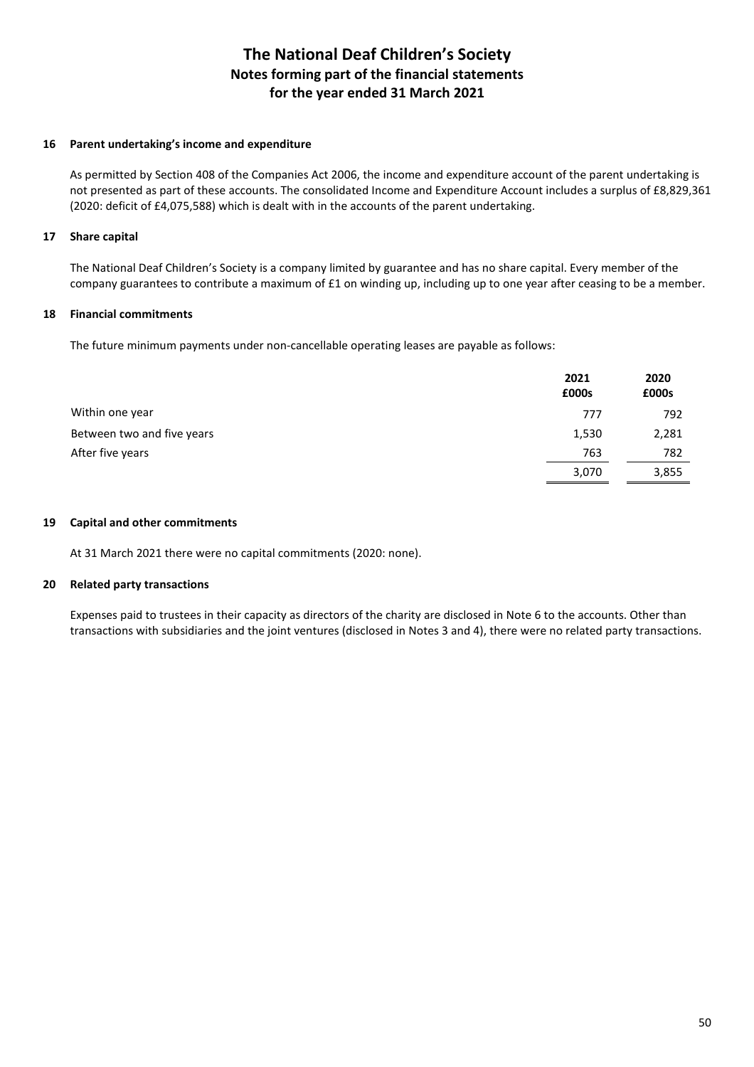# The National Deaf Children's Society
## Notes forming part of the financial statements
## for the year ended 31 March 2021

### 16 Parent undertaking's income and expenditure

As permitted by Section 408 of the Companies Act 2006, the income and expenditure account of the parent undertaking is not presented as part of these accounts. The consolidated Income and Expenditure Account includes a surplus of £8,829,361 (2020: deficit of £4,075,588) which is dealt with in the accounts of the parent undertaking.

### 17 Share capital

The National Deaf Children's Society is a company limited by guarantee and has no share capital. Every member of the company guarantees to contribute a maximum of £1 on winding up, including up to one year after ceasing to be a member.

### 18 Financial commitments

The future minimum payments under non-cancellable operating leases are payable as follows:

| | 2021 £000s | 2020 £000s |
|---|---|---|
| Within one year | 777 | 792 |
| Between two and five years | 1,530 | 2,281 |
| After five years | 763 | 782 |
| | 3,070 | 3,855 |

### 19 Capital and other commitments

At 31 March 2021 there were no capital commitments (2020: none).

### 20 Related party transactions

Expenses paid to trustees in their capacity as directors of the charity are disclosed in Note 6 to the accounts. Other than transactions with subsidiaries and the joint ventures (disclosed in Notes 3 and 4), there were no related party transactions.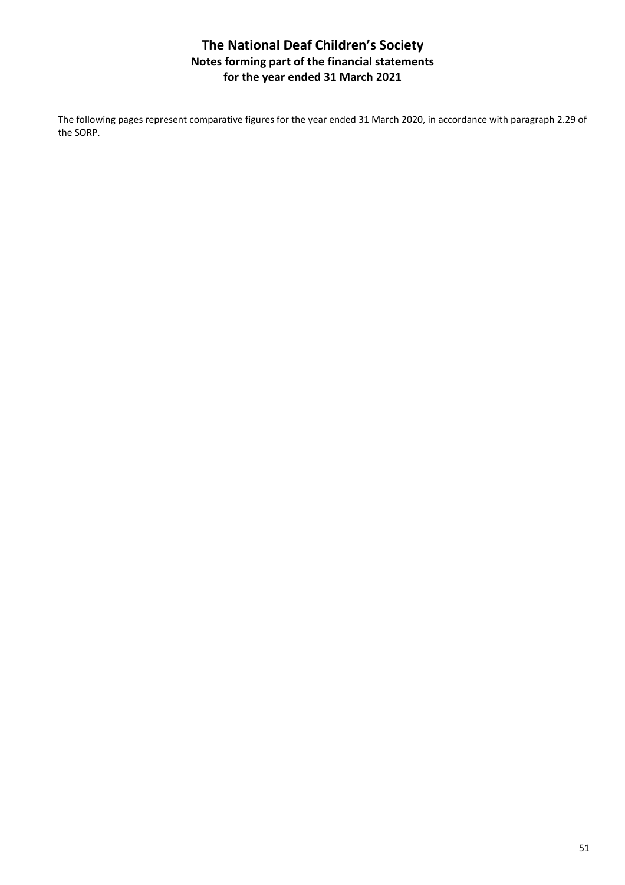# The National Deaf Children's Society

## Notes forming part of the financial statements

## for the year ended 31 March 2021

The following pages represent comparative figures for the year ended 31 March 2020, in accordance with paragraph 2.29 of the SORP.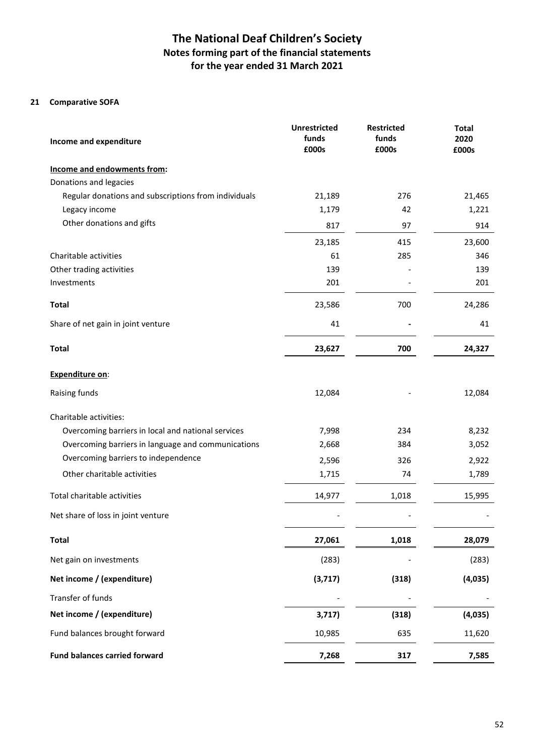# The National Deaf Children's Society
## Notes forming part of the financial statements
## for the year ended 31 March 2021

### 21 Comparative SOFA

| Income and expenditure | Unrestricted funds £000s | Restricted funds £000s | Total 2020 £000s |
|---|---|---|---|
| **Income and endowments from:** | | | |
| Donations and legacies | | | |
| Regular donations and subscriptions from individuals | 21,189 | 276 | 21,465 |
| Legacy income | 1,179 | 42 | 1,221 |
| Other donations and gifts | 817 | 97 | 914 |
| | 23,185 | 415 | 23,600 |
| Charitable activities | 61 | 285 | 346 |
| Other trading activities | 139 | - | 139 |
| Investments | 201 | - | 201 |
| **Total** | 23,586 | 700 | 24,286 |
| Share of net gain in joint venture | 41 | - | 41 |
| **Total** | **23,627** | **700** | **24,327** |
| **Expenditure on**: | | | |
| Raising funds | 12,084 | - | 12,084 |
| Charitable activities: | | | |
| Overcoming barriers in local and national services | 7,998 | 234 | 8,232 |
| Overcoming barriers in language and communications | 2,668 | 384 | 3,052 |
| Overcoming barriers to independence | 2,596 | 326 | 2,922 |
| Other charitable activities | 1,715 | 74 | 1,789 |
| Total charitable activities | 14,977 | 1,018 | 15,995 |
| Net share of loss in joint venture | - | - | - |
| **Total** | **27,061** | **1,018** | **28,079** |
| Net gain on investments | (283) | - | (283) |
| **Net income / (expenditure)** | **(3,717)** | **(318)** | **(4,035)** |
| Transfer of funds | - | - | - |
| **Net income / (expenditure)** | **3,717)** | **(318)** | **(4,035)** |
| Fund balances brought forward | 10,985 | 635 | 11,620 |
| **Fund balances carried forward** | **7,268** | **317** | **7,585** |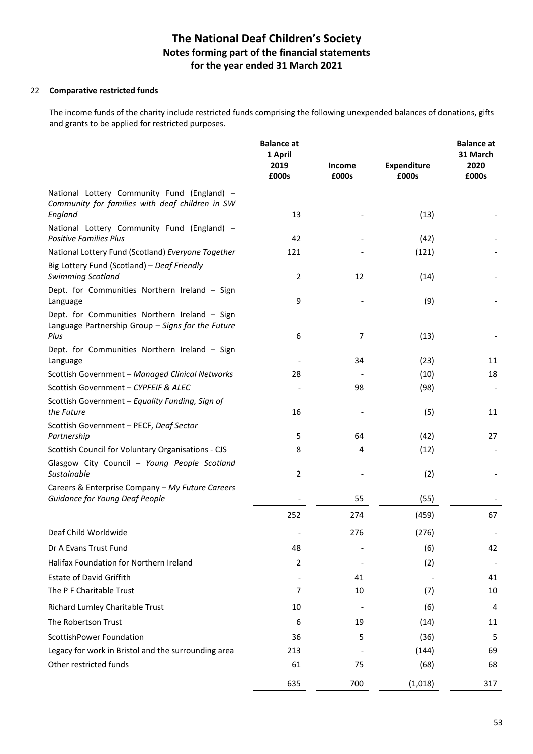# The National Deaf Children's Society
## Notes forming part of the financial statements
## for the year ended 31 March 2021

### 22 Comparative restricted funds

The income funds of the charity include restricted funds comprising the following unexpended balances of donations, gifts and grants to be applied for restricted purposes.

| | Balance at 1 April 2019 £000s | Income £000s | Expenditure £000s | Balance at 31 March 2020 £000s |
|---|---|---|---|---|
| National Lottery Community Fund (England) – *Community for families with deaf children in SW England* | 13 | - | (13) | - |
| National Lottery Community Fund (England) – *Positive Families Plus* | 42 | - | (42) | - |
| National Lottery Fund (Scotland) *Everyone Together* | 121 | - | (121) | - |
| Big Lottery Fund (Scotland) – *Deaf Friendly Swimming Scotland* | 2 | 12 | (14) | - |
| Dept. for Communities Northern Ireland – Sign Language | 9 | - | (9) | - |
| Dept. for Communities Northern Ireland – Sign Language Partnership Group – *Signs for the Future Plus* | 6 | 7 | (13) | - |
| Dept. for Communities Northern Ireland – Sign Language | - | 34 | (23) | 11 |
| Scottish Government – *Managed Clinical Networks* | 28 | - | (10) | 18 |
| Scottish Government – *CYPFEIF & ALEC* | - | 98 | (98) | - |
| Scottish Government – *Equality Funding, Sign of the Future* | 16 | - | (5) | 11 |
| Scottish Government – PECF, *Deaf Sector Partnership* | 5 | 64 | (42) | 27 |
| Scottish Council for Voluntary Organisations - CJS | 8 | 4 | (12) | - |
| Glasgow City Council – *Young People Scotland Sustainable* | 2 | - | (2) | - |
| Careers & Enterprise Company – *My Future Careers Guidance for Young Deaf People* | - | 55 | (55) | - |
| | 252 | 274 | (459) | 67 |
| Deaf Child Worldwide | - | 276 | (276) | - |
| Dr A Evans Trust Fund | 48 | - | (6) | 42 |
| Halifax Foundation for Northern Ireland | 2 | - | (2) | - |
| Estate of David Griffith | - | 41 | - | 41 |
| The P F Charitable Trust | 7 | 10 | (7) | 10 |
| Richard Lumley Charitable Trust | 10 | - | (6) | 4 |
| The Robertson Trust | 6 | 19 | (14) | 11 |
| ScottishPower Foundation | 36 | 5 | (36) | 5 |
| Legacy for work in Bristol and the surrounding area | 213 | - | (144) | 69 |
| Other restricted funds | 61 | 75 | (68) | 68 |
| | 635 | 700 | (1,018) | 317 |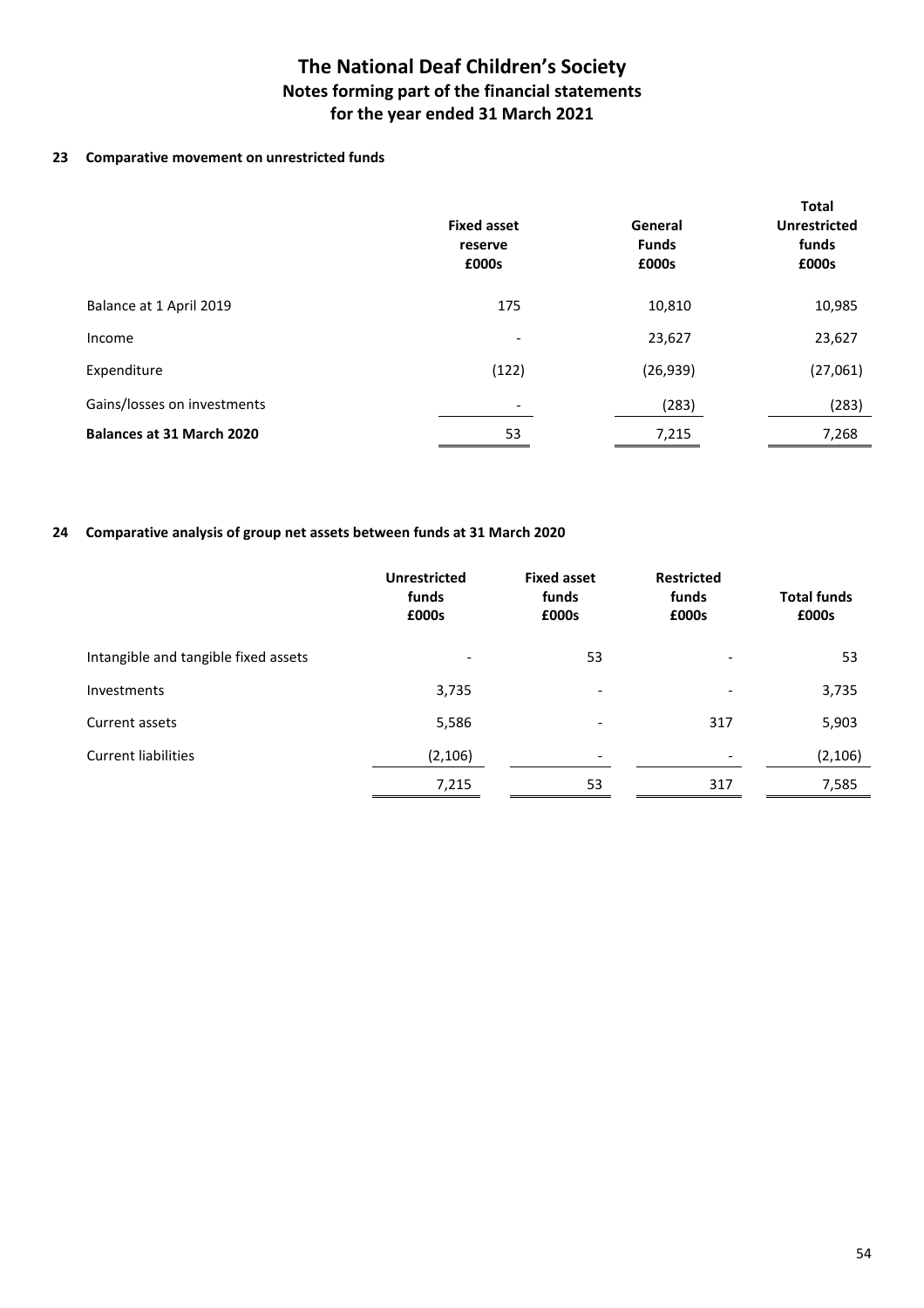# The National Deaf Children's Society
## Notes forming part of the financial statements
## for the year ended 31 March 2021

### 23 Comparative movement on unrestricted funds

| | Fixed asset reserve £000s | General Funds £000s | Total Unrestricted funds £000s |
|---|---|---|---|
| Balance at 1 April 2019 | 175 | 10,810 | 10,985 |
| Income | - | 23,627 | 23,627 |
| Expenditure | (122) | (26,939) | (27,061) |
| Gains/losses on investments | - | (283) | (283) |
| **Balances at 31 March 2020** | 53 | 7,215 | 7,268 |

### 24 Comparative analysis of group net assets between funds at 31 March 2020

| | Unrestricted funds £000s | Fixed asset funds £000s | Restricted funds £000s | Total funds £000s |
|---|---|---|---|---|
| Intangible and tangible fixed assets | - | 53 | - | 53 |
| Investments | 3,735 | - | - | 3,735 |
| Current assets | 5,586 | - | 317 | 5,903 |
| Current liabilities | (2,106) | - | - | (2,106) |
| | 7,215 | 53 | 317 | 7,585 |